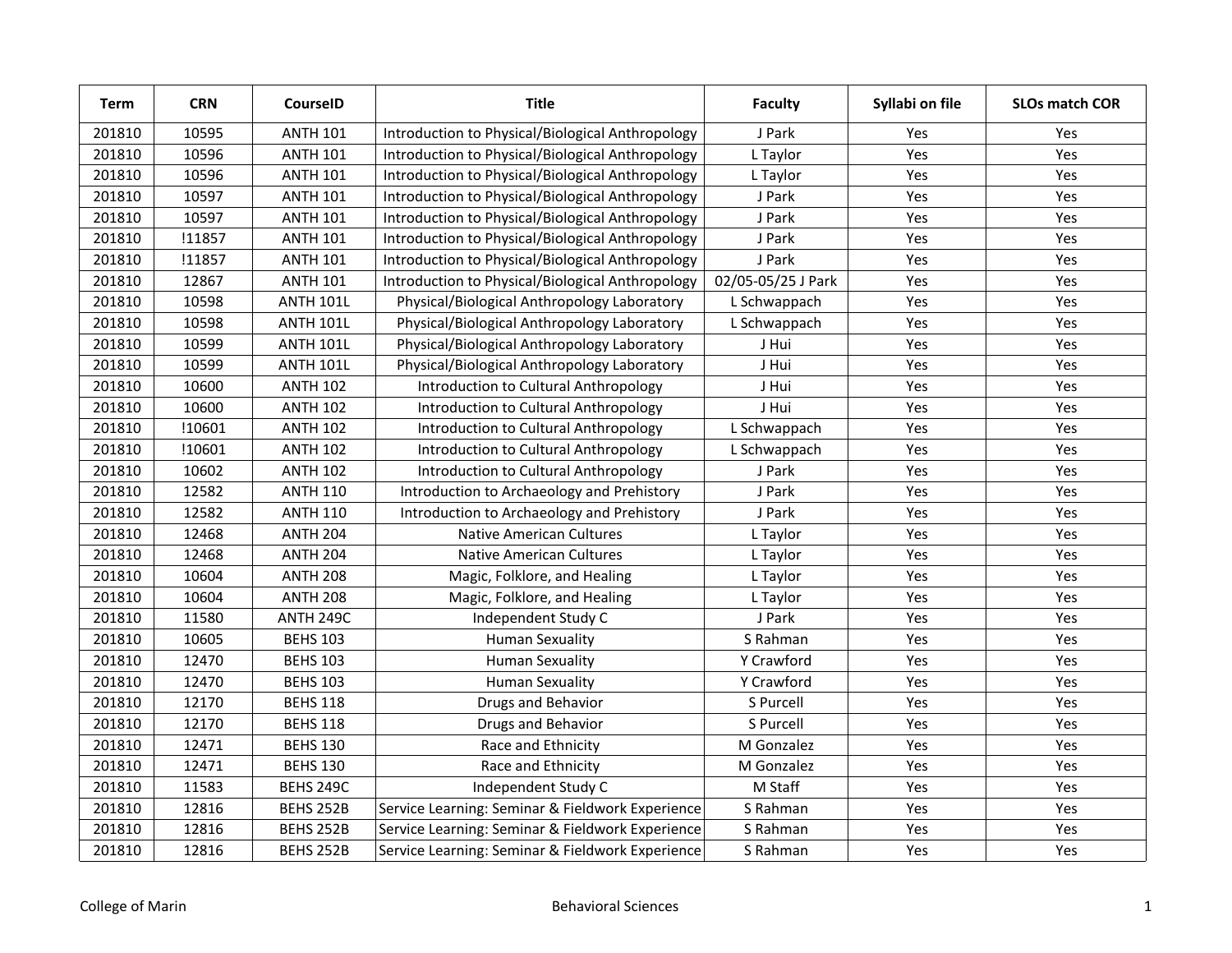| Term | CRN | CourseID | Title | Faculty | Syllabi on file | SLOs match COR |
|---|---|---|---|---|---|---|
| 201810 | 10595 | ANTH 101 | Introduction to Physical/Biological Anthropology | J Park | Yes | Yes |
| 201810 | 10596 | ANTH 101 | Introduction to Physical/Biological Anthropology | L Taylor | Yes | Yes |
| 201810 | 10596 | ANTH 101 | Introduction to Physical/Biological Anthropology | L Taylor | Yes | Yes |
| 201810 | 10597 | ANTH 101 | Introduction to Physical/Biological Anthropology | J Park | Yes | Yes |
| 201810 | 10597 | ANTH 101 | Introduction to Physical/Biological Anthropology | J Park | Yes | Yes |
| 201810 | !11857 | ANTH 101 | Introduction to Physical/Biological Anthropology | J Park | Yes | Yes |
| 201810 | !11857 | ANTH 101 | Introduction to Physical/Biological Anthropology | J Park | Yes | Yes |
| 201810 | 12867 | ANTH 101 | Introduction to Physical/Biological Anthropology | 02/05-05/25 J Park | Yes | Yes |
| 201810 | 10598 | ANTH 101L | Physical/Biological Anthropology Laboratory | L Schwappach | Yes | Yes |
| 201810 | 10598 | ANTH 101L | Physical/Biological Anthropology Laboratory | L Schwappach | Yes | Yes |
| 201810 | 10599 | ANTH 101L | Physical/Biological Anthropology Laboratory | J Hui | Yes | Yes |
| 201810 | 10599 | ANTH 101L | Physical/Biological Anthropology Laboratory | J Hui | Yes | Yes |
| 201810 | 10600 | ANTH 102 | Introduction to Cultural Anthropology | J Hui | Yes | Yes |
| 201810 | 10600 | ANTH 102 | Introduction to Cultural Anthropology | J Hui | Yes | Yes |
| 201810 | !10601 | ANTH 102 | Introduction to Cultural Anthropology | L Schwappach | Yes | Yes |
| 201810 | !10601 | ANTH 102 | Introduction to Cultural Anthropology | L Schwappach | Yes | Yes |
| 201810 | 10602 | ANTH 102 | Introduction to Cultural Anthropology | J Park | Yes | Yes |
| 201810 | 12582 | ANTH 110 | Introduction to Archaeology and Prehistory | J Park | Yes | Yes |
| 201810 | 12582 | ANTH 110 | Introduction to Archaeology and Prehistory | J Park | Yes | Yes |
| 201810 | 12468 | ANTH 204 | Native American Cultures | L Taylor | Yes | Yes |
| 201810 | 12468 | ANTH 204 | Native American Cultures | L Taylor | Yes | Yes |
| 201810 | 10604 | ANTH 208 | Magic, Folklore, and Healing | L Taylor | Yes | Yes |
| 201810 | 10604 | ANTH 208 | Magic, Folklore, and Healing | L Taylor | Yes | Yes |
| 201810 | 11580 | ANTH 249C | Independent Study C | J Park | Yes | Yes |
| 201810 | 10605 | BEHS 103 | Human Sexuality | S Rahman | Yes | Yes |
| 201810 | 12470 | BEHS 103 | Human Sexuality | Y Crawford | Yes | Yes |
| 201810 | 12470 | BEHS 103 | Human Sexuality | Y Crawford | Yes | Yes |
| 201810 | 12170 | BEHS 118 | Drugs and Behavior | S Purcell | Yes | Yes |
| 201810 | 12170 | BEHS 118 | Drugs and Behavior | S Purcell | Yes | Yes |
| 201810 | 12471 | BEHS 130 | Race and Ethnicity | M Gonzalez | Yes | Yes |
| 201810 | 12471 | BEHS 130 | Race and Ethnicity | M Gonzalez | Yes | Yes |
| 201810 | 11583 | BEHS 249C | Independent Study C | M Staff | Yes | Yes |
| 201810 | 12816 | BEHS 252B | Service Learning: Seminar & Fieldwork Experience | S Rahman | Yes | Yes |
| 201810 | 12816 | BEHS 252B | Service Learning: Seminar & Fieldwork Experience | S Rahman | Yes | Yes |
| 201810 | 12816 | BEHS 252B | Service Learning: Seminar & Fieldwork Experience | S Rahman | Yes | Yes |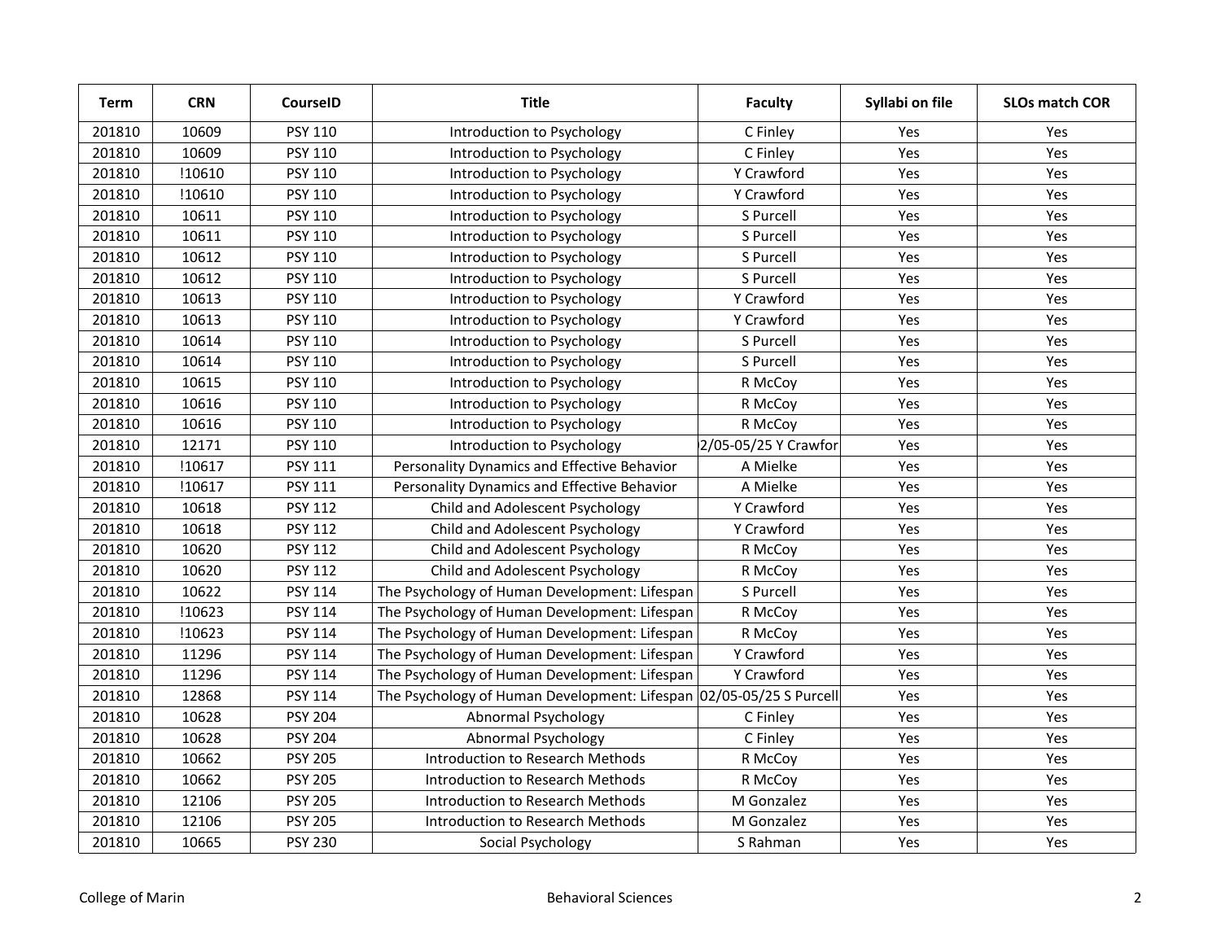| Term | CRN | CourseID | Title | Faculty | Syllabi on file | SLOs match COR |
|---|---|---|---|---|---|---|
| 201810 | 10609 | PSY 110 | Introduction to Psychology | C Finley | Yes | Yes |
| 201810 | 10609 | PSY 110 | Introduction to Psychology | C Finley | Yes | Yes |
| 201810 | !10610 | PSY 110 | Introduction to Psychology | Y Crawford | Yes | Yes |
| 201810 | !10610 | PSY 110 | Introduction to Psychology | Y Crawford | Yes | Yes |
| 201810 | 10611 | PSY 110 | Introduction to Psychology | S Purcell | Yes | Yes |
| 201810 | 10611 | PSY 110 | Introduction to Psychology | S Purcell | Yes | Yes |
| 201810 | 10612 | PSY 110 | Introduction to Psychology | S Purcell | Yes | Yes |
| 201810 | 10612 | PSY 110 | Introduction to Psychology | S Purcell | Yes | Yes |
| 201810 | 10613 | PSY 110 | Introduction to Psychology | Y Crawford | Yes | Yes |
| 201810 | 10613 | PSY 110 | Introduction to Psychology | Y Crawford | Yes | Yes |
| 201810 | 10614 | PSY 110 | Introduction to Psychology | S Purcell | Yes | Yes |
| 201810 | 10614 | PSY 110 | Introduction to Psychology | S Purcell | Yes | Yes |
| 201810 | 10615 | PSY 110 | Introduction to Psychology | R McCoy | Yes | Yes |
| 201810 | 10616 | PSY 110 | Introduction to Psychology | R McCoy | Yes | Yes |
| 201810 | 10616 | PSY 110 | Introduction to Psychology | R McCoy | Yes | Yes |
| 201810 | 12171 | PSY 110 | Introduction to Psychology | 2/05-05/25 Y Crawfor | Yes | Yes |
| 201810 | !10617 | PSY 111 | Personality Dynamics and Effective Behavior | A Mielke | Yes | Yes |
| 201810 | !10617 | PSY 111 | Personality Dynamics and Effective Behavior | A Mielke | Yes | Yes |
| 201810 | 10618 | PSY 112 | Child and Adolescent Psychology | Y Crawford | Yes | Yes |
| 201810 | 10618 | PSY 112 | Child and Adolescent Psychology | Y Crawford | Yes | Yes |
| 201810 | 10620 | PSY 112 | Child and Adolescent Psychology | R McCoy | Yes | Yes |
| 201810 | 10620 | PSY 112 | Child and Adolescent Psychology | R McCoy | Yes | Yes |
| 201810 | 10622 | PSY 114 | The Psychology of Human Development: Lifespan | S Purcell | Yes | Yes |
| 201810 | !10623 | PSY 114 | The Psychology of Human Development: Lifespan | R McCoy | Yes | Yes |
| 201810 | !10623 | PSY 114 | The Psychology of Human Development: Lifespan | R McCoy | Yes | Yes |
| 201810 | 11296 | PSY 114 | The Psychology of Human Development: Lifespan | Y Crawford | Yes | Yes |
| 201810 | 11296 | PSY 114 | The Psychology of Human Development: Lifespan | Y Crawford | Yes | Yes |
| 201810 | 12868 | PSY 114 | The Psychology of Human Development: Lifespan | 02/05-05/25 S Purcell | Yes | Yes |
| 201810 | 10628 | PSY 204 | Abnormal Psychology | C Finley | Yes | Yes |
| 201810 | 10628 | PSY 204 | Abnormal Psychology | C Finley | Yes | Yes |
| 201810 | 10662 | PSY 205 | Introduction to Research Methods | R McCoy | Yes | Yes |
| 201810 | 10662 | PSY 205 | Introduction to Research Methods | R McCoy | Yes | Yes |
| 201810 | 12106 | PSY 205 | Introduction to Research Methods | M Gonzalez | Yes | Yes |
| 201810 | 12106 | PSY 205 | Introduction to Research Methods | M Gonzalez | Yes | Yes |
| 201810 | 10665 | PSY 230 | Social Psychology | S Rahman | Yes | Yes |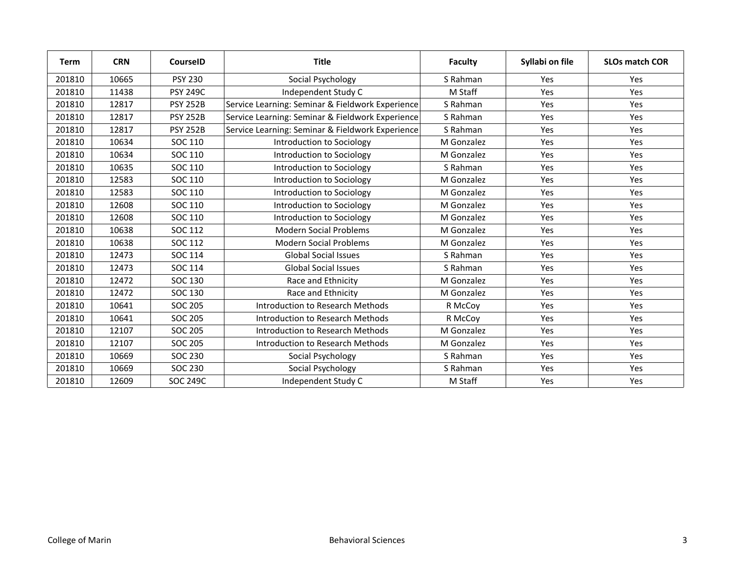| Term | CRN | CourseID | Title | Faculty | Syllabi on file | SLOs match COR |
|---|---|---|---|---|---|---|
| 201810 | 10665 | PSY 230 | Social Psychology | S Rahman | Yes | Yes |
| 201810 | 11438 | PSY 249C | Independent Study C | M Staff | Yes | Yes |
| 201810 | 12817 | PSY 252B | Service Learning: Seminar & Fieldwork Experience | S Rahman | Yes | Yes |
| 201810 | 12817 | PSY 252B | Service Learning: Seminar & Fieldwork Experience | S Rahman | Yes | Yes |
| 201810 | 12817 | PSY 252B | Service Learning: Seminar & Fieldwork Experience | S Rahman | Yes | Yes |
| 201810 | 10634 | SOC 110 | Introduction to Sociology | M Gonzalez | Yes | Yes |
| 201810 | 10634 | SOC 110 | Introduction to Sociology | M Gonzalez | Yes | Yes |
| 201810 | 10635 | SOC 110 | Introduction to Sociology | S Rahman | Yes | Yes |
| 201810 | 12583 | SOC 110 | Introduction to Sociology | M Gonzalez | Yes | Yes |
| 201810 | 12583 | SOC 110 | Introduction to Sociology | M Gonzalez | Yes | Yes |
| 201810 | 12608 | SOC 110 | Introduction to Sociology | M Gonzalez | Yes | Yes |
| 201810 | 12608 | SOC 110 | Introduction to Sociology | M Gonzalez | Yes | Yes |
| 201810 | 10638 | SOC 112 | Modern Social Problems | M Gonzalez | Yes | Yes |
| 201810 | 10638 | SOC 112 | Modern Social Problems | M Gonzalez | Yes | Yes |
| 201810 | 12473 | SOC 114 | Global Social Issues | S Rahman | Yes | Yes |
| 201810 | 12473 | SOC 114 | Global Social Issues | S Rahman | Yes | Yes |
| 201810 | 12472 | SOC 130 | Race and Ethnicity | M Gonzalez | Yes | Yes |
| 201810 | 12472 | SOC 130 | Race and Ethnicity | M Gonzalez | Yes | Yes |
| 201810 | 10641 | SOC 205 | Introduction to Research Methods | R McCoy | Yes | Yes |
| 201810 | 10641 | SOC 205 | Introduction to Research Methods | R McCoy | Yes | Yes |
| 201810 | 12107 | SOC 205 | Introduction to Research Methods | M Gonzalez | Yes | Yes |
| 201810 | 12107 | SOC 205 | Introduction to Research Methods | M Gonzalez | Yes | Yes |
| 201810 | 10669 | SOC 230 | Social Psychology | S Rahman | Yes | Yes |
| 201810 | 10669 | SOC 230 | Social Psychology | S Rahman | Yes | Yes |
| 201810 | 12609 | SOC 249C | Independent Study C | M Staff | Yes | Yes |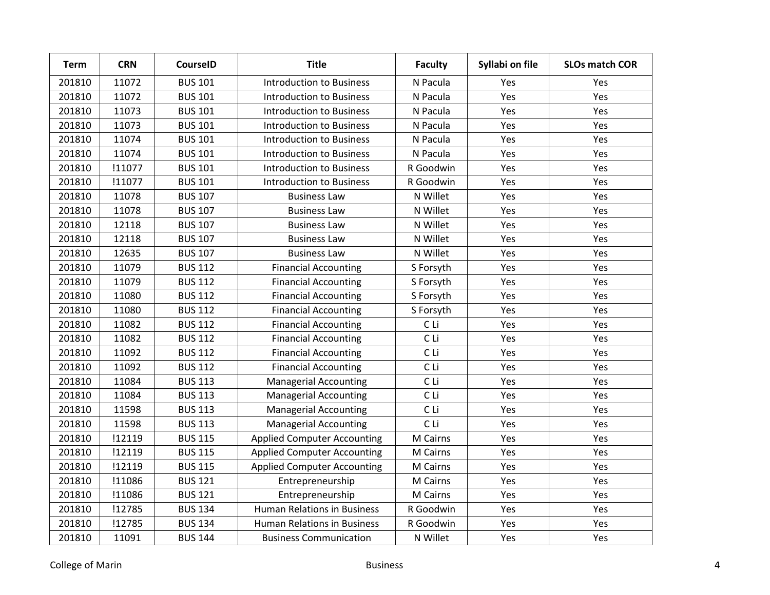| Term | CRN | CourseID | Title | Faculty | Syllabi on file | SLOs match COR |
|---|---|---|---|---|---|---|
| 201810 | 11072 | BUS 101 | Introduction to Business | N Pacula | Yes | Yes |
| 201810 | 11072 | BUS 101 | Introduction to Business | N Pacula | Yes | Yes |
| 201810 | 11073 | BUS 101 | Introduction to Business | N Pacula | Yes | Yes |
| 201810 | 11073 | BUS 101 | Introduction to Business | N Pacula | Yes | Yes |
| 201810 | 11074 | BUS 101 | Introduction to Business | N Pacula | Yes | Yes |
| 201810 | 11074 | BUS 101 | Introduction to Business | N Pacula | Yes | Yes |
| 201810 | !11077 | BUS 101 | Introduction to Business | R Goodwin | Yes | Yes |
| 201810 | !11077 | BUS 101 | Introduction to Business | R Goodwin | Yes | Yes |
| 201810 | 11078 | BUS 107 | Business Law | N Willet | Yes | Yes |
| 201810 | 11078 | BUS 107 | Business Law | N Willet | Yes | Yes |
| 201810 | 12118 | BUS 107 | Business Law | N Willet | Yes | Yes |
| 201810 | 12118 | BUS 107 | Business Law | N Willet | Yes | Yes |
| 201810 | 12635 | BUS 107 | Business Law | N Willet | Yes | Yes |
| 201810 | 11079 | BUS 112 | Financial Accounting | S Forsyth | Yes | Yes |
| 201810 | 11079 | BUS 112 | Financial Accounting | S Forsyth | Yes | Yes |
| 201810 | 11080 | BUS 112 | Financial Accounting | S Forsyth | Yes | Yes |
| 201810 | 11080 | BUS 112 | Financial Accounting | S Forsyth | Yes | Yes |
| 201810 | 11082 | BUS 112 | Financial Accounting | C Li | Yes | Yes |
| 201810 | 11082 | BUS 112 | Financial Accounting | C Li | Yes | Yes |
| 201810 | 11092 | BUS 112 | Financial Accounting | C Li | Yes | Yes |
| 201810 | 11092 | BUS 112 | Financial Accounting | C Li | Yes | Yes |
| 201810 | 11084 | BUS 113 | Managerial Accounting | C Li | Yes | Yes |
| 201810 | 11084 | BUS 113 | Managerial Accounting | C Li | Yes | Yes |
| 201810 | 11598 | BUS 113 | Managerial Accounting | C Li | Yes | Yes |
| 201810 | 11598 | BUS 113 | Managerial Accounting | C Li | Yes | Yes |
| 201810 | !12119 | BUS 115 | Applied Computer Accounting | M Cairns | Yes | Yes |
| 201810 | !12119 | BUS 115 | Applied Computer Accounting | M Cairns | Yes | Yes |
| 201810 | !12119 | BUS 115 | Applied Computer Accounting | M Cairns | Yes | Yes |
| 201810 | !11086 | BUS 121 | Entrepreneurship | M Cairns | Yes | Yes |
| 201810 | !11086 | BUS 121 | Entrepreneurship | M Cairns | Yes | Yes |
| 201810 | !12785 | BUS 134 | Human Relations in Business | R Goodwin | Yes | Yes |
| 201810 | !12785 | BUS 134 | Human Relations in Business | R Goodwin | Yes | Yes |
| 201810 | 11091 | BUS 144 | Business Communication | N Willet | Yes | Yes |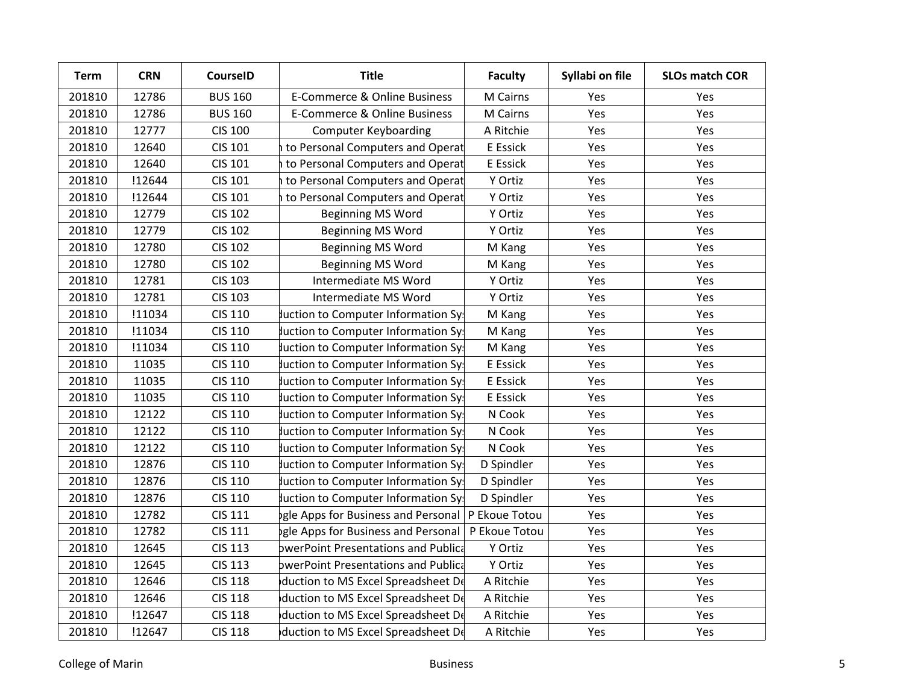| Term | CRN | CourseID | Title | Faculty | Syllabi on file | SLOs match COR |
|---|---|---|---|---|---|---|
| 201810 | 12786 | BUS 160 | E-Commerce & Online Business | M Cairns | Yes | Yes |
| 201810 | 12786 | BUS 160 | E-Commerce & Online Business | M Cairns | Yes | Yes |
| 201810 | 12777 | CIS 100 | Computer Keyboarding | A Ritchie | Yes | Yes |
| 201810 | 12640 | CIS 101 | n to Personal Computers and Operat | E Essick | Yes | Yes |
| 201810 | 12640 | CIS 101 | n to Personal Computers and Operat | E Essick | Yes | Yes |
| 201810 | !12644 | CIS 101 | n to Personal Computers and Operat | Y Ortiz | Yes | Yes |
| 201810 | !12644 | CIS 101 | n to Personal Computers and Operat | Y Ortiz | Yes | Yes |
| 201810 | 12779 | CIS 102 | Beginning MS Word | Y Ortiz | Yes | Yes |
| 201810 | 12779 | CIS 102 | Beginning MS Word | Y Ortiz | Yes | Yes |
| 201810 | 12780 | CIS 102 | Beginning MS Word | M Kang | Yes | Yes |
| 201810 | 12780 | CIS 102 | Beginning MS Word | M Kang | Yes | Yes |
| 201810 | 12781 | CIS 103 | Intermediate MS Word | Y Ortiz | Yes | Yes |
| 201810 | 12781 | CIS 103 | Intermediate MS Word | Y Ortiz | Yes | Yes |
| 201810 | !11034 | CIS 110 | duction to Computer Information Sy | M Kang | Yes | Yes |
| 201810 | !11034 | CIS 110 | duction to Computer Information Sy | M Kang | Yes | Yes |
| 201810 | !11034 | CIS 110 | duction to Computer Information Sy | M Kang | Yes | Yes |
| 201810 | 11035 | CIS 110 | duction to Computer Information Sy | E Essick | Yes | Yes |
| 201810 | 11035 | CIS 110 | duction to Computer Information Sy | E Essick | Yes | Yes |
| 201810 | 11035 | CIS 110 | duction to Computer Information Sy | E Essick | Yes | Yes |
| 201810 | 12122 | CIS 110 | duction to Computer Information Sy | N Cook | Yes | Yes |
| 201810 | 12122 | CIS 110 | duction to Computer Information Sy | N Cook | Yes | Yes |
| 201810 | 12122 | CIS 110 | duction to Computer Information Sy | N Cook | Yes | Yes |
| 201810 | 12876 | CIS 110 | duction to Computer Information Sy | D Spindler | Yes | Yes |
| 201810 | 12876 | CIS 110 | duction to Computer Information Sy | D Spindler | Yes | Yes |
| 201810 | 12876 | CIS 110 | duction to Computer Information Sy | D Spindler | Yes | Yes |
| 201810 | 12782 | CIS 111 | ogle Apps for Business and Personal | P Ekoue Totou | Yes | Yes |
| 201810 | 12782 | CIS 111 | ogle Apps for Business and Personal | P Ekoue Totou | Yes | Yes |
| 201810 | 12645 | CIS 113 | owerPoint Presentations and Publica | Y Ortiz | Yes | Yes |
| 201810 | 12645 | CIS 113 | owerPoint Presentations and Publica | Y Ortiz | Yes | Yes |
| 201810 | 12646 | CIS 118 | oduction to MS Excel Spreadsheet De | A Ritchie | Yes | Yes |
| 201810 | 12646 | CIS 118 | oduction to MS Excel Spreadsheet De | A Ritchie | Yes | Yes |
| 201810 | !12647 | CIS 118 | oduction to MS Excel Spreadsheet De | A Ritchie | Yes | Yes |
| 201810 | !12647 | CIS 118 | oduction to MS Excel Spreadsheet De | A Ritchie | Yes | Yes |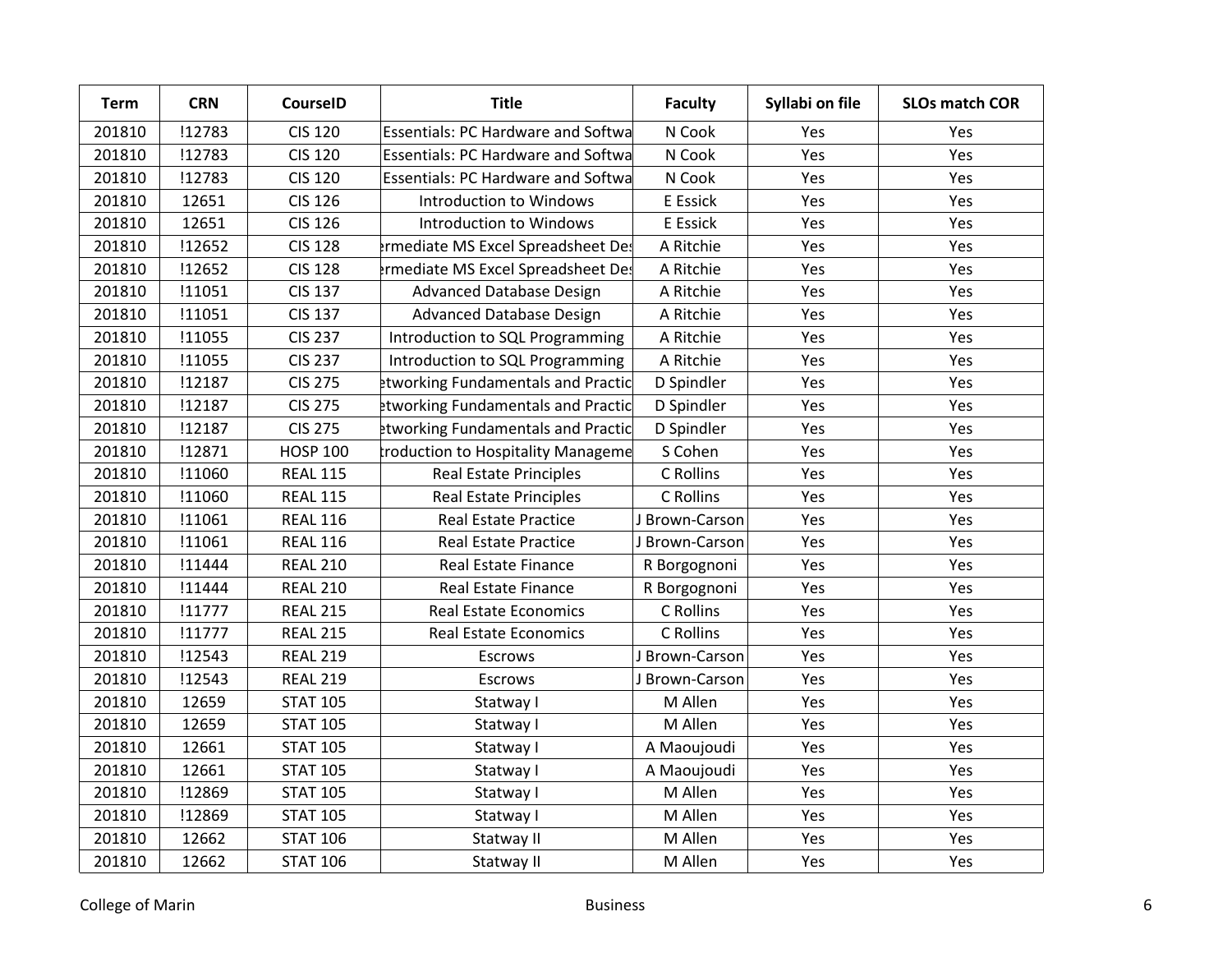| Term | CRN | CourseID | Title | Faculty | Syllabi on file | SLOs match COR |
|---|---|---|---|---|---|---|
| 201810 | !12783 | CIS 120 | Essentials: PC Hardware and Softwa | N Cook | Yes | Yes |
| 201810 | !12783 | CIS 120 | Essentials: PC Hardware and Softwa | N Cook | Yes | Yes |
| 201810 | !12783 | CIS 120 | Essentials: PC Hardware and Softwa | N Cook | Yes | Yes |
| 201810 | 12651 | CIS 126 | Introduction to Windows | E Essick | Yes | Yes |
| 201810 | 12651 | CIS 126 | Introduction to Windows | E Essick | Yes | Yes |
| 201810 | !12652 | CIS 128 | ermediate MS Excel Spreadsheet De | A Ritchie | Yes | Yes |
| 201810 | !12652 | CIS 128 | ermediate MS Excel Spreadsheet De | A Ritchie | Yes | Yes |
| 201810 | !11051 | CIS 137 | Advanced Database Design | A Ritchie | Yes | Yes |
| 201810 | !11051 | CIS 137 | Advanced Database Design | A Ritchie | Yes | Yes |
| 201810 | !11055 | CIS 237 | Introduction to SQL Programming | A Ritchie | Yes | Yes |
| 201810 | !11055 | CIS 237 | Introduction to SQL Programming | A Ritchie | Yes | Yes |
| 201810 | !12187 | CIS 275 | etworking Fundamentals and Practic | D Spindler | Yes | Yes |
| 201810 | !12187 | CIS 275 | etworking Fundamentals and Practic | D Spindler | Yes | Yes |
| 201810 | !12187 | CIS 275 | etworking Fundamentals and Practic | D Spindler | Yes | Yes |
| 201810 | !12871 | HOSP 100 | troduction to Hospitality Manageme | S Cohen | Yes | Yes |
| 201810 | !11060 | REAL 115 | Real Estate Principles | C Rollins | Yes | Yes |
| 201810 | !11060 | REAL 115 | Real Estate Principles | C Rollins | Yes | Yes |
| 201810 | !11061 | REAL 116 | Real Estate Practice | J Brown-Carson | Yes | Yes |
| 201810 | !11061 | REAL 116 | Real Estate Practice | J Brown-Carson | Yes | Yes |
| 201810 | !11444 | REAL 210 | Real Estate Finance | R Borgognoni | Yes | Yes |
| 201810 | !11444 | REAL 210 | Real Estate Finance | R Borgognoni | Yes | Yes |
| 201810 | !11777 | REAL 215 | Real Estate Economics | C Rollins | Yes | Yes |
| 201810 | !11777 | REAL 215 | Real Estate Economics | C Rollins | Yes | Yes |
| 201810 | !12543 | REAL 219 | Escrows | J Brown-Carson | Yes | Yes |
| 201810 | !12543 | REAL 219 | Escrows | J Brown-Carson | Yes | Yes |
| 201810 | 12659 | STAT 105 | Statway I | M Allen | Yes | Yes |
| 201810 | 12659 | STAT 105 | Statway I | M Allen | Yes | Yes |
| 201810 | 12661 | STAT 105 | Statway I | A Maoujoudi | Yes | Yes |
| 201810 | 12661 | STAT 105 | Statway I | A Maoujoudi | Yes | Yes |
| 201810 | !12869 | STAT 105 | Statway I | M Allen | Yes | Yes |
| 201810 | !12869 | STAT 105 | Statway I | M Allen | Yes | Yes |
| 201810 | 12662 | STAT 106 | Statway II | M Allen | Yes | Yes |
| 201810 | 12662 | STAT 106 | Statway II | M Allen | Yes | Yes |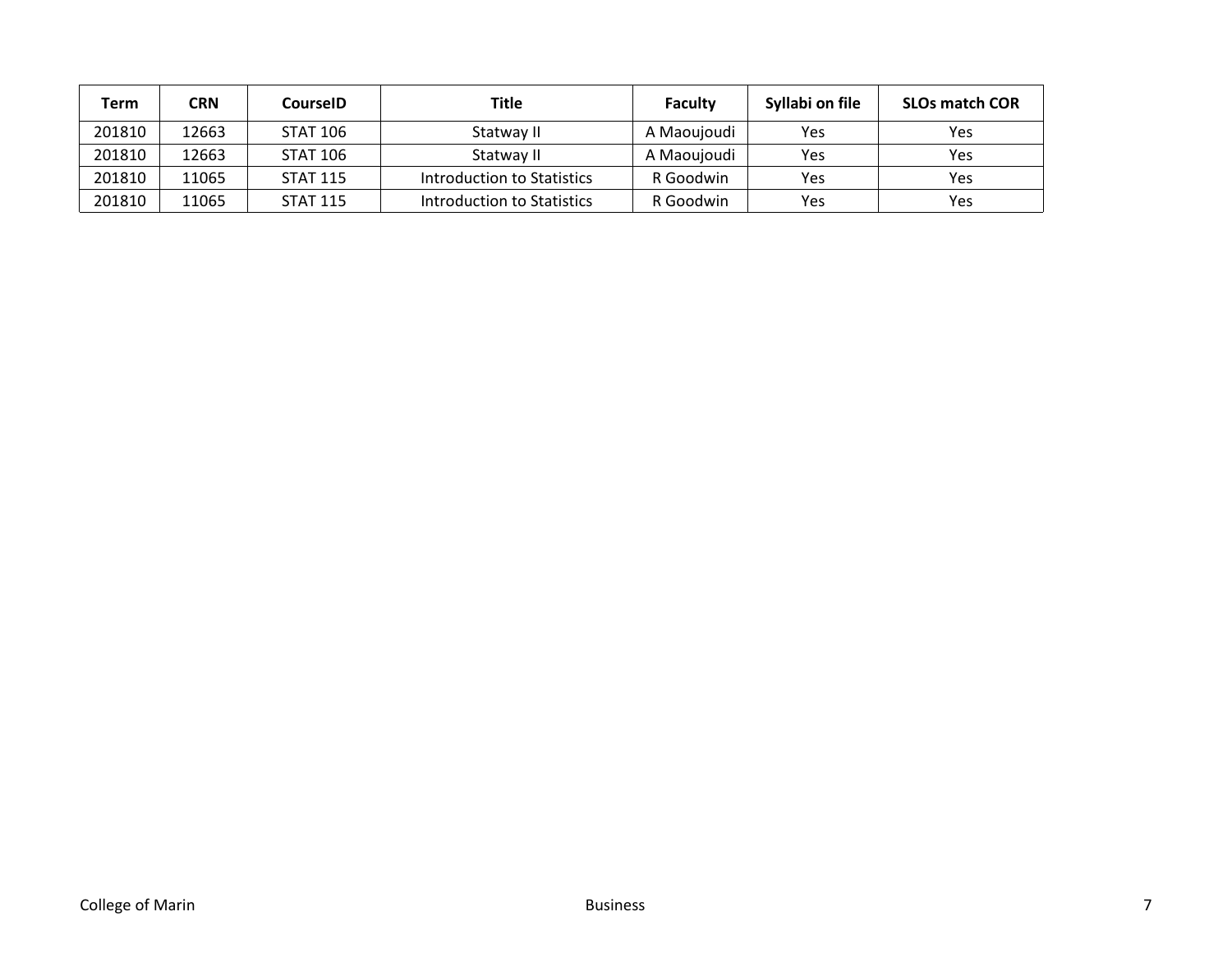| Term | CRN | CourseID | Title | Faculty | Syllabi on file | SLOs match COR |
|---|---|---|---|---|---|---|
| 201810 | 12663 | STAT 106 | Statway II | A Maoujoudi | Yes | Yes |
| 201810 | 12663 | STAT 106 | Statway II | A Maoujoudi | Yes | Yes |
| 201810 | 11065 | STAT 115 | Introduction to Statistics | R Goodwin | Yes | Yes |
| 201810 | 11065 | STAT 115 | Introduction to Statistics | R Goodwin | Yes | Yes |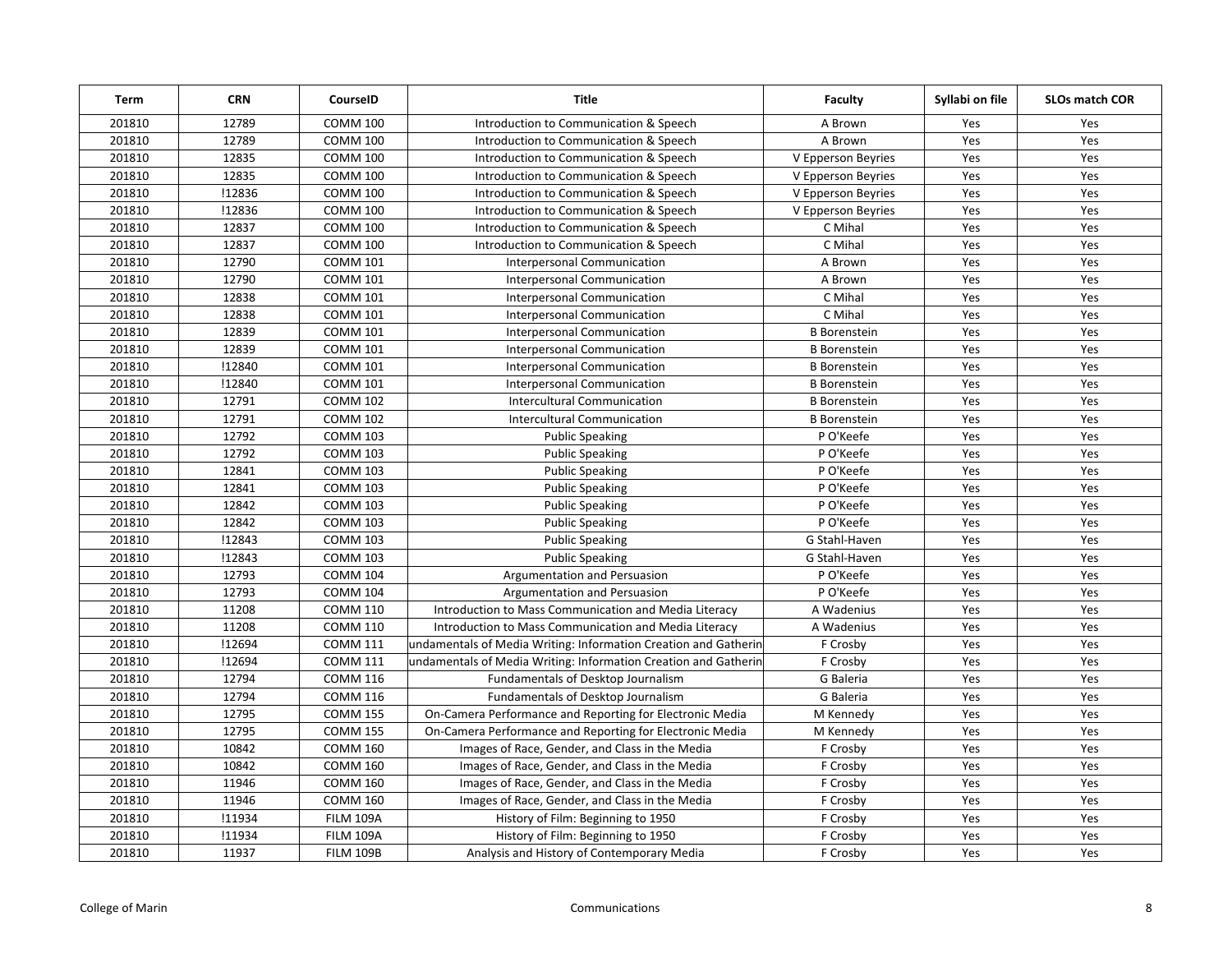| Term | CRN | CourseID | Title | Faculty | Syllabi on file | SLOs match COR |
|---|---|---|---|---|---|---|
| 201810 | 12789 | COMM 100 | Introduction to Communication & Speech | A Brown | Yes | Yes |
| 201810 | 12789 | COMM 100 | Introduction to Communication & Speech | A Brown | Yes | Yes |
| 201810 | 12835 | COMM 100 | Introduction to Communication & Speech | V Epperson Beyries | Yes | Yes |
| 201810 | 12835 | COMM 100 | Introduction to Communication & Speech | V Epperson Beyries | Yes | Yes |
| 201810 | !12836 | COMM 100 | Introduction to Communication & Speech | V Epperson Beyries | Yes | Yes |
| 201810 | !12836 | COMM 100 | Introduction to Communication & Speech | V Epperson Beyries | Yes | Yes |
| 201810 | 12837 | COMM 100 | Introduction to Communication & Speech | C Mihal | Yes | Yes |
| 201810 | 12837 | COMM 100 | Introduction to Communication & Speech | C Mihal | Yes | Yes |
| 201810 | 12790 | COMM 101 | Interpersonal Communication | A Brown | Yes | Yes |
| 201810 | 12790 | COMM 101 | Interpersonal Communication | A Brown | Yes | Yes |
| 201810 | 12838 | COMM 101 | Interpersonal Communication | C Mihal | Yes | Yes |
| 201810 | 12838 | COMM 101 | Interpersonal Communication | C Mihal | Yes | Yes |
| 201810 | 12839 | COMM 101 | Interpersonal Communication | B Borenstein | Yes | Yes |
| 201810 | 12839 | COMM 101 | Interpersonal Communication | B Borenstein | Yes | Yes |
| 201810 | !12840 | COMM 101 | Interpersonal Communication | B Borenstein | Yes | Yes |
| 201810 | !12840 | COMM 101 | Interpersonal Communication | B Borenstein | Yes | Yes |
| 201810 | 12791 | COMM 102 | Intercultural Communication | B Borenstein | Yes | Yes |
| 201810 | 12791 | COMM 102 | Intercultural Communication | B Borenstein | Yes | Yes |
| 201810 | 12792 | COMM 103 | Public Speaking | P O'Keefe | Yes | Yes |
| 201810 | 12792 | COMM 103 | Public Speaking | P O'Keefe | Yes | Yes |
| 201810 | 12841 | COMM 103 | Public Speaking | P O'Keefe | Yes | Yes |
| 201810 | 12841 | COMM 103 | Public Speaking | P O'Keefe | Yes | Yes |
| 201810 | 12842 | COMM 103 | Public Speaking | P O'Keefe | Yes | Yes |
| 201810 | 12842 | COMM 103 | Public Speaking | P O'Keefe | Yes | Yes |
| 201810 | !12843 | COMM 103 | Public Speaking | G Stahl-Haven | Yes | Yes |
| 201810 | !12843 | COMM 103 | Public Speaking | G Stahl-Haven | Yes | Yes |
| 201810 | 12793 | COMM 104 | Argumentation and Persuasion | P O'Keefe | Yes | Yes |
| 201810 | 12793 | COMM 104 | Argumentation and Persuasion | P O'Keefe | Yes | Yes |
| 201810 | 11208 | COMM 110 | Introduction to Mass Communication and Media Literacy | A Wadenius | Yes | Yes |
| 201810 | 11208 | COMM 110 | Introduction to Mass Communication and Media Literacy | A Wadenius | Yes | Yes |
| 201810 | !12694 | COMM 111 | undamentals of Media Writing: Information Creation and Gatherin | F Crosby | Yes | Yes |
| 201810 | !12694 | COMM 111 | undamentals of Media Writing: Information Creation and Gatherin | F Crosby | Yes | Yes |
| 201810 | 12794 | COMM 116 | Fundamentals of Desktop Journalism | G Baleria | Yes | Yes |
| 201810 | 12794 | COMM 116 | Fundamentals of Desktop Journalism | G Baleria | Yes | Yes |
| 201810 | 12795 | COMM 155 | On-Camera Performance and Reporting for Electronic Media | M Kennedy | Yes | Yes |
| 201810 | 12795 | COMM 155 | On-Camera Performance and Reporting for Electronic Media | M Kennedy | Yes | Yes |
| 201810 | 10842 | COMM 160 | Images of Race, Gender, and Class in the Media | F Crosby | Yes | Yes |
| 201810 | 10842 | COMM 160 | Images of Race, Gender, and Class in the Media | F Crosby | Yes | Yes |
| 201810 | 11946 | COMM 160 | Images of Race, Gender, and Class in the Media | F Crosby | Yes | Yes |
| 201810 | 11946 | COMM 160 | Images of Race, Gender, and Class in the Media | F Crosby | Yes | Yes |
| 201810 | !11934 | FILM 109A | History of Film: Beginning to 1950 | F Crosby | Yes | Yes |
| 201810 | !11934 | FILM 109A | History of Film: Beginning to 1950 | F Crosby | Yes | Yes |
| 201810 | 11937 | FILM 109B | Analysis and History of Contemporary Media | F Crosby | Yes | Yes |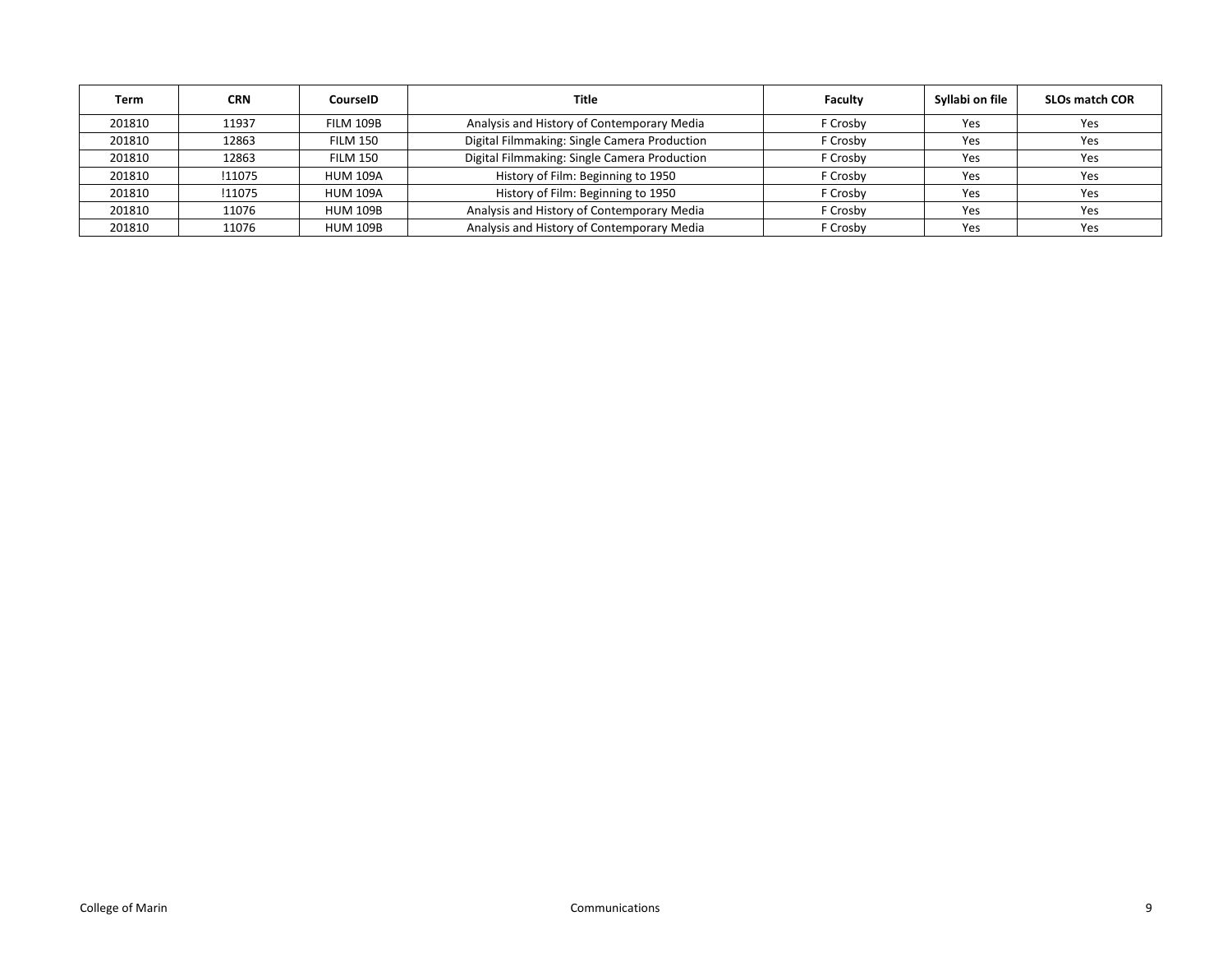| Term | CRN | CourseID | Title | Faculty | Syllabi on file | SLOs match COR |
|---|---|---|---|---|---|---|
| 201810 | 11937 | FILM 109B | Analysis and History of Contemporary Media | F Crosby | Yes | Yes |
| 201810 | 12863 | FILM 150 | Digital Filmmaking: Single Camera Production | F Crosby | Yes | Yes |
| 201810 | 12863 | FILM 150 | Digital Filmmaking: Single Camera Production | F Crosby | Yes | Yes |
| 201810 | !11075 | HUM 109A | History of Film: Beginning to 1950 | F Crosby | Yes | Yes |
| 201810 | !11075 | HUM 109A | History of Film: Beginning to 1950 | F Crosby | Yes | Yes |
| 201810 | 11076 | HUM 109B | Analysis and History of Contemporary Media | F Crosby | Yes | Yes |
| 201810 | 11076 | HUM 109B | Analysis and History of Contemporary Media | F Crosby | Yes | Yes |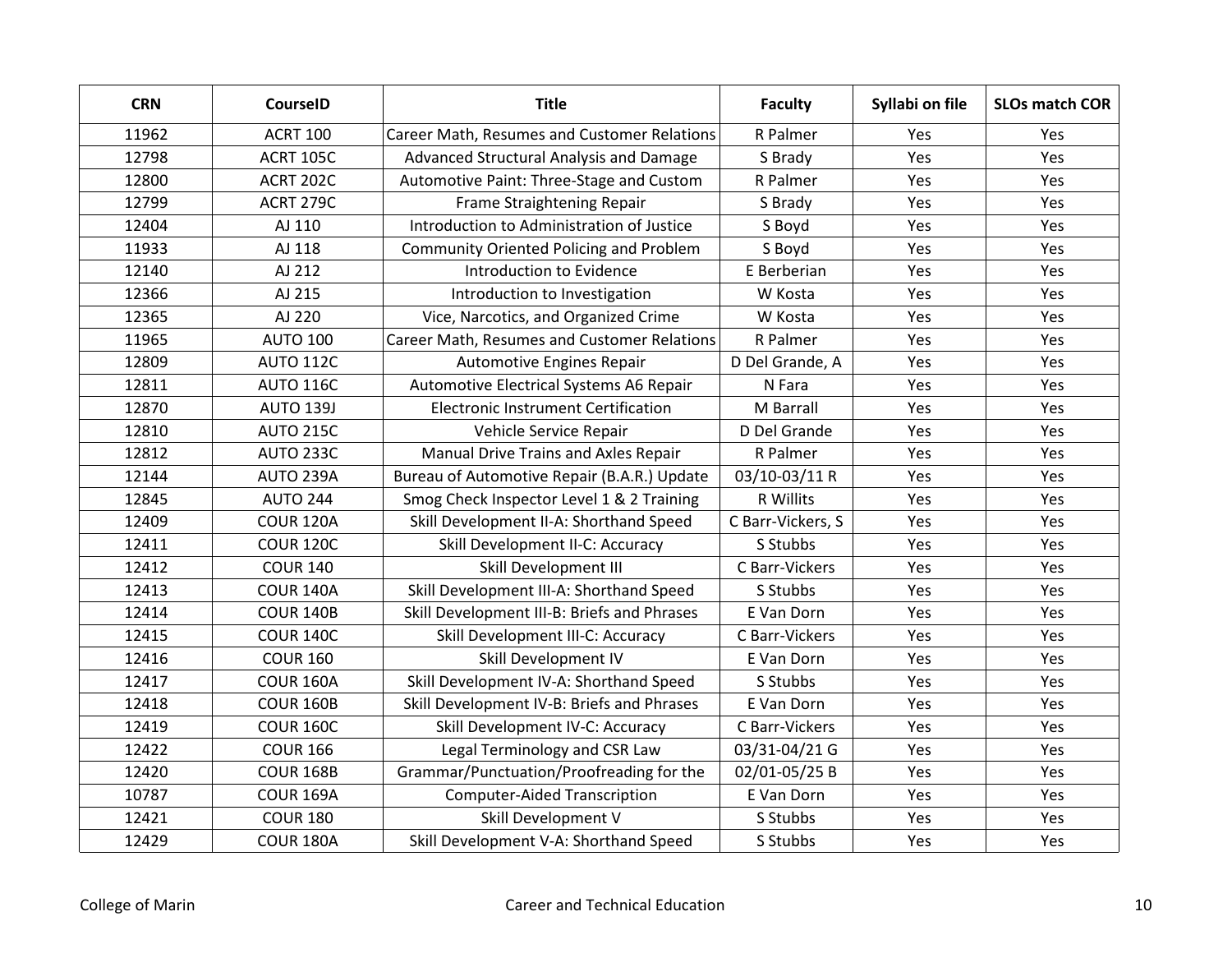| CRN | CourseID | Title | Faculty | Syllabi on file | SLOs match COR |
|---|---|---|---|---|---|
| 11962 | ACRT 100 | Career Math, Resumes and Customer Relations | R Palmer | Yes | Yes |
| 12798 | ACRT 105C | Advanced Structural Analysis and Damage | S Brady | Yes | Yes |
| 12800 | ACRT 202C | Automotive Paint: Three-Stage and Custom | R Palmer | Yes | Yes |
| 12799 | ACRT 279C | Frame Straightening Repair | S Brady | Yes | Yes |
| 12404 | AJ 110 | Introduction to Administration of Justice | S Boyd | Yes | Yes |
| 11933 | AJ 118 | Community Oriented Policing and Problem | S Boyd | Yes | Yes |
| 12140 | AJ 212 | Introduction to Evidence | E Berberian | Yes | Yes |
| 12366 | AJ 215 | Introduction to Investigation | W Kosta | Yes | Yes |
| 12365 | AJ 220 | Vice, Narcotics, and Organized Crime | W Kosta | Yes | Yes |
| 11965 | AUTO 100 | Career Math, Resumes and Customer Relations | R Palmer | Yes | Yes |
| 12809 | AUTO 112C | Automotive Engines Repair | D Del Grande, A | Yes | Yes |
| 12811 | AUTO 116C | Automotive Electrical Systems A6 Repair | N Fara | Yes | Yes |
| 12870 | AUTO 139J | Electronic Instrument Certification | M Barrall | Yes | Yes |
| 12810 | AUTO 215C | Vehicle Service Repair | D Del Grande | Yes | Yes |
| 12812 | AUTO 233C | Manual Drive Trains and Axles Repair | R Palmer | Yes | Yes |
| 12144 | AUTO 239A | Bureau of Automotive Repair (B.A.R.) Update | 03/10-03/11 R | Yes | Yes |
| 12845 | AUTO 244 | Smog Check Inspector Level 1 & 2 Training | R Willits | Yes | Yes |
| 12409 | COUR 120A | Skill Development II-A: Shorthand Speed | C Barr-Vickers, S | Yes | Yes |
| 12411 | COUR 120C | Skill Development II-C: Accuracy | S Stubbs | Yes | Yes |
| 12412 | COUR 140 | Skill Development III | C Barr-Vickers | Yes | Yes |
| 12413 | COUR 140A | Skill Development III-A: Shorthand Speed | S Stubbs | Yes | Yes |
| 12414 | COUR 140B | Skill Development III-B: Briefs and Phrases | E Van Dorn | Yes | Yes |
| 12415 | COUR 140C | Skill Development III-C: Accuracy | C Barr-Vickers | Yes | Yes |
| 12416 | COUR 160 | Skill Development IV | E Van Dorn | Yes | Yes |
| 12417 | COUR 160A | Skill Development IV-A: Shorthand Speed | S Stubbs | Yes | Yes |
| 12418 | COUR 160B | Skill Development IV-B: Briefs and Phrases | E Van Dorn | Yes | Yes |
| 12419 | COUR 160C | Skill Development IV-C: Accuracy | C Barr-Vickers | Yes | Yes |
| 12422 | COUR 166 | Legal Terminology and CSR Law | 03/31-04/21 G | Yes | Yes |
| 12420 | COUR 168B | Grammar/Punctuation/Proofreading for the | 02/01-05/25 B | Yes | Yes |
| 10787 | COUR 169A | Computer-Aided Transcription | E Van Dorn | Yes | Yes |
| 12421 | COUR 180 | Skill Development V | S Stubbs | Yes | Yes |
| 12429 | COUR 180A | Skill Development V-A: Shorthand Speed | S Stubbs | Yes | Yes |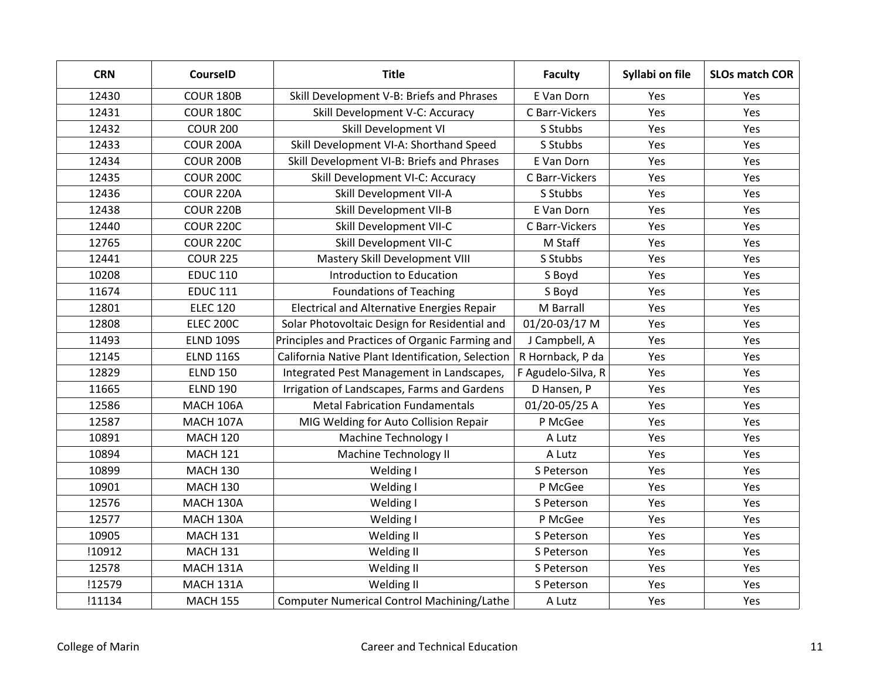| CRN | CourseID | Title | Faculty | Syllabi on file | SLOs match COR |
|---|---|---|---|---|---|
| 12430 | COUR 180B | Skill Development V-B: Briefs and Phrases | E Van Dorn | Yes | Yes |
| 12431 | COUR 180C | Skill Development V-C: Accuracy | C Barr-Vickers | Yes | Yes |
| 12432 | COUR 200 | Skill Development VI | S Stubbs | Yes | Yes |
| 12433 | COUR 200A | Skill Development VI-A: Shorthand Speed | S Stubbs | Yes | Yes |
| 12434 | COUR 200B | Skill Development VI-B: Briefs and Phrases | E Van Dorn | Yes | Yes |
| 12435 | COUR 200C | Skill Development VI-C: Accuracy | C Barr-Vickers | Yes | Yes |
| 12436 | COUR 220A | Skill Development VII-A | S Stubbs | Yes | Yes |
| 12438 | COUR 220B | Skill Development VII-B | E Van Dorn | Yes | Yes |
| 12440 | COUR 220C | Skill Development VII-C | C Barr-Vickers | Yes | Yes |
| 12765 | COUR 220C | Skill Development VII-C | M Staff | Yes | Yes |
| 12441 | COUR 225 | Mastery Skill Development VIII | S Stubbs | Yes | Yes |
| 10208 | EDUC 110 | Introduction to Education | S Boyd | Yes | Yes |
| 11674 | EDUC 111 | Foundations of Teaching | S Boyd | Yes | Yes |
| 12801 | ELEC 120 | Electrical and Alternative Energies Repair | M Barrall | Yes | Yes |
| 12808 | ELEC 200C | Solar Photovoltaic Design for Residential and | 01/20-03/17 M | Yes | Yes |
| 11493 | ELND 109S | Principles and Practices of Organic Farming and | J Campbell, A | Yes | Yes |
| 12145 | ELND 116S | California Native Plant Identification, Selection | R Hornback, P da | Yes | Yes |
| 12829 | ELND 150 | Integrated Pest Management in Landscapes, | F Agudelo-Silva, R | Yes | Yes |
| 11665 | ELND 190 | Irrigation of Landscapes, Farms and Gardens | D Hansen, P | Yes | Yes |
| 12586 | MACH 106A | Metal Fabrication Fundamentals | 01/20-05/25 A | Yes | Yes |
| 12587 | MACH 107A | MIG Welding for Auto Collision Repair | P McGee | Yes | Yes |
| 10891 | MACH 120 | Machine Technology I | A Lutz | Yes | Yes |
| 10894 | MACH 121 | Machine Technology II | A Lutz | Yes | Yes |
| 10899 | MACH 130 | Welding I | S Peterson | Yes | Yes |
| 10901 | MACH 130 | Welding I | P McGee | Yes | Yes |
| 12576 | MACH 130A | Welding I | S Peterson | Yes | Yes |
| 12577 | MACH 130A | Welding I | P McGee | Yes | Yes |
| 10905 | MACH 131 | Welding II | S Peterson | Yes | Yes |
| !10912 | MACH 131 | Welding II | S Peterson | Yes | Yes |
| 12578 | MACH 131A | Welding II | S Peterson | Yes | Yes |
| !12579 | MACH 131A | Welding II | S Peterson | Yes | Yes |
| !11134 | MACH 155 | Computer Numerical Control Machining/Lathe | A Lutz | Yes | Yes |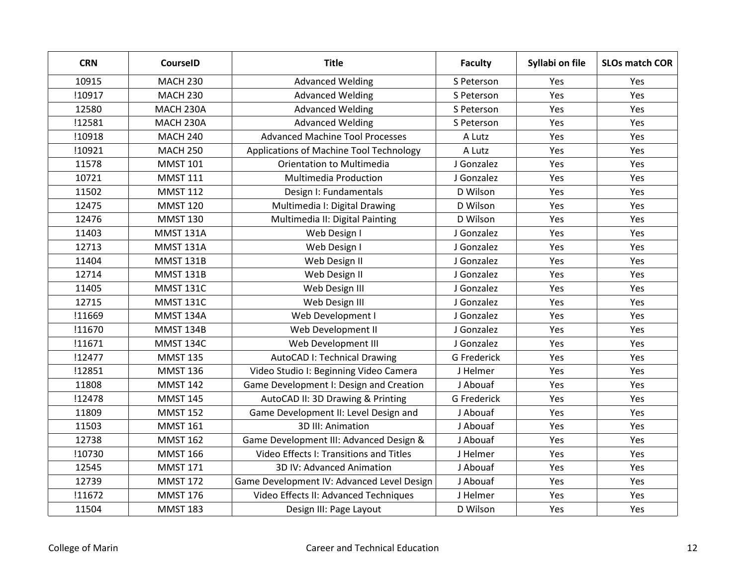| CRN | CourseID | Title | Faculty | Syllabi on file | SLOs match COR |
|---|---|---|---|---|---|
| 10915 | MACH 230 | Advanced Welding | S Peterson | Yes | Yes |
| !10917 | MACH 230 | Advanced Welding | S Peterson | Yes | Yes |
| 12580 | MACH 230A | Advanced Welding | S Peterson | Yes | Yes |
| !12581 | MACH 230A | Advanced Welding | S Peterson | Yes | Yes |
| !10918 | MACH 240 | Advanced Machine Tool Processes | A Lutz | Yes | Yes |
| !10921 | MACH 250 | Applications of Machine Tool Technology | A Lutz | Yes | Yes |
| 11578 | MMST 101 | Orientation to Multimedia | J Gonzalez | Yes | Yes |
| 10721 | MMST 111 | Multimedia Production | J Gonzalez | Yes | Yes |
| 11502 | MMST 112 | Design I: Fundamentals | D Wilson | Yes | Yes |
| 12475 | MMST 120 | Multimedia I: Digital Drawing | D Wilson | Yes | Yes |
| 12476 | MMST 130 | Multimedia II: Digital Painting | D Wilson | Yes | Yes |
| 11403 | MMST 131A | Web Design I | J Gonzalez | Yes | Yes |
| 12713 | MMST 131A | Web Design I | J Gonzalez | Yes | Yes |
| 11404 | MMST 131B | Web Design II | J Gonzalez | Yes | Yes |
| 12714 | MMST 131B | Web Design II | J Gonzalez | Yes | Yes |
| 11405 | MMST 131C | Web Design III | J Gonzalez | Yes | Yes |
| 12715 | MMST 131C | Web Design III | J Gonzalez | Yes | Yes |
| !11669 | MMST 134A | Web Development I | J Gonzalez | Yes | Yes |
| !11670 | MMST 134B | Web Development II | J Gonzalez | Yes | Yes |
| !11671 | MMST 134C | Web Development III | J Gonzalez | Yes | Yes |
| !12477 | MMST 135 | AutoCAD I: Technical Drawing | G Frederick | Yes | Yes |
| !12851 | MMST 136 | Video Studio I: Beginning Video Camera | J Helmer | Yes | Yes |
| 11808 | MMST 142 | Game Development I: Design and Creation | J Abouaf | Yes | Yes |
| !12478 | MMST 145 | AutoCAD II: 3D Drawing & Printing | G Frederick | Yes | Yes |
| 11809 | MMST 152 | Game Development II: Level Design and | J Abouaf | Yes | Yes |
| 11503 | MMST 161 | 3D III: Animation | J Abouaf | Yes | Yes |
| 12738 | MMST 162 | Game Development III: Advanced Design & | J Abouaf | Yes | Yes |
| !10730 | MMST 166 | Video Effects I: Transitions and Titles | J Helmer | Yes | Yes |
| 12545 | MMST 171 | 3D IV: Advanced Animation | J Abouaf | Yes | Yes |
| 12739 | MMST 172 | Game Development IV: Advanced Level Design | J Abouaf | Yes | Yes |
| !11672 | MMST 176 | Video Effects II: Advanced Techniques | J Helmer | Yes | Yes |
| 11504 | MMST 183 | Design III: Page Layout | D Wilson | Yes | Yes |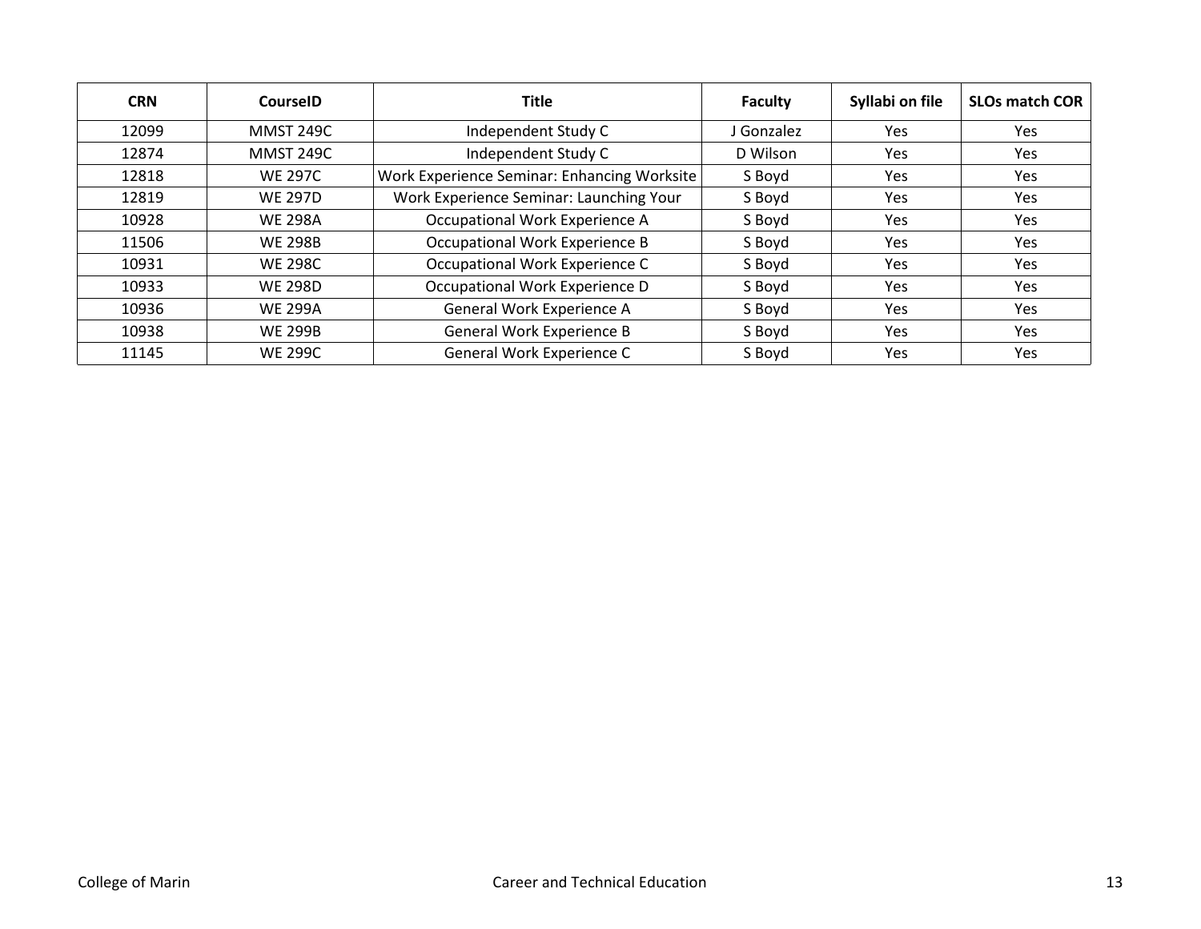| CRN | CourseID | Title | Faculty | Syllabi on file | SLOs match COR |
|---|---|---|---|---|---|
| 12099 | MMST 249C | Independent Study C | J Gonzalez | Yes | Yes |
| 12874 | MMST 249C | Independent Study C | D Wilson | Yes | Yes |
| 12818 | WE 297C | Work Experience Seminar: Enhancing Worksite | S Boyd | Yes | Yes |
| 12819 | WE 297D | Work Experience Seminar: Launching Your | S Boyd | Yes | Yes |
| 10928 | WE 298A | Occupational Work Experience A | S Boyd | Yes | Yes |
| 11506 | WE 298B | Occupational Work Experience B | S Boyd | Yes | Yes |
| 10931 | WE 298C | Occupational Work Experience C | S Boyd | Yes | Yes |
| 10933 | WE 298D | Occupational Work Experience D | S Boyd | Yes | Yes |
| 10936 | WE 299A | General Work Experience A | S Boyd | Yes | Yes |
| 10938 | WE 299B | General Work Experience B | S Boyd | Yes | Yes |
| 11145 | WE 299C | General Work Experience C | S Boyd | Yes | Yes |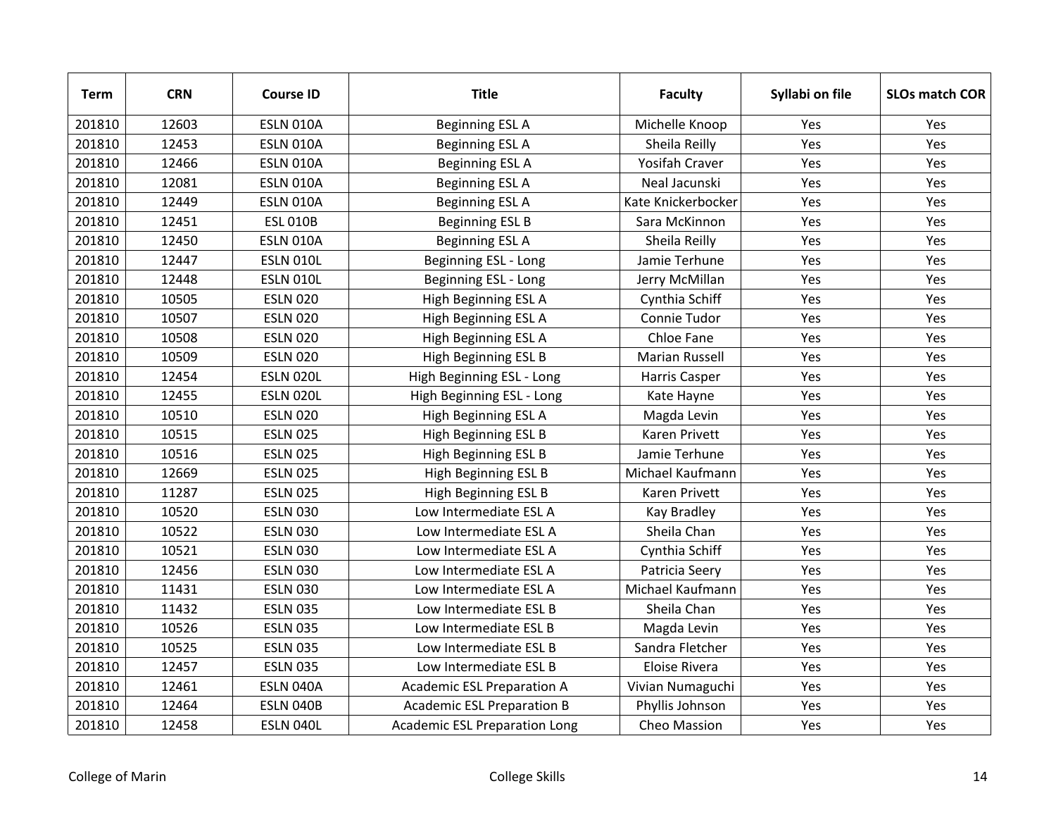| Term | CRN | Course ID | Title | Faculty | Syllabi on file | SLOs match COR |
|---|---|---|---|---|---|---|
| 201810 | 12603 | ESLN 010A | Beginning ESL A | Michelle Knoop | Yes | Yes |
| 201810 | 12453 | ESLN 010A | Beginning ESL A | Sheila Reilly | Yes | Yes |
| 201810 | 12466 | ESLN 010A | Beginning ESL A | Yosifah Craver | Yes | Yes |
| 201810 | 12081 | ESLN 010A | Beginning ESL A | Neal Jacunski | Yes | Yes |
| 201810 | 12449 | ESLN 010A | Beginning ESL A | Kate Knickerbocker | Yes | Yes |
| 201810 | 12451 | ESL 010B | Beginning ESL B | Sara McKinnon | Yes | Yes |
| 201810 | 12450 | ESLN 010A | Beginning ESL A | Sheila Reilly | Yes | Yes |
| 201810 | 12447 | ESLN 010L | Beginning ESL - Long | Jamie Terhune | Yes | Yes |
| 201810 | 12448 | ESLN 010L | Beginning ESL - Long | Jerry McMillan | Yes | Yes |
| 201810 | 10505 | ESLN 020 | High Beginning ESL A | Cynthia Schiff | Yes | Yes |
| 201810 | 10507 | ESLN 020 | High Beginning ESL A | Connie Tudor | Yes | Yes |
| 201810 | 10508 | ESLN 020 | High Beginning ESL A | Chloe Fane | Yes | Yes |
| 201810 | 10509 | ESLN 020 | High Beginning ESL B | Marian Russell | Yes | Yes |
| 201810 | 12454 | ESLN 020L | High Beginning ESL - Long | Harris Casper | Yes | Yes |
| 201810 | 12455 | ESLN 020L | High Beginning ESL - Long | Kate Hayne | Yes | Yes |
| 201810 | 10510 | ESLN 020 | High Beginning ESL A | Magda Levin | Yes | Yes |
| 201810 | 10515 | ESLN 025 | High Beginning ESL B | Karen Privett | Yes | Yes |
| 201810 | 10516 | ESLN 025 | High Beginning ESL B | Jamie Terhune | Yes | Yes |
| 201810 | 12669 | ESLN 025 | High Beginning ESL B | Michael Kaufmann | Yes | Yes |
| 201810 | 11287 | ESLN 025 | High Beginning ESL B | Karen Privett | Yes | Yes |
| 201810 | 10520 | ESLN 030 | Low Intermediate ESL A | Kay Bradley | Yes | Yes |
| 201810 | 10522 | ESLN 030 | Low Intermediate ESL A | Sheila Chan | Yes | Yes |
| 201810 | 10521 | ESLN 030 | Low Intermediate ESL A | Cynthia Schiff | Yes | Yes |
| 201810 | 12456 | ESLN 030 | Low Intermediate ESL A | Patricia Seery | Yes | Yes |
| 201810 | 11431 | ESLN 030 | Low Intermediate ESL A | Michael Kaufmann | Yes | Yes |
| 201810 | 11432 | ESLN 035 | Low Intermediate ESL B | Sheila Chan | Yes | Yes |
| 201810 | 10526 | ESLN 035 | Low Intermediate ESL B | Magda Levin | Yes | Yes |
| 201810 | 10525 | ESLN 035 | Low Intermediate ESL B | Sandra Fletcher | Yes | Yes |
| 201810 | 12457 | ESLN 035 | Low Intermediate ESL B | Eloise Rivera | Yes | Yes |
| 201810 | 12461 | ESLN 040A | Academic ESL Preparation A | Vivian Numaguchi | Yes | Yes |
| 201810 | 12464 | ESLN 040B | Academic ESL Preparation B | Phyllis Johnson | Yes | Yes |
| 201810 | 12458 | ESLN 040L | Academic ESL Preparation Long | Cheo Massion | Yes | Yes |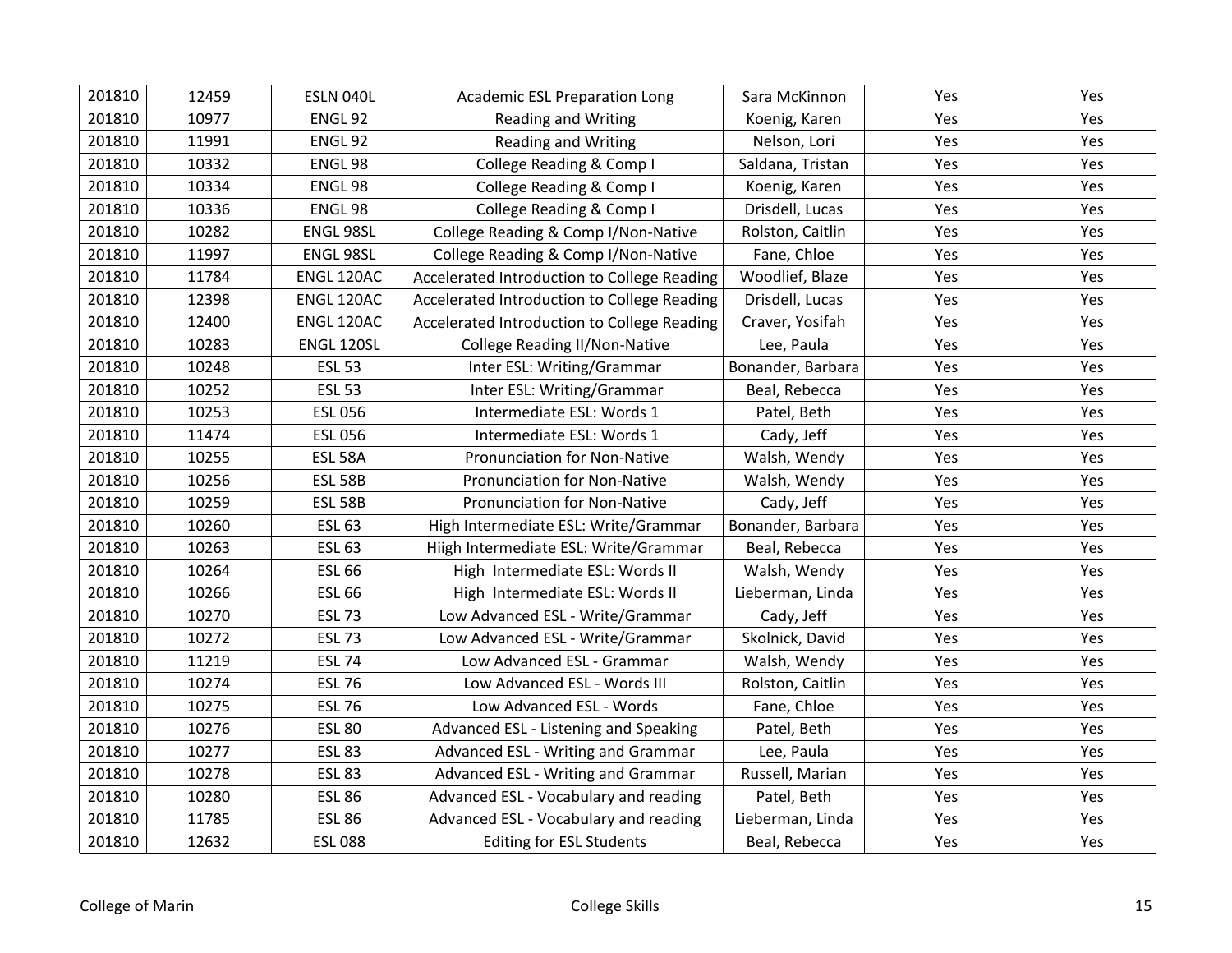| | | | | | | |
|---|---|---|---|---|---|---|
| 201810 | 12459 | ESLN 040L | Academic ESL Preparation Long | Sara McKinnon | Yes | Yes |
| 201810 | 10977 | ENGL 92 | Reading and Writing | Koenig, Karen | Yes | Yes |
| 201810 | 11991 | ENGL 92 | Reading and Writing | Nelson, Lori | Yes | Yes |
| 201810 | 10332 | ENGL 98 | College Reading & Comp I | Saldana, Tristan | Yes | Yes |
| 201810 | 10334 | ENGL 98 | College Reading & Comp I | Koenig, Karen | Yes | Yes |
| 201810 | 10336 | ENGL 98 | College Reading & Comp I | Drisdell, Lucas | Yes | Yes |
| 201810 | 10282 | ENGL 98SL | College Reading & Comp I/Non-Native | Rolston, Caitlin | Yes | Yes |
| 201810 | 11997 | ENGL 98SL | College Reading & Comp I/Non-Native | Fane, Chloe | Yes | Yes |
| 201810 | 11784 | ENGL 120AC | Accelerated Introduction to College Reading | Woodlief, Blaze | Yes | Yes |
| 201810 | 12398 | ENGL 120AC | Accelerated Introduction to College Reading | Drisdell, Lucas | Yes | Yes |
| 201810 | 12400 | ENGL 120AC | Accelerated Introduction to College Reading | Craver, Yosifah | Yes | Yes |
| 201810 | 10283 | ENGL 120SL | College Reading II/Non-Native | Lee, Paula | Yes | Yes |
| 201810 | 10248 | ESL 53 | Inter ESL: Writing/Grammar | Bonander, Barbara | Yes | Yes |
| 201810 | 10252 | ESL 53 | Inter ESL: Writing/Grammar | Beal, Rebecca | Yes | Yes |
| 201810 | 10253 | ESL 056 | Intermediate ESL: Words 1 | Patel, Beth | Yes | Yes |
| 201810 | 11474 | ESL 056 | Intermediate ESL: Words 1 | Cady, Jeff | Yes | Yes |
| 201810 | 10255 | ESL 58A | Pronunciation for Non-Native | Walsh, Wendy | Yes | Yes |
| 201810 | 10256 | ESL 58B | Pronunciation for Non-Native | Walsh, Wendy | Yes | Yes |
| 201810 | 10259 | ESL 58B | Pronunciation for Non-Native | Cady, Jeff | Yes | Yes |
| 201810 | 10260 | ESL 63 | High Intermediate ESL: Write/Grammar | Bonander, Barbara | Yes | Yes |
| 201810 | 10263 | ESL 63 | Hiigh Intermediate ESL: Write/Grammar | Beal, Rebecca | Yes | Yes |
| 201810 | 10264 | ESL 66 | High Intermediate ESL: Words II | Walsh, Wendy | Yes | Yes |
| 201810 | 10266 | ESL 66 | High Intermediate ESL: Words II | Lieberman, Linda | Yes | Yes |
| 201810 | 10270 | ESL 73 | Low Advanced ESL - Write/Grammar | Cady, Jeff | Yes | Yes |
| 201810 | 10272 | ESL 73 | Low Advanced ESL - Write/Grammar | Skolnick, David | Yes | Yes |
| 201810 | 11219 | ESL 74 | Low Advanced ESL - Grammar | Walsh, Wendy | Yes | Yes |
| 201810 | 10274 | ESL 76 | Low Advanced ESL - Words III | Rolston, Caitlin | Yes | Yes |
| 201810 | 10275 | ESL 76 | Low Advanced ESL - Words | Fane, Chloe | Yes | Yes |
| 201810 | 10276 | ESL 80 | Advanced ESL - Listening and Speaking | Patel, Beth | Yes | Yes |
| 201810 | 10277 | ESL 83 | Advanced ESL - Writing and Grammar | Lee, Paula | Yes | Yes |
| 201810 | 10278 | ESL 83 | Advanced ESL - Writing and Grammar | Russell, Marian | Yes | Yes |
| 201810 | 10280 | ESL 86 | Advanced ESL - Vocabulary and reading | Patel, Beth | Yes | Yes |
| 201810 | 11785 | ESL 86 | Advanced ESL - Vocabulary and reading | Lieberman, Linda | Yes | Yes |
| 201810 | 12632 | ESL 088 | Editing for ESL Students | Beal, Rebecca | Yes | Yes |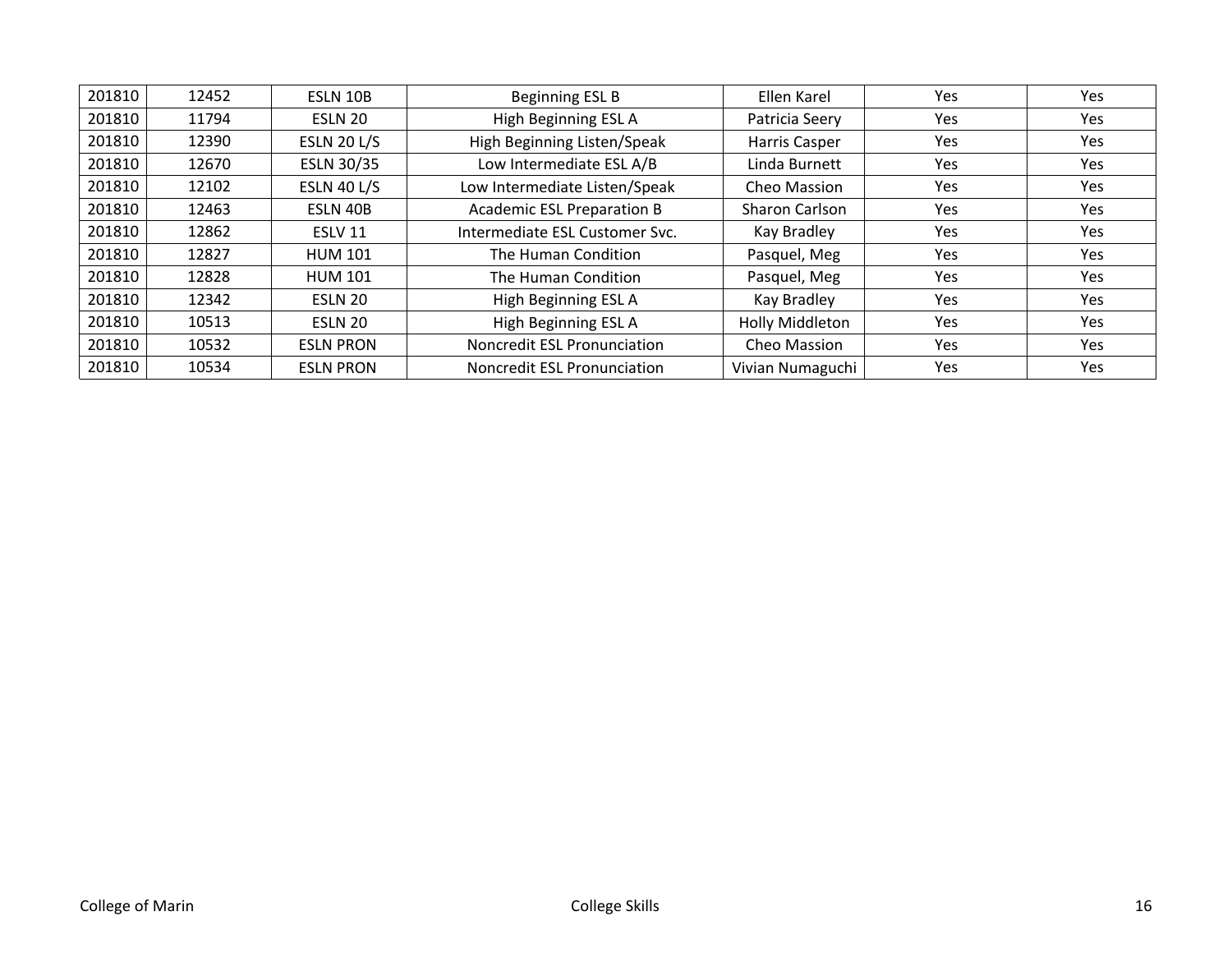| | | | | | | |
|---|---|---|---|---|---|---|
| 201810 | 12452 | ESLN 10B | Beginning ESL B | Ellen Karel | Yes | Yes |
| 201810 | 11794 | ESLN 20 | High Beginning ESL A | Patricia Seery | Yes | Yes |
| 201810 | 12390 | ESLN 20 L/S | High Beginning Listen/Speak | Harris Casper | Yes | Yes |
| 201810 | 12670 | ESLN 30/35 | Low Intermediate ESL A/B | Linda Burnett | Yes | Yes |
| 201810 | 12102 | ESLN 40 L/S | Low Intermediate Listen/Speak | Cheo Massion | Yes | Yes |
| 201810 | 12463 | ESLN 40B | Academic ESL Preparation B | Sharon Carlson | Yes | Yes |
| 201810 | 12862 | ESLV 11 | Intermediate ESL Customer Svc. | Kay Bradley | Yes | Yes |
| 201810 | 12827 | HUM 101 | The Human Condition | Pasquel, Meg | Yes | Yes |
| 201810 | 12828 | HUM 101 | The Human Condition | Pasquel, Meg | Yes | Yes |
| 201810 | 12342 | ESLN 20 | High Beginning ESL A | Kay Bradley | Yes | Yes |
| 201810 | 10513 | ESLN 20 | High Beginning ESL A | Holly Middleton | Yes | Yes |
| 201810 | 10532 | ESLN PRON | Noncredit ESL Pronunciation | Cheo Massion | Yes | Yes |
| 201810 | 10534 | ESLN PRON | Noncredit ESL Pronunciation | Vivian Numaguchi | Yes | Yes |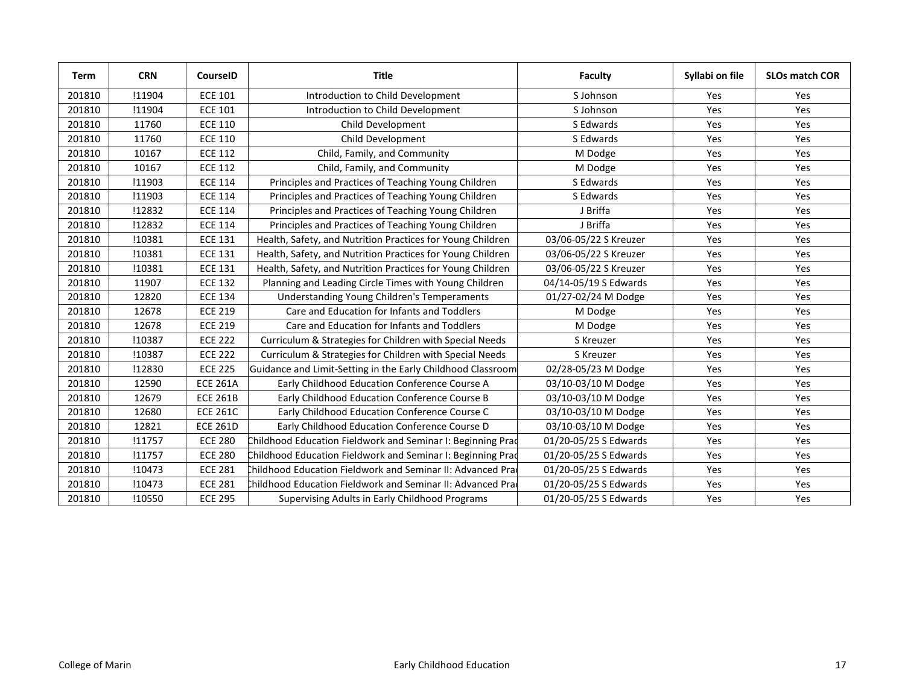| Term | CRN | CourseID | Title | Faculty | Syllabi on file | SLOs match COR |
|---|---|---|---|---|---|---|
| 201810 | !11904 | ECE 101 | Introduction to Child Development | S Johnson | Yes | Yes |
| 201810 | !11904 | ECE 101 | Introduction to Child Development | S Johnson | Yes | Yes |
| 201810 | 11760 | ECE 110 | Child Development | S Edwards | Yes | Yes |
| 201810 | 11760 | ECE 110 | Child Development | S Edwards | Yes | Yes |
| 201810 | 10167 | ECE 112 | Child, Family, and Community | M Dodge | Yes | Yes |
| 201810 | 10167 | ECE 112 | Child, Family, and Community | M Dodge | Yes | Yes |
| 201810 | !11903 | ECE 114 | Principles and Practices of Teaching Young Children | S Edwards | Yes | Yes |
| 201810 | !11903 | ECE 114 | Principles and Practices of Teaching Young Children | S Edwards | Yes | Yes |
| 201810 | !12832 | ECE 114 | Principles and Practices of Teaching Young Children | J Briffa | Yes | Yes |
| 201810 | !12832 | ECE 114 | Principles and Practices of Teaching Young Children | J Briffa | Yes | Yes |
| 201810 | !10381 | ECE 131 | Health, Safety, and Nutrition Practices for Young Children | 03/06-05/22 S Kreuzer | Yes | Yes |
| 201810 | !10381 | ECE 131 | Health, Safety, and Nutrition Practices for Young Children | 03/06-05/22 S Kreuzer | Yes | Yes |
| 201810 | !10381 | ECE 131 | Health, Safety, and Nutrition Practices for Young Children | 03/06-05/22 S Kreuzer | Yes | Yes |
| 201810 | 11907 | ECE 132 | Planning and Leading Circle Times with Young Children | 04/14-05/19 S Edwards | Yes | Yes |
| 201810 | 12820 | ECE 134 | Understanding Young Children's Temperaments | 01/27-02/24 M Dodge | Yes | Yes |
| 201810 | 12678 | ECE 219 | Care and Education for Infants and Toddlers | M Dodge | Yes | Yes |
| 201810 | 12678 | ECE 219 | Care and Education for Infants and Toddlers | M Dodge | Yes | Yes |
| 201810 | !10387 | ECE 222 | Curriculum & Strategies for Children with Special Needs | S Kreuzer | Yes | Yes |
| 201810 | !10387 | ECE 222 | Curriculum & Strategies for Children with Special Needs | S Kreuzer | Yes | Yes |
| 201810 | !12830 | ECE 225 | Guidance and Limit-Setting in the Early Childhood Classroom | 02/28-05/23 M Dodge | Yes | Yes |
| 201810 | 12590 | ECE 261A | Early Childhood Education Conference Course A | 03/10-03/10 M Dodge | Yes | Yes |
| 201810 | 12679 | ECE 261B | Early Childhood Education Conference Course B | 03/10-03/10 M Dodge | Yes | Yes |
| 201810 | 12680 | ECE 261C | Early Childhood Education Conference Course C | 03/10-03/10 M Dodge | Yes | Yes |
| 201810 | 12821 | ECE 261D | Early Childhood Education Conference Course D | 03/10-03/10 M Dodge | Yes | Yes |
| 201810 | !11757 | ECE 280 | Childhood Education Fieldwork and Seminar I: Beginning Prac | 01/20-05/25 S Edwards | Yes | Yes |
| 201810 | !11757 | ECE 280 | Childhood Education Fieldwork and Seminar I: Beginning Prac | 01/20-05/25 S Edwards | Yes | Yes |
| 201810 | !10473 | ECE 281 | Childhood Education Fieldwork and Seminar II: Advanced Pra | 01/20-05/25 S Edwards | Yes | Yes |
| 201810 | !10473 | ECE 281 | Childhood Education Fieldwork and Seminar II: Advanced Pra | 01/20-05/25 S Edwards | Yes | Yes |
| 201810 | !10550 | ECE 295 | Supervising Adults in Early Childhood Programs | 01/20-05/25 S Edwards | Yes | Yes |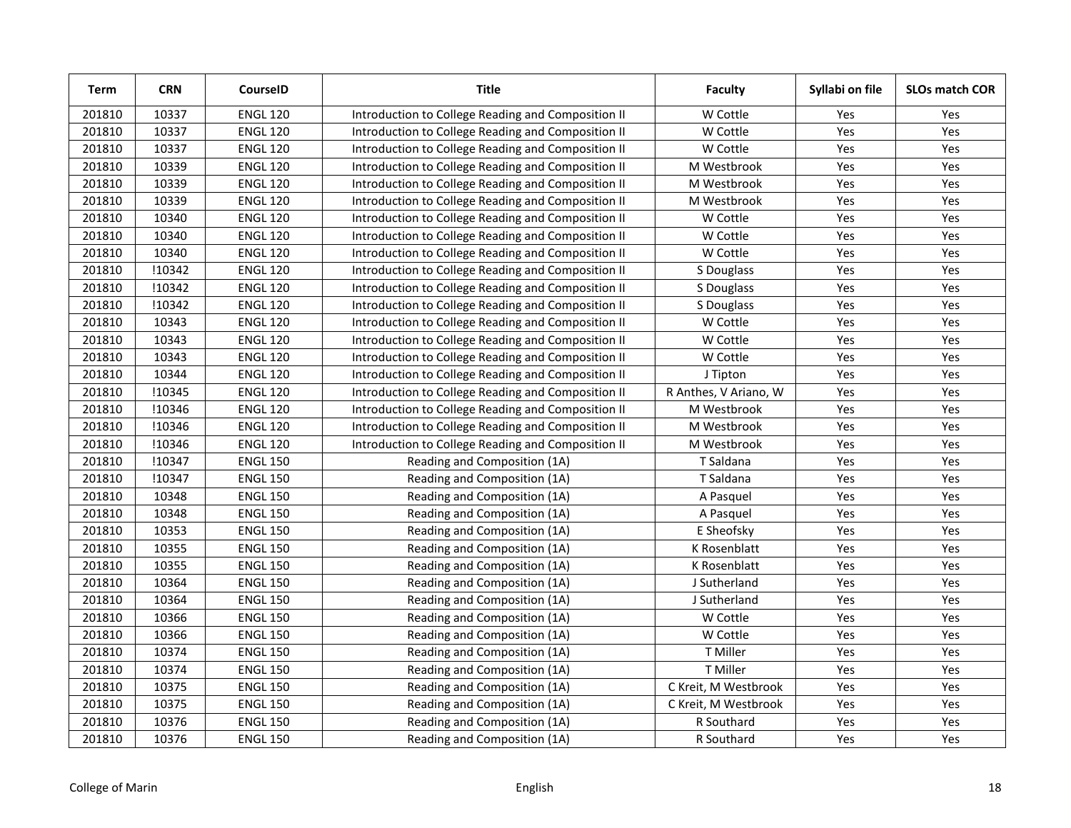| Term | CRN | CourseID | Title | Faculty | Syllabi on file | SLOs match COR |
|---|---|---|---|---|---|---|
| 201810 | 10337 | ENGL 120 | Introduction to College Reading and Composition II | W Cottle | Yes | Yes |
| 201810 | 10337 | ENGL 120 | Introduction to College Reading and Composition II | W Cottle | Yes | Yes |
| 201810 | 10337 | ENGL 120 | Introduction to College Reading and Composition II | W Cottle | Yes | Yes |
| 201810 | 10339 | ENGL 120 | Introduction to College Reading and Composition II | M Westbrook | Yes | Yes |
| 201810 | 10339 | ENGL 120 | Introduction to College Reading and Composition II | M Westbrook | Yes | Yes |
| 201810 | 10339 | ENGL 120 | Introduction to College Reading and Composition II | M Westbrook | Yes | Yes |
| 201810 | 10340 | ENGL 120 | Introduction to College Reading and Composition II | W Cottle | Yes | Yes |
| 201810 | 10340 | ENGL 120 | Introduction to College Reading and Composition II | W Cottle | Yes | Yes |
| 201810 | 10340 | ENGL 120 | Introduction to College Reading and Composition II | W Cottle | Yes | Yes |
| 201810 | !10342 | ENGL 120 | Introduction to College Reading and Composition II | S Douglass | Yes | Yes |
| 201810 | !10342 | ENGL 120 | Introduction to College Reading and Composition II | S Douglass | Yes | Yes |
| 201810 | !10342 | ENGL 120 | Introduction to College Reading and Composition II | S Douglass | Yes | Yes |
| 201810 | 10343 | ENGL 120 | Introduction to College Reading and Composition II | W Cottle | Yes | Yes |
| 201810 | 10343 | ENGL 120 | Introduction to College Reading and Composition II | W Cottle | Yes | Yes |
| 201810 | 10343 | ENGL 120 | Introduction to College Reading and Composition II | W Cottle | Yes | Yes |
| 201810 | 10344 | ENGL 120 | Introduction to College Reading and Composition II | J Tipton | Yes | Yes |
| 201810 | !10345 | ENGL 120 | Introduction to College Reading and Composition II | R Anthes, V Ariano, W | Yes | Yes |
| 201810 | !10346 | ENGL 120 | Introduction to College Reading and Composition II | M Westbrook | Yes | Yes |
| 201810 | !10346 | ENGL 120 | Introduction to College Reading and Composition II | M Westbrook | Yes | Yes |
| 201810 | !10346 | ENGL 120 | Introduction to College Reading and Composition II | M Westbrook | Yes | Yes |
| 201810 | !10347 | ENGL 150 | Reading and Composition (1A) | T Saldana | Yes | Yes |
| 201810 | !10347 | ENGL 150 | Reading and Composition (1A) | T Saldana | Yes | Yes |
| 201810 | 10348 | ENGL 150 | Reading and Composition (1A) | A Pasquel | Yes | Yes |
| 201810 | 10348 | ENGL 150 | Reading and Composition (1A) | A Pasquel | Yes | Yes |
| 201810 | 10353 | ENGL 150 | Reading and Composition (1A) | E Sheofsky | Yes | Yes |
| 201810 | 10355 | ENGL 150 | Reading and Composition (1A) | K Rosenblatt | Yes | Yes |
| 201810 | 10355 | ENGL 150 | Reading and Composition (1A) | K Rosenblatt | Yes | Yes |
| 201810 | 10364 | ENGL 150 | Reading and Composition (1A) | J Sutherland | Yes | Yes |
| 201810 | 10364 | ENGL 150 | Reading and Composition (1A) | J Sutherland | Yes | Yes |
| 201810 | 10366 | ENGL 150 | Reading and Composition (1A) | W Cottle | Yes | Yes |
| 201810 | 10366 | ENGL 150 | Reading and Composition (1A) | W Cottle | Yes | Yes |
| 201810 | 10374 | ENGL 150 | Reading and Composition (1A) | T Miller | Yes | Yes |
| 201810 | 10374 | ENGL 150 | Reading and Composition (1A) | T Miller | Yes | Yes |
| 201810 | 10375 | ENGL 150 | Reading and Composition (1A) | C Kreit, M Westbrook | Yes | Yes |
| 201810 | 10375 | ENGL 150 | Reading and Composition (1A) | C Kreit, M Westbrook | Yes | Yes |
| 201810 | 10376 | ENGL 150 | Reading and Composition (1A) | R Southard | Yes | Yes |
| 201810 | 10376 | ENGL 150 | Reading and Composition (1A) | R Southard | Yes | Yes |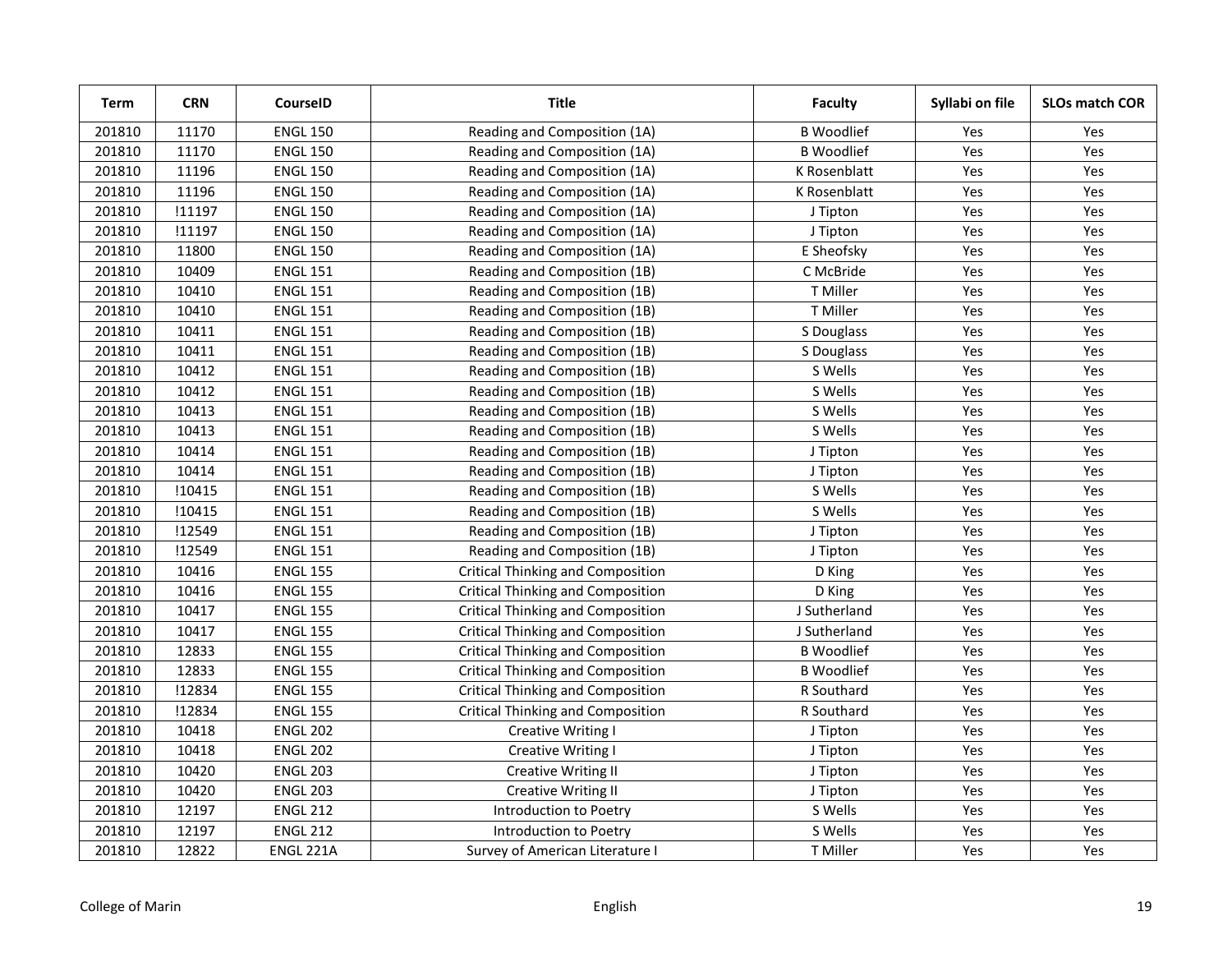| Term | CRN | CourseID | Title | Faculty | Syllabi on file | SLOs match COR |
|---|---|---|---|---|---|---|
| 201810 | 11170 | ENGL 150 | Reading and Composition (1A) | B Woodlief | Yes | Yes |
| 201810 | 11170 | ENGL 150 | Reading and Composition (1A) | B Woodlief | Yes | Yes |
| 201810 | 11196 | ENGL 150 | Reading and Composition (1A) | K Rosenblatt | Yes | Yes |
| 201810 | 11196 | ENGL 150 | Reading and Composition (1A) | K Rosenblatt | Yes | Yes |
| 201810 | !11197 | ENGL 150 | Reading and Composition (1A) | J Tipton | Yes | Yes |
| 201810 | !11197 | ENGL 150 | Reading and Composition (1A) | J Tipton | Yes | Yes |
| 201810 | 11800 | ENGL 150 | Reading and Composition (1A) | E Sheofsky | Yes | Yes |
| 201810 | 10409 | ENGL 151 | Reading and Composition (1B) | C McBride | Yes | Yes |
| 201810 | 10410 | ENGL 151 | Reading and Composition (1B) | T Miller | Yes | Yes |
| 201810 | 10410 | ENGL 151 | Reading and Composition (1B) | T Miller | Yes | Yes |
| 201810 | 10411 | ENGL 151 | Reading and Composition (1B) | S Douglass | Yes | Yes |
| 201810 | 10411 | ENGL 151 | Reading and Composition (1B) | S Douglass | Yes | Yes |
| 201810 | 10412 | ENGL 151 | Reading and Composition (1B) | S Wells | Yes | Yes |
| 201810 | 10412 | ENGL 151 | Reading and Composition (1B) | S Wells | Yes | Yes |
| 201810 | 10413 | ENGL 151 | Reading and Composition (1B) | S Wells | Yes | Yes |
| 201810 | 10413 | ENGL 151 | Reading and Composition (1B) | S Wells | Yes | Yes |
| 201810 | 10414 | ENGL 151 | Reading and Composition (1B) | J Tipton | Yes | Yes |
| 201810 | 10414 | ENGL 151 | Reading and Composition (1B) | J Tipton | Yes | Yes |
| 201810 | !10415 | ENGL 151 | Reading and Composition (1B) | S Wells | Yes | Yes |
| 201810 | !10415 | ENGL 151 | Reading and Composition (1B) | S Wells | Yes | Yes |
| 201810 | !12549 | ENGL 151 | Reading and Composition (1B) | J Tipton | Yes | Yes |
| 201810 | !12549 | ENGL 151 | Reading and Composition (1B) | J Tipton | Yes | Yes |
| 201810 | 10416 | ENGL 155 | Critical Thinking and Composition | D King | Yes | Yes |
| 201810 | 10416 | ENGL 155 | Critical Thinking and Composition | D King | Yes | Yes |
| 201810 | 10417 | ENGL 155 | Critical Thinking and Composition | J Sutherland | Yes | Yes |
| 201810 | 10417 | ENGL 155 | Critical Thinking and Composition | J Sutherland | Yes | Yes |
| 201810 | 12833 | ENGL 155 | Critical Thinking and Composition | B Woodlief | Yes | Yes |
| 201810 | 12833 | ENGL 155 | Critical Thinking and Composition | B Woodlief | Yes | Yes |
| 201810 | !12834 | ENGL 155 | Critical Thinking and Composition | R Southard | Yes | Yes |
| 201810 | !12834 | ENGL 155 | Critical Thinking and Composition | R Southard | Yes | Yes |
| 201810 | 10418 | ENGL 202 | Creative Writing I | J Tipton | Yes | Yes |
| 201810 | 10418 | ENGL 202 | Creative Writing I | J Tipton | Yes | Yes |
| 201810 | 10420 | ENGL 203 | Creative Writing II | J Tipton | Yes | Yes |
| 201810 | 10420 | ENGL 203 | Creative Writing II | J Tipton | Yes | Yes |
| 201810 | 12197 | ENGL 212 | Introduction to Poetry | S Wells | Yes | Yes |
| 201810 | 12197 | ENGL 212 | Introduction to Poetry | S Wells | Yes | Yes |
| 201810 | 12822 | ENGL 221A | Survey of American Literature I | T Miller | Yes | Yes |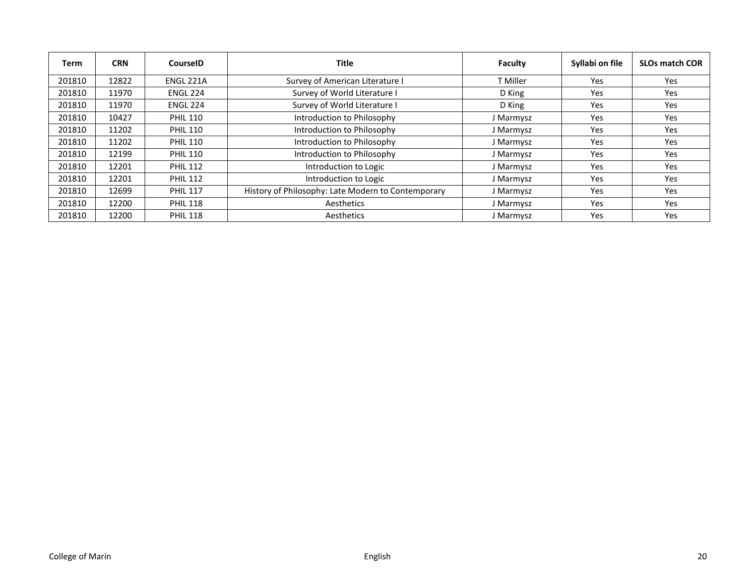| Term | CRN | CourseID | Title | Faculty | Syllabi on file | SLOs match COR |
|---|---|---|---|---|---|---|
| 201810 | 12822 | ENGL 221A | Survey of American Literature I | T Miller | Yes | Yes |
| 201810 | 11970 | ENGL 224 | Survey of World Literature I | D King | Yes | Yes |
| 201810 | 11970 | ENGL 224 | Survey of World Literature I | D King | Yes | Yes |
| 201810 | 10427 | PHIL 110 | Introduction to Philosophy | J Marmysz | Yes | Yes |
| 201810 | 11202 | PHIL 110 | Introduction to Philosophy | J Marmysz | Yes | Yes |
| 201810 | 11202 | PHIL 110 | Introduction to Philosophy | J Marmysz | Yes | Yes |
| 201810 | 12199 | PHIL 110 | Introduction to Philosophy | J Marmysz | Yes | Yes |
| 201810 | 12201 | PHIL 112 | Introduction to Logic | J Marmysz | Yes | Yes |
| 201810 | 12201 | PHIL 112 | Introduction to Logic | J Marmysz | Yes | Yes |
| 201810 | 12699 | PHIL 117 | History of Philosophy: Late Modern to Contemporary | J Marmysz | Yes | Yes |
| 201810 | 12200 | PHIL 118 | Aesthetics | J Marmysz | Yes | Yes |
| 201810 | 12200 | PHIL 118 | Aesthetics | J Marmysz | Yes | Yes |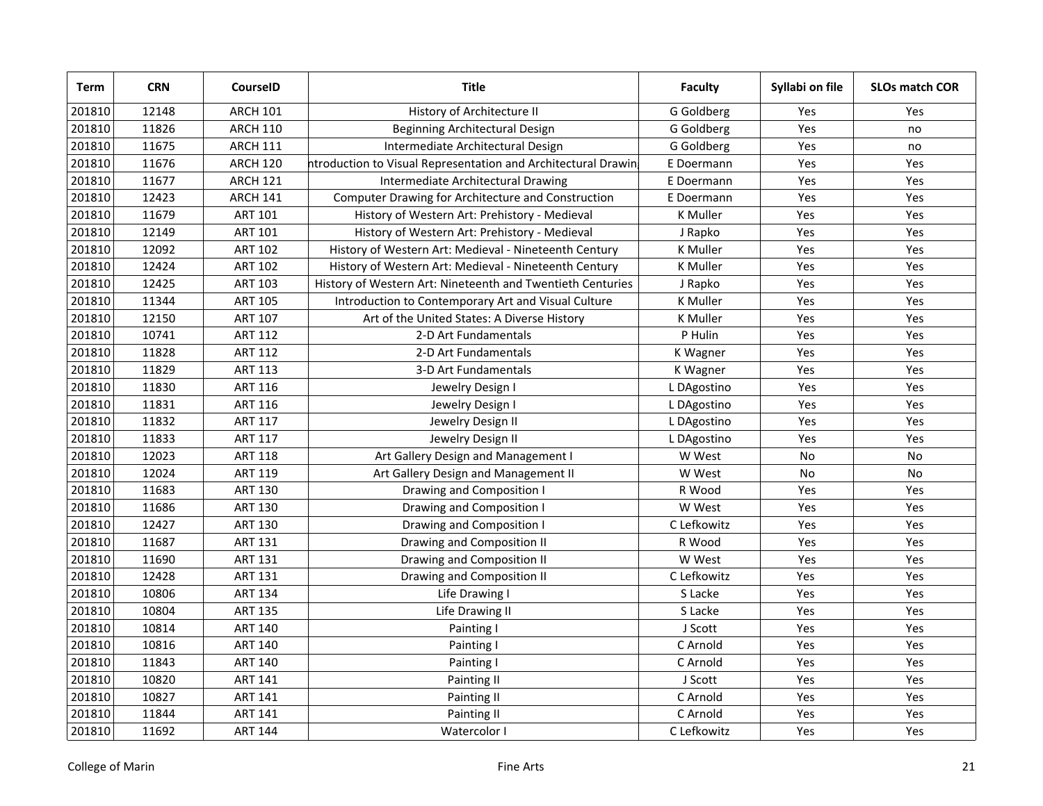| Term | CRN | CourseID | Title | Faculty | Syllabi on file | SLOs match COR |
|---|---|---|---|---|---|---|
| 201810 | 12148 | ARCH 101 | History of Architecture II | G Goldberg | Yes | Yes |
| 201810 | 11826 | ARCH 110 | Beginning Architectural Design | G Goldberg | Yes | no |
| 201810 | 11675 | ARCH 111 | Intermediate Architectural Design | G Goldberg | Yes | no |
| 201810 | 11676 | ARCH 120 | ntroduction to Visual Representation and Architectural Drawin | E Doermann | Yes | Yes |
| 201810 | 11677 | ARCH 121 | Intermediate Architectural Drawing | E Doermann | Yes | Yes |
| 201810 | 12423 | ARCH 141 | Computer Drawing for Architecture and Construction | E Doermann | Yes | Yes |
| 201810 | 11679 | ART 101 | History of Western Art: Prehistory - Medieval | K Muller | Yes | Yes |
| 201810 | 12149 | ART 101 | History of Western Art: Prehistory - Medieval | J Rapko | Yes | Yes |
| 201810 | 12092 | ART 102 | History of Western Art: Medieval - Nineteenth Century | K Muller | Yes | Yes |
| 201810 | 12424 | ART 102 | History of Western Art: Medieval - Nineteenth Century | K Muller | Yes | Yes |
| 201810 | 12425 | ART 103 | History of Western Art: Nineteenth and Twentieth Centuries | J Rapko | Yes | Yes |
| 201810 | 11344 | ART 105 | Introduction to Contemporary Art and Visual Culture | K Muller | Yes | Yes |
| 201810 | 12150 | ART 107 | Art of the United States: A Diverse History | K Muller | Yes | Yes |
| 201810 | 10741 | ART 112 | 2-D Art Fundamentals | P Hulin | Yes | Yes |
| 201810 | 11828 | ART 112 | 2-D Art Fundamentals | K Wagner | Yes | Yes |
| 201810 | 11829 | ART 113 | 3-D Art Fundamentals | K Wagner | Yes | Yes |
| 201810 | 11830 | ART 116 | Jewelry Design I | L DAgostino | Yes | Yes |
| 201810 | 11831 | ART 116 | Jewelry Design I | L DAgostino | Yes | Yes |
| 201810 | 11832 | ART 117 | Jewelry Design II | L DAgostino | Yes | Yes |
| 201810 | 11833 | ART 117 | Jewelry Design II | L DAgostino | Yes | Yes |
| 201810 | 12023 | ART 118 | Art Gallery Design and Management I | W West | No | No |
| 201810 | 12024 | ART 119 | Art Gallery Design and Management II | W West | No | No |
| 201810 | 11683 | ART 130 | Drawing and Composition I | R Wood | Yes | Yes |
| 201810 | 11686 | ART 130 | Drawing and Composition I | W West | Yes | Yes |
| 201810 | 12427 | ART 130 | Drawing and Composition I | C Lefkowitz | Yes | Yes |
| 201810 | 11687 | ART 131 | Drawing and Composition II | R Wood | Yes | Yes |
| 201810 | 11690 | ART 131 | Drawing and Composition II | W West | Yes | Yes |
| 201810 | 12428 | ART 131 | Drawing and Composition II | C Lefkowitz | Yes | Yes |
| 201810 | 10806 | ART 134 | Life Drawing I | S Lacke | Yes | Yes |
| 201810 | 10804 | ART 135 | Life Drawing II | S Lacke | Yes | Yes |
| 201810 | 10814 | ART 140 | Painting I | J Scott | Yes | Yes |
| 201810 | 10816 | ART 140 | Painting I | C Arnold | Yes | Yes |
| 201810 | 11843 | ART 140 | Painting I | C Arnold | Yes | Yes |
| 201810 | 10820 | ART 141 | Painting II | J Scott | Yes | Yes |
| 201810 | 10827 | ART 141 | Painting II | C Arnold | Yes | Yes |
| 201810 | 11844 | ART 141 | Painting II | C Arnold | Yes | Yes |
| 201810 | 11692 | ART 144 | Watercolor I | C Lefkowitz | Yes | Yes |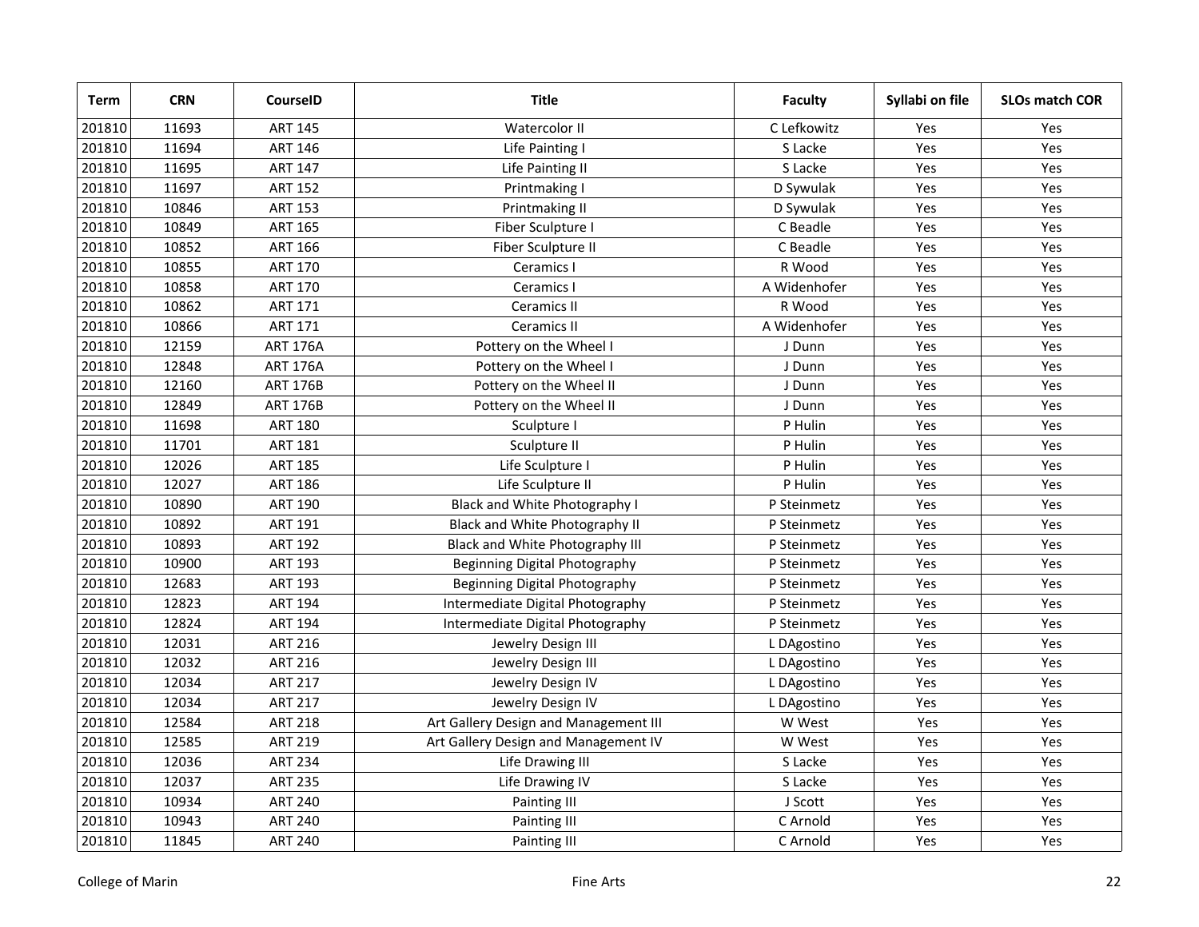| Term | CRN | CourseID | Title | Faculty | Syllabi on file | SLOs match COR |
|---|---|---|---|---|---|---|
| 201810 | 11693 | ART 145 | Watercolor II | C Lefkowitz | Yes | Yes |
| 201810 | 11694 | ART 146 | Life Painting I | S Lacke | Yes | Yes |
| 201810 | 11695 | ART 147 | Life Painting II | S Lacke | Yes | Yes |
| 201810 | 11697 | ART 152 | Printmaking I | D Sywulak | Yes | Yes |
| 201810 | 10846 | ART 153 | Printmaking II | D Sywulak | Yes | Yes |
| 201810 | 10849 | ART 165 | Fiber Sculpture I | C Beadle | Yes | Yes |
| 201810 | 10852 | ART 166 | Fiber Sculpture II | C Beadle | Yes | Yes |
| 201810 | 10855 | ART 170 | Ceramics I | R Wood | Yes | Yes |
| 201810 | 10858 | ART 170 | Ceramics I | A Widenhofer | Yes | Yes |
| 201810 | 10862 | ART 171 | Ceramics II | R Wood | Yes | Yes |
| 201810 | 10866 | ART 171 | Ceramics II | A Widenhofer | Yes | Yes |
| 201810 | 12159 | ART 176A | Pottery on the Wheel I | J Dunn | Yes | Yes |
| 201810 | 12848 | ART 176A | Pottery on the Wheel I | J Dunn | Yes | Yes |
| 201810 | 12160 | ART 176B | Pottery on the Wheel II | J Dunn | Yes | Yes |
| 201810 | 12849 | ART 176B | Pottery on the Wheel II | J Dunn | Yes | Yes |
| 201810 | 11698 | ART 180 | Sculpture I | P Hulin | Yes | Yes |
| 201810 | 11701 | ART 181 | Sculpture II | P Hulin | Yes | Yes |
| 201810 | 12026 | ART 185 | Life Sculpture I | P Hulin | Yes | Yes |
| 201810 | 12027 | ART 186 | Life Sculpture II | P Hulin | Yes | Yes |
| 201810 | 10890 | ART 190 | Black and White Photography I | P Steinmetz | Yes | Yes |
| 201810 | 10892 | ART 191 | Black and White Photography II | P Steinmetz | Yes | Yes |
| 201810 | 10893 | ART 192 | Black and White Photography III | P Steinmetz | Yes | Yes |
| 201810 | 10900 | ART 193 | Beginning Digital Photography | P Steinmetz | Yes | Yes |
| 201810 | 12683 | ART 193 | Beginning Digital Photography | P Steinmetz | Yes | Yes |
| 201810 | 12823 | ART 194 | Intermediate Digital Photography | P Steinmetz | Yes | Yes |
| 201810 | 12824 | ART 194 | Intermediate Digital Photography | P Steinmetz | Yes | Yes |
| 201810 | 12031 | ART 216 | Jewelry Design III | L DAgostino | Yes | Yes |
| 201810 | 12032 | ART 216 | Jewelry Design III | L DAgostino | Yes | Yes |
| 201810 | 12034 | ART 217 | Jewelry Design IV | L DAgostino | Yes | Yes |
| 201810 | 12034 | ART 217 | Jewelry Design IV | L DAgostino | Yes | Yes |
| 201810 | 12584 | ART 218 | Art Gallery Design and Management III | W West | Yes | Yes |
| 201810 | 12585 | ART 219 | Art Gallery Design and Management IV | W West | Yes | Yes |
| 201810 | 12036 | ART 234 | Life Drawing III | S Lacke | Yes | Yes |
| 201810 | 12037 | ART 235 | Life Drawing IV | S Lacke | Yes | Yes |
| 201810 | 10934 | ART 240 | Painting III | J Scott | Yes | Yes |
| 201810 | 10943 | ART 240 | Painting III | C Arnold | Yes | Yes |
| 201810 | 11845 | ART 240 | Painting III | C Arnold | Yes | Yes |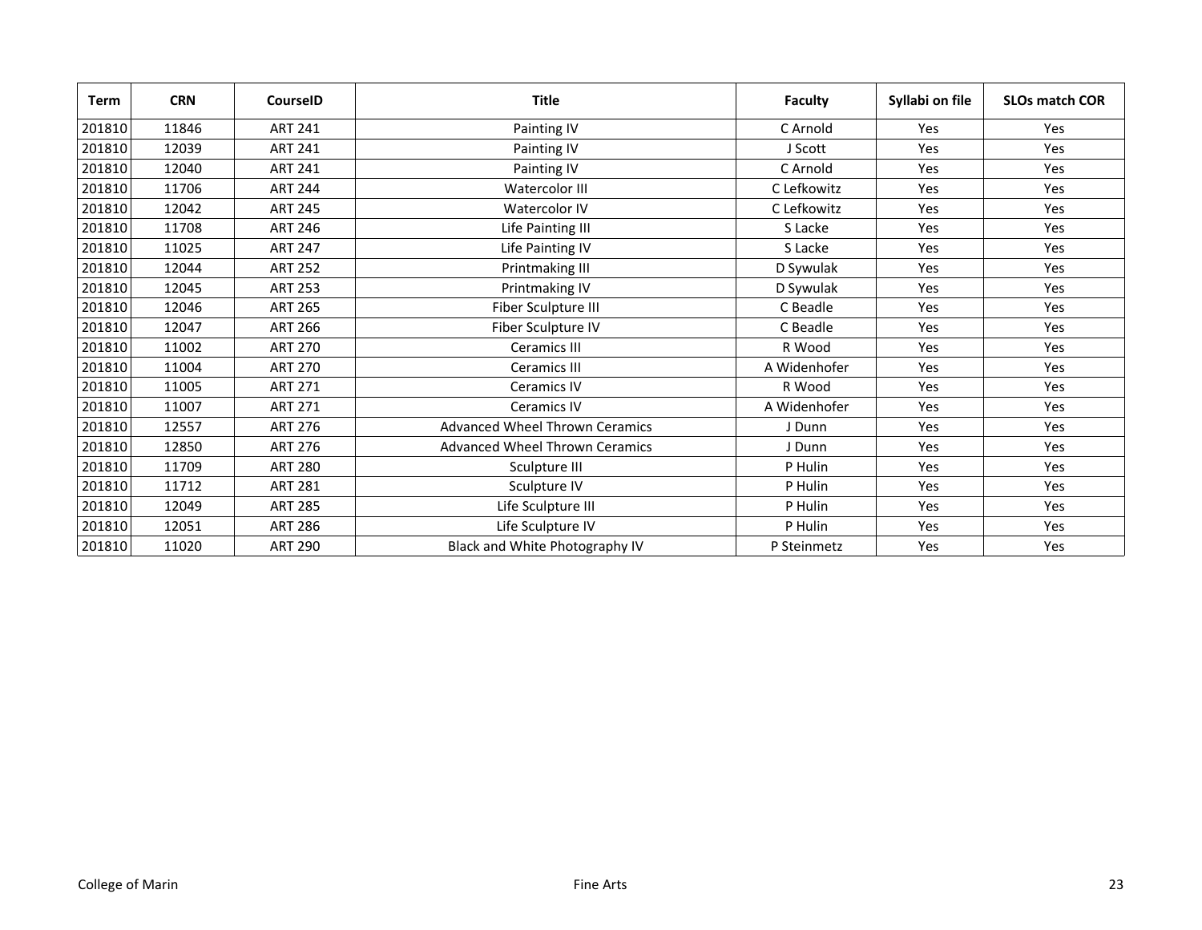| Term | CRN | CourseID | Title | Faculty | Syllabi on file | SLOs match COR |
|---|---|---|---|---|---|---|
| 201810 | 11846 | ART 241 | Painting IV | C Arnold | Yes | Yes |
| 201810 | 12039 | ART 241 | Painting IV | J Scott | Yes | Yes |
| 201810 | 12040 | ART 241 | Painting IV | C Arnold | Yes | Yes |
| 201810 | 11706 | ART 244 | Watercolor III | C Lefkowitz | Yes | Yes |
| 201810 | 12042 | ART 245 | Watercolor IV | C Lefkowitz | Yes | Yes |
| 201810 | 11708 | ART 246 | Life Painting III | S Lacke | Yes | Yes |
| 201810 | 11025 | ART 247 | Life Painting IV | S Lacke | Yes | Yes |
| 201810 | 12044 | ART 252 | Printmaking III | D Sywulak | Yes | Yes |
| 201810 | 12045 | ART 253 | Printmaking IV | D Sywulak | Yes | Yes |
| 201810 | 12046 | ART 265 | Fiber Sculpture III | C Beadle | Yes | Yes |
| 201810 | 12047 | ART 266 | Fiber Sculpture IV | C Beadle | Yes | Yes |
| 201810 | 11002 | ART 270 | Ceramics III | R Wood | Yes | Yes |
| 201810 | 11004 | ART 270 | Ceramics III | A Widenhofer | Yes | Yes |
| 201810 | 11005 | ART 271 | Ceramics IV | R Wood | Yes | Yes |
| 201810 | 11007 | ART 271 | Ceramics IV | A Widenhofer | Yes | Yes |
| 201810 | 12557 | ART 276 | Advanced Wheel Thrown Ceramics | J Dunn | Yes | Yes |
| 201810 | 12850 | ART 276 | Advanced Wheel Thrown Ceramics | J Dunn | Yes | Yes |
| 201810 | 11709 | ART 280 | Sculpture III | P Hulin | Yes | Yes |
| 201810 | 11712 | ART 281 | Sculpture IV | P Hulin | Yes | Yes |
| 201810 | 12049 | ART 285 | Life Sculpture III | P Hulin | Yes | Yes |
| 201810 | 12051 | ART 286 | Life Sculpture IV | P Hulin | Yes | Yes |
| 201810 | 11020 | ART 290 | Black and White Photography IV | P Steinmetz | Yes | Yes |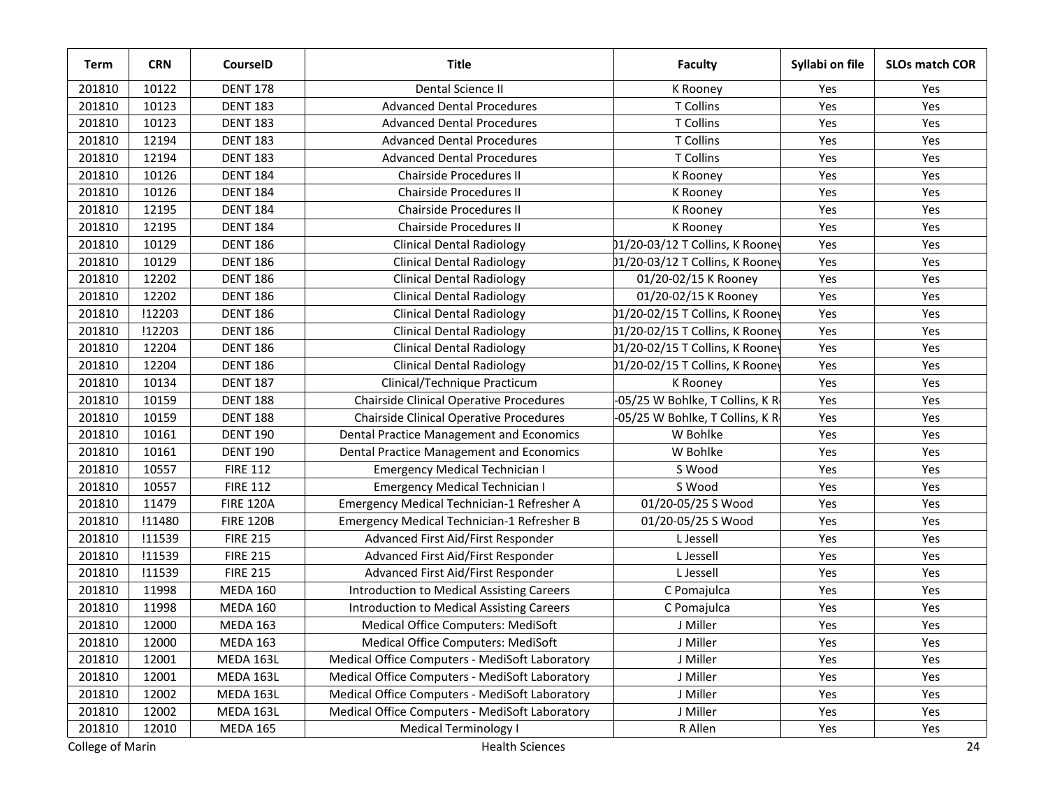| Term | CRN | CourseID | Title | Faculty | Syllabi on file | SLOs match COR |
|---|---|---|---|---|---|---|
| 201810 | 10122 | DENT 178 | Dental Science II | K Rooney | Yes | Yes |
| 201810 | 10123 | DENT 183 | Advanced Dental Procedures | T Collins | Yes | Yes |
| 201810 | 10123 | DENT 183 | Advanced Dental Procedures | T Collins | Yes | Yes |
| 201810 | 12194 | DENT 183 | Advanced Dental Procedures | T Collins | Yes | Yes |
| 201810 | 12194 | DENT 183 | Advanced Dental Procedures | T Collins | Yes | Yes |
| 201810 | 10126 | DENT 184 | Chairside Procedures II | K Rooney | Yes | Yes |
| 201810 | 10126 | DENT 184 | Chairside Procedures II | K Rooney | Yes | Yes |
| 201810 | 12195 | DENT 184 | Chairside Procedures II | K Rooney | Yes | Yes |
| 201810 | 12195 | DENT 184 | Chairside Procedures II | K Rooney | Yes | Yes |
| 201810 | 10129 | DENT 186 | Clinical Dental Radiology | )1/20-03/12 T Collins, K Rooney | Yes | Yes |
| 201810 | 10129 | DENT 186 | Clinical Dental Radiology | )1/20-03/12 T Collins, K Rooney | Yes | Yes |
| 201810 | 12202 | DENT 186 | Clinical Dental Radiology | 01/20-02/15 K Rooney | Yes | Yes |
| 201810 | 12202 | DENT 186 | Clinical Dental Radiology | 01/20-02/15 K Rooney | Yes | Yes |
| 201810 | !12203 | DENT 186 | Clinical Dental Radiology | )1/20-02/15 T Collins, K Rooney | Yes | Yes |
| 201810 | !12203 | DENT 186 | Clinical Dental Radiology | )1/20-02/15 T Collins, K Rooney | Yes | Yes |
| 201810 | 12204 | DENT 186 | Clinical Dental Radiology | )1/20-02/15 T Collins, K Rooney | Yes | Yes |
| 201810 | 12204 | DENT 186 | Clinical Dental Radiology | )1/20-02/15 T Collins, K Rooney | Yes | Yes |
| 201810 | 10134 | DENT 187 | Clinical/Technique Practicum | K Rooney | Yes | Yes |
| 201810 | 10159 | DENT 188 | Chairside Clinical Operative Procedures | -05/25 W Bohlke, T Collins, K R | Yes | Yes |
| 201810 | 10159 | DENT 188 | Chairside Clinical Operative Procedures | -05/25 W Bohlke, T Collins, K R | Yes | Yes |
| 201810 | 10161 | DENT 190 | Dental Practice Management and Economics | W Bohlke | Yes | Yes |
| 201810 | 10161 | DENT 190 | Dental Practice Management and Economics | W Bohlke | Yes | Yes |
| 201810 | 10557 | FIRE 112 | Emergency Medical Technician I | S Wood | Yes | Yes |
| 201810 | 10557 | FIRE 112 | Emergency Medical Technician I | S Wood | Yes | Yes |
| 201810 | 11479 | FIRE 120A | Emergency Medical Technician-1 Refresher A | 01/20-05/25 S Wood | Yes | Yes |
| 201810 | !11480 | FIRE 120B | Emergency Medical Technician-1 Refresher B | 01/20-05/25 S Wood | Yes | Yes |
| 201810 | !11539 | FIRE 215 | Advanced First Aid/First Responder | L Jessell | Yes | Yes |
| 201810 | !11539 | FIRE 215 | Advanced First Aid/First Responder | L Jessell | Yes | Yes |
| 201810 | !11539 | FIRE 215 | Advanced First Aid/First Responder | L Jessell | Yes | Yes |
| 201810 | 11998 | MEDA 160 | Introduction to Medical Assisting Careers | C Pomajulca | Yes | Yes |
| 201810 | 11998 | MEDA 160 | Introduction to Medical Assisting Careers | C Pomajulca | Yes | Yes |
| 201810 | 12000 | MEDA 163 | Medical Office Computers: MediSoft | J Miller | Yes | Yes |
| 201810 | 12000 | MEDA 163 | Medical Office Computers: MediSoft | J Miller | Yes | Yes |
| 201810 | 12001 | MEDA 163L | Medical Office Computers - MediSoft Laboratory | J Miller | Yes | Yes |
| 201810 | 12001 | MEDA 163L | Medical Office Computers - MediSoft Laboratory | J Miller | Yes | Yes |
| 201810 | 12002 | MEDA 163L | Medical Office Computers - MediSoft Laboratory | J Miller | Yes | Yes |
| 201810 | 12002 | MEDA 163L | Medical Office Computers - MediSoft Laboratory | J Miller | Yes | Yes |
| 201810 | 12010 | MEDA 165 | Medical Terminology I | R Allen | Yes | Yes |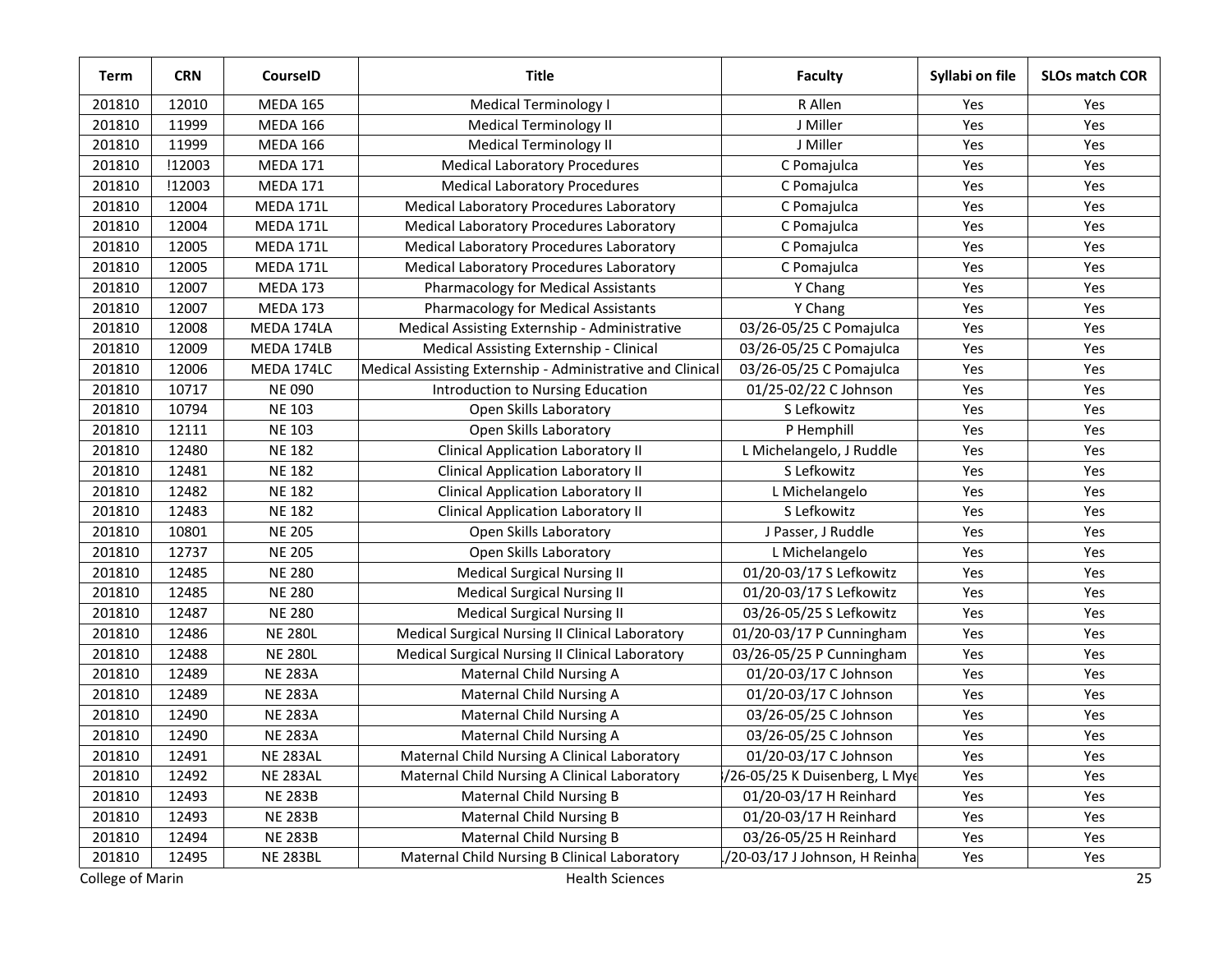| Term | CRN | CourseID | Title | Faculty | Syllabi on file | SLOs match COR |
|---|---|---|---|---|---|---|
| 201810 | 12010 | MEDA 165 | Medical Terminology I | R Allen | Yes | Yes |
| 201810 | 11999 | MEDA 166 | Medical Terminology II | J Miller | Yes | Yes |
| 201810 | 11999 | MEDA 166 | Medical Terminology II | J Miller | Yes | Yes |
| 201810 | !12003 | MEDA 171 | Medical Laboratory Procedures | C Pomajulca | Yes | Yes |
| 201810 | !12003 | MEDA 171 | Medical Laboratory Procedures | C Pomajulca | Yes | Yes |
| 201810 | 12004 | MEDA 171L | Medical Laboratory Procedures Laboratory | C Pomajulca | Yes | Yes |
| 201810 | 12004 | MEDA 171L | Medical Laboratory Procedures Laboratory | C Pomajulca | Yes | Yes |
| 201810 | 12005 | MEDA 171L | Medical Laboratory Procedures Laboratory | C Pomajulca | Yes | Yes |
| 201810 | 12005 | MEDA 171L | Medical Laboratory Procedures Laboratory | C Pomajulca | Yes | Yes |
| 201810 | 12007 | MEDA 173 | Pharmacology for Medical Assistants | Y Chang | Yes | Yes |
| 201810 | 12007 | MEDA 173 | Pharmacology for Medical Assistants | Y Chang | Yes | Yes |
| 201810 | 12008 | MEDA 174LA | Medical Assisting Externship - Administrative | 03/26-05/25 C Pomajulca | Yes | Yes |
| 201810 | 12009 | MEDA 174LB | Medical Assisting Externship - Clinical | 03/26-05/25 C Pomajulca | Yes | Yes |
| 201810 | 12006 | MEDA 174LC | Medical Assisting Externship - Administrative and Clinical | 03/26-05/25 C Pomajulca | Yes | Yes |
| 201810 | 10717 | NE 090 | Introduction to Nursing Education | 01/25-02/22 C Johnson | Yes | Yes |
| 201810 | 10794 | NE 103 | Open Skills Laboratory | S Lefkowitz | Yes | Yes |
| 201810 | 12111 | NE 103 | Open Skills Laboratory | P Hemphill | Yes | Yes |
| 201810 | 12480 | NE 182 | Clinical Application Laboratory II | L Michelangelo, J Ruddle | Yes | Yes |
| 201810 | 12481 | NE 182 | Clinical Application Laboratory II | S Lefkowitz | Yes | Yes |
| 201810 | 12482 | NE 182 | Clinical Application Laboratory II | L Michelangelo | Yes | Yes |
| 201810 | 12483 | NE 182 | Clinical Application Laboratory II | S Lefkowitz | Yes | Yes |
| 201810 | 10801 | NE 205 | Open Skills Laboratory | J Passer, J Ruddle | Yes | Yes |
| 201810 | 12737 | NE 205 | Open Skills Laboratory | L Michelangelo | Yes | Yes |
| 201810 | 12485 | NE 280 | Medical Surgical Nursing II | 01/20-03/17 S Lefkowitz | Yes | Yes |
| 201810 | 12485 | NE 280 | Medical Surgical Nursing II | 01/20-03/17 S Lefkowitz | Yes | Yes |
| 201810 | 12487 | NE 280 | Medical Surgical Nursing II | 03/26-05/25 S Lefkowitz | Yes | Yes |
| 201810 | 12486 | NE 280L | Medical Surgical Nursing II Clinical Laboratory | 01/20-03/17 P Cunningham | Yes | Yes |
| 201810 | 12488 | NE 280L | Medical Surgical Nursing II Clinical Laboratory | 03/26-05/25 P Cunningham | Yes | Yes |
| 201810 | 12489 | NE 283A | Maternal Child Nursing A | 01/20-03/17 C Johnson | Yes | Yes |
| 201810 | 12489 | NE 283A | Maternal Child Nursing A | 01/20-03/17 C Johnson | Yes | Yes |
| 201810 | 12490 | NE 283A | Maternal Child Nursing A | 03/26-05/25 C Johnson | Yes | Yes |
| 201810 | 12490 | NE 283A | Maternal Child Nursing A | 03/26-05/25 C Johnson | Yes | Yes |
| 201810 | 12491 | NE 283AL | Maternal Child Nursing A Clinical Laboratory | 01/20-03/17 C Johnson | Yes | Yes |
| 201810 | 12492 | NE 283AL | Maternal Child Nursing A Clinical Laboratory | /26-05/25 K Duisenberg, L Mye | Yes | Yes |
| 201810 | 12493 | NE 283B | Maternal Child Nursing B | 01/20-03/17 H Reinhard | Yes | Yes |
| 201810 | 12493 | NE 283B | Maternal Child Nursing B | 01/20-03/17 H Reinhard | Yes | Yes |
| 201810 | 12494 | NE 283B | Maternal Child Nursing B | 03/26-05/25 H Reinhard | Yes | Yes |
| 201810 | 12495 | NE 283BL | Maternal Child Nursing B Clinical Laboratory | /20-03/17 J Johnson, H Reinha | Yes | Yes |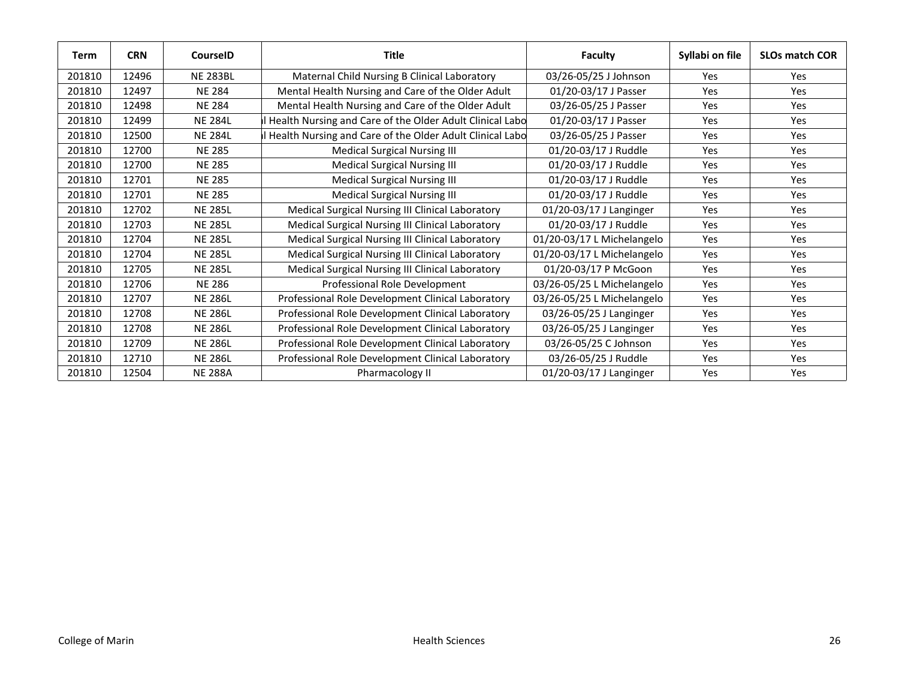| Term | CRN | CourseID | Title | Faculty | Syllabi on file | SLOs match COR |
|---|---|---|---|---|---|---|
| 201810 | 12496 | NE 283BL | Maternal Child Nursing B Clinical Laboratory | 03/26-05/25 J Johnson | Yes | Yes |
| 201810 | 12497 | NE 284 | Mental Health Nursing and Care of the Older Adult | 01/20-03/17 J Passer | Yes | Yes |
| 201810 | 12498 | NE 284 | Mental Health Nursing and Care of the Older Adult | 03/26-05/25 J Passer | Yes | Yes |
| 201810 | 12499 | NE 284L | l Health Nursing and Care of the Older Adult Clinical Labo | 01/20-03/17 J Passer | Yes | Yes |
| 201810 | 12500 | NE 284L | l Health Nursing and Care of the Older Adult Clinical Labo | 03/26-05/25 J Passer | Yes | Yes |
| 201810 | 12700 | NE 285 | Medical Surgical Nursing III | 01/20-03/17 J Ruddle | Yes | Yes |
| 201810 | 12700 | NE 285 | Medical Surgical Nursing III | 01/20-03/17 J Ruddle | Yes | Yes |
| 201810 | 12701 | NE 285 | Medical Surgical Nursing III | 01/20-03/17 J Ruddle | Yes | Yes |
| 201810 | 12701 | NE 285 | Medical Surgical Nursing III | 01/20-03/17 J Ruddle | Yes | Yes |
| 201810 | 12702 | NE 285L | Medical Surgical Nursing III Clinical Laboratory | 01/20-03/17 J Langinger | Yes | Yes |
| 201810 | 12703 | NE 285L | Medical Surgical Nursing III Clinical Laboratory | 01/20-03/17 J Ruddle | Yes | Yes |
| 201810 | 12704 | NE 285L | Medical Surgical Nursing III Clinical Laboratory | 01/20-03/17 L Michelangelo | Yes | Yes |
| 201810 | 12704 | NE 285L | Medical Surgical Nursing III Clinical Laboratory | 01/20-03/17 L Michelangelo | Yes | Yes |
| 201810 | 12705 | NE 285L | Medical Surgical Nursing III Clinical Laboratory | 01/20-03/17 P McGoon | Yes | Yes |
| 201810 | 12706 | NE 286 | Professional Role Development | 03/26-05/25 L Michelangelo | Yes | Yes |
| 201810 | 12707 | NE 286L | Professional Role Development Clinical Laboratory | 03/26-05/25 L Michelangelo | Yes | Yes |
| 201810 | 12708 | NE 286L | Professional Role Development Clinical Laboratory | 03/26-05/25 J Langinger | Yes | Yes |
| 201810 | 12708 | NE 286L | Professional Role Development Clinical Laboratory | 03/26-05/25 J Langinger | Yes | Yes |
| 201810 | 12709 | NE 286L | Professional Role Development Clinical Laboratory | 03/26-05/25 C Johnson | Yes | Yes |
| 201810 | 12710 | NE 286L | Professional Role Development Clinical Laboratory | 03/26-05/25 J Ruddle | Yes | Yes |
| 201810 | 12504 | NE 288A | Pharmacology II | 01/20-03/17 J Langinger | Yes | Yes |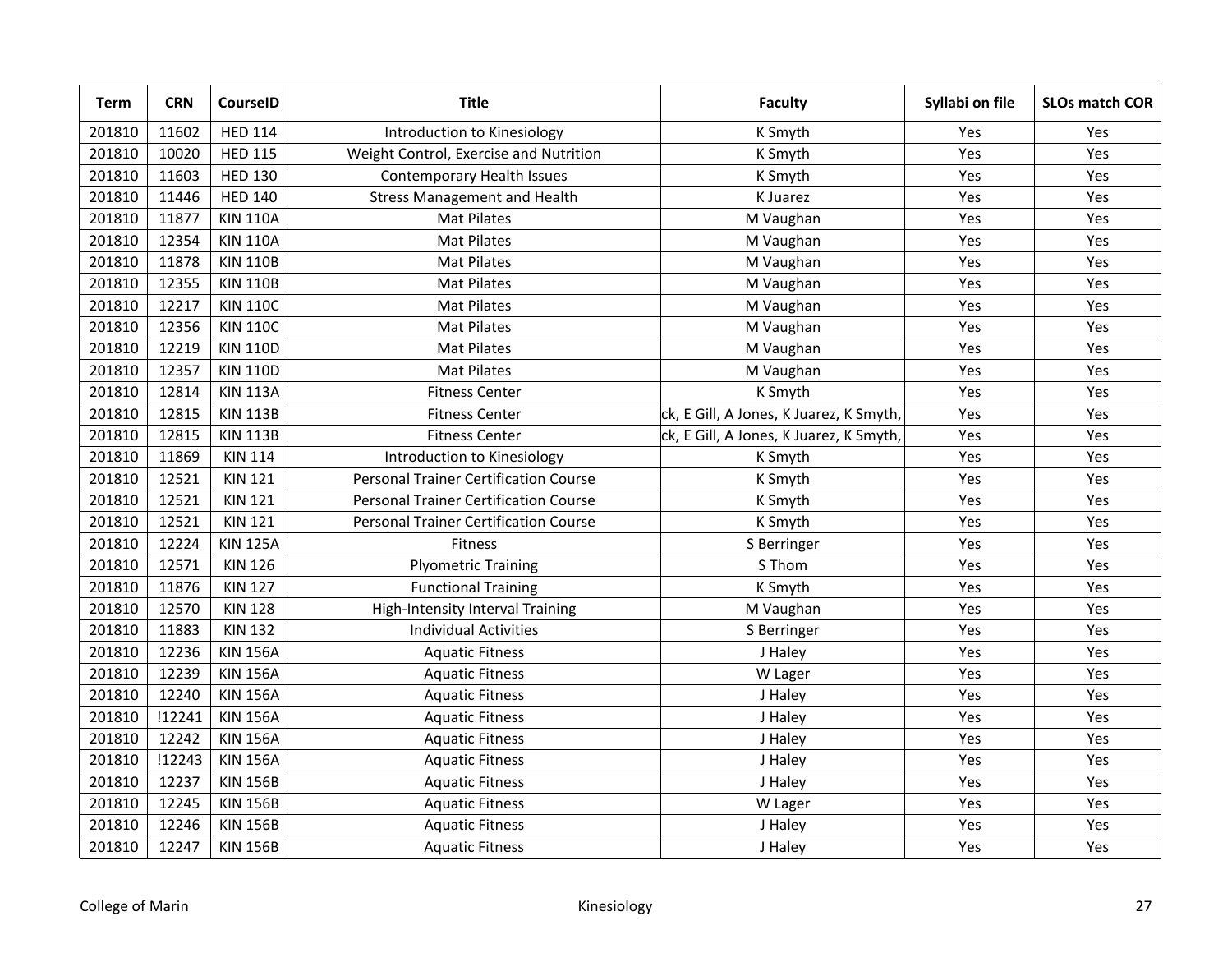| Term | CRN | CourseID | Title | Faculty | Syllabi on file | SLOs match COR |
| --- | --- | --- | --- | --- | --- | --- |
| 201810 | 11602 | HED 114 | Introduction to Kinesiology | K Smyth | Yes | Yes |
| 201810 | 10020 | HED 115 | Weight Control, Exercise and Nutrition | K Smyth | Yes | Yes |
| 201810 | 11603 | HED 130 | Contemporary Health Issues | K Smyth | Yes | Yes |
| 201810 | 11446 | HED 140 | Stress Management and Health | K Juarez | Yes | Yes |
| 201810 | 11877 | KIN 110A | Mat Pilates | M Vaughan | Yes | Yes |
| 201810 | 12354 | KIN 110A | Mat Pilates | M Vaughan | Yes | Yes |
| 201810 | 11878 | KIN 110B | Mat Pilates | M Vaughan | Yes | Yes |
| 201810 | 12355 | KIN 110B | Mat Pilates | M Vaughan | Yes | Yes |
| 201810 | 12217 | KIN 110C | Mat Pilates | M Vaughan | Yes | Yes |
| 201810 | 12356 | KIN 110C | Mat Pilates | M Vaughan | Yes | Yes |
| 201810 | 12219 | KIN 110D | Mat Pilates | M Vaughan | Yes | Yes |
| 201810 | 12357 | KIN 110D | Mat Pilates | M Vaughan | Yes | Yes |
| 201810 | 12814 | KIN 113A | Fitness Center | K Smyth | Yes | Yes |
| 201810 | 12815 | KIN 113B | Fitness Center | ck, E Gill, A Jones, K Juarez, K Smyth, | Yes | Yes |
| 201810 | 12815 | KIN 113B | Fitness Center | ck, E Gill, A Jones, K Juarez, K Smyth, | Yes | Yes |
| 201810 | 11869 | KIN 114 | Introduction to Kinesiology | K Smyth | Yes | Yes |
| 201810 | 12521 | KIN 121 | Personal Trainer Certification Course | K Smyth | Yes | Yes |
| 201810 | 12521 | KIN 121 | Personal Trainer Certification Course | K Smyth | Yes | Yes |
| 201810 | 12521 | KIN 121 | Personal Trainer Certification Course | K Smyth | Yes | Yes |
| 201810 | 12224 | KIN 125A | Fitness | S Berringer | Yes | Yes |
| 201810 | 12571 | KIN 126 | Plyometric Training | S Thom | Yes | Yes |
| 201810 | 11876 | KIN 127 | Functional Training | K Smyth | Yes | Yes |
| 201810 | 12570 | KIN 128 | High-Intensity Interval Training | M Vaughan | Yes | Yes |
| 201810 | 11883 | KIN 132 | Individual Activities | S Berringer | Yes | Yes |
| 201810 | 12236 | KIN 156A | Aquatic Fitness | J Haley | Yes | Yes |
| 201810 | 12239 | KIN 156A | Aquatic Fitness | W Lager | Yes | Yes |
| 201810 | 12240 | KIN 156A | Aquatic Fitness | J Haley | Yes | Yes |
| 201810 | !12241 | KIN 156A | Aquatic Fitness | J Haley | Yes | Yes |
| 201810 | 12242 | KIN 156A | Aquatic Fitness | J Haley | Yes | Yes |
| 201810 | !12243 | KIN 156A | Aquatic Fitness | J Haley | Yes | Yes |
| 201810 | 12237 | KIN 156B | Aquatic Fitness | J Haley | Yes | Yes |
| 201810 | 12245 | KIN 156B | Aquatic Fitness | W Lager | Yes | Yes |
| 201810 | 12246 | KIN 156B | Aquatic Fitness | J Haley | Yes | Yes |
| 201810 | 12247 | KIN 156B | Aquatic Fitness | J Haley | Yes | Yes |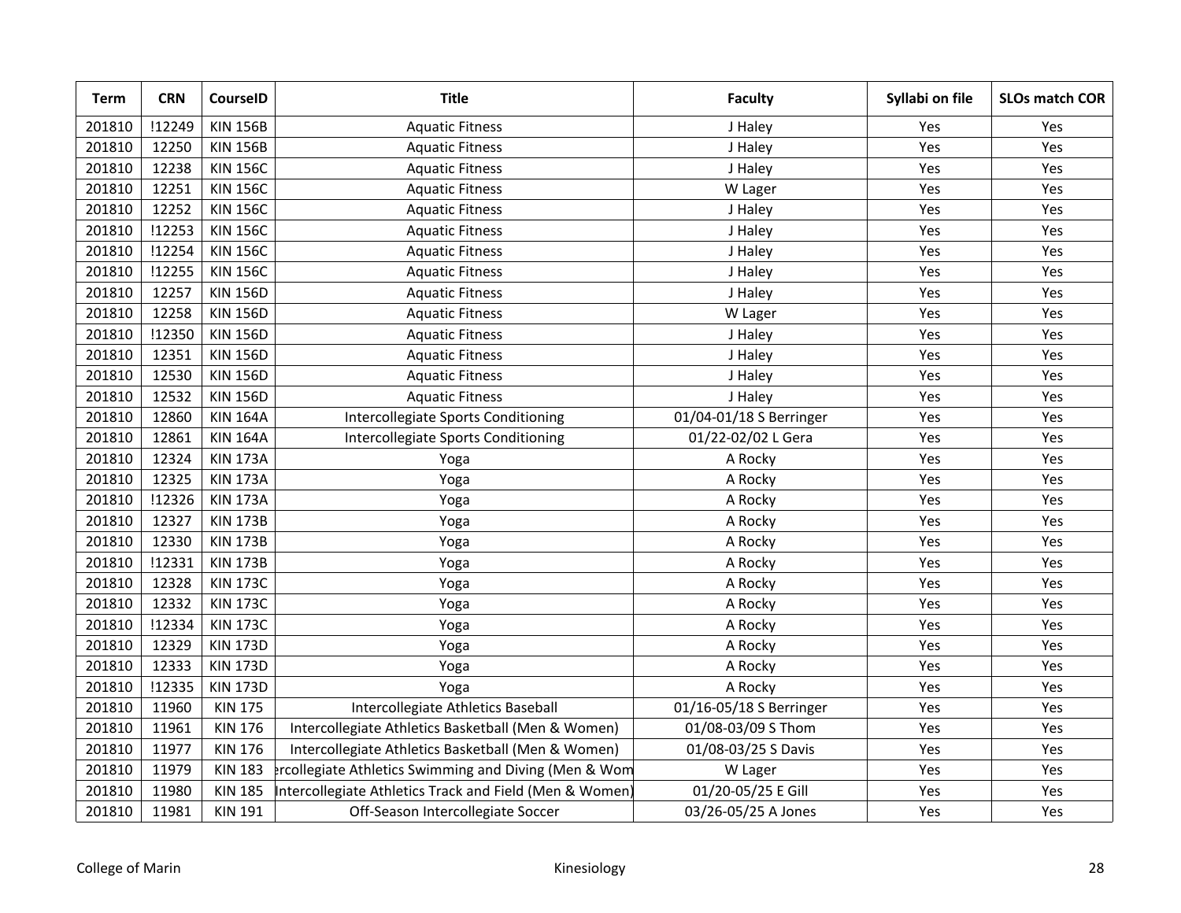| Term | CRN | CourseID | Title | Faculty | Syllabi on file | SLOs match COR |
|---|---|---|---|---|---|---|
| 201810 | !12249 | KIN 156B | Aquatic Fitness | J Haley | Yes | Yes |
| 201810 | 12250 | KIN 156B | Aquatic Fitness | J Haley | Yes | Yes |
| 201810 | 12238 | KIN 156C | Aquatic Fitness | J Haley | Yes | Yes |
| 201810 | 12251 | KIN 156C | Aquatic Fitness | W Lager | Yes | Yes |
| 201810 | 12252 | KIN 156C | Aquatic Fitness | J Haley | Yes | Yes |
| 201810 | !12253 | KIN 156C | Aquatic Fitness | J Haley | Yes | Yes |
| 201810 | !12254 | KIN 156C | Aquatic Fitness | J Haley | Yes | Yes |
| 201810 | !12255 | KIN 156C | Aquatic Fitness | J Haley | Yes | Yes |
| 201810 | 12257 | KIN 156D | Aquatic Fitness | J Haley | Yes | Yes |
| 201810 | 12258 | KIN 156D | Aquatic Fitness | W Lager | Yes | Yes |
| 201810 | !12350 | KIN 156D | Aquatic Fitness | J Haley | Yes | Yes |
| 201810 | 12351 | KIN 156D | Aquatic Fitness | J Haley | Yes | Yes |
| 201810 | 12530 | KIN 156D | Aquatic Fitness | J Haley | Yes | Yes |
| 201810 | 12532 | KIN 156D | Aquatic Fitness | J Haley | Yes | Yes |
| 201810 | 12860 | KIN 164A | Intercollegiate Sports Conditioning | 01/04-01/18 S Berringer | Yes | Yes |
| 201810 | 12861 | KIN 164A | Intercollegiate Sports Conditioning | 01/22-02/02 L Gera | Yes | Yes |
| 201810 | 12324 | KIN 173A | Yoga | A Rocky | Yes | Yes |
| 201810 | 12325 | KIN 173A | Yoga | A Rocky | Yes | Yes |
| 201810 | !12326 | KIN 173A | Yoga | A Rocky | Yes | Yes |
| 201810 | 12327 | KIN 173B | Yoga | A Rocky | Yes | Yes |
| 201810 | 12330 | KIN 173B | Yoga | A Rocky | Yes | Yes |
| 201810 | !12331 | KIN 173B | Yoga | A Rocky | Yes | Yes |
| 201810 | 12328 | KIN 173C | Yoga | A Rocky | Yes | Yes |
| 201810 | 12332 | KIN 173C | Yoga | A Rocky | Yes | Yes |
| 201810 | !12334 | KIN 173C | Yoga | A Rocky | Yes | Yes |
| 201810 | 12329 | KIN 173D | Yoga | A Rocky | Yes | Yes |
| 201810 | 12333 | KIN 173D | Yoga | A Rocky | Yes | Yes |
| 201810 | !12335 | KIN 173D | Yoga | A Rocky | Yes | Yes |
| 201810 | 11960 | KIN 175 | Intercollegiate Athletics Baseball | 01/16-05/18 S Berringer | Yes | Yes |
| 201810 | 11961 | KIN 176 | Intercollegiate Athletics Basketball (Men & Women) | 01/08-03/09 S Thom | Yes | Yes |
| 201810 | 11977 | KIN 176 | Intercollegiate Athletics Basketball (Men & Women) | 01/08-03/25 S Davis | Yes | Yes |
| 201810 | 11979 | KIN 183 | ercollegiate Athletics Swimming and Diving (Men & Wom | W Lager | Yes | Yes |
| 201810 | 11980 | KIN 185 | Intercollegiate Athletics Track and Field (Men & Women) | 01/20-05/25 E Gill | Yes | Yes |
| 201810 | 11981 | KIN 191 | Off-Season Intercollegiate Soccer | 03/26-05/25 A Jones | Yes | Yes |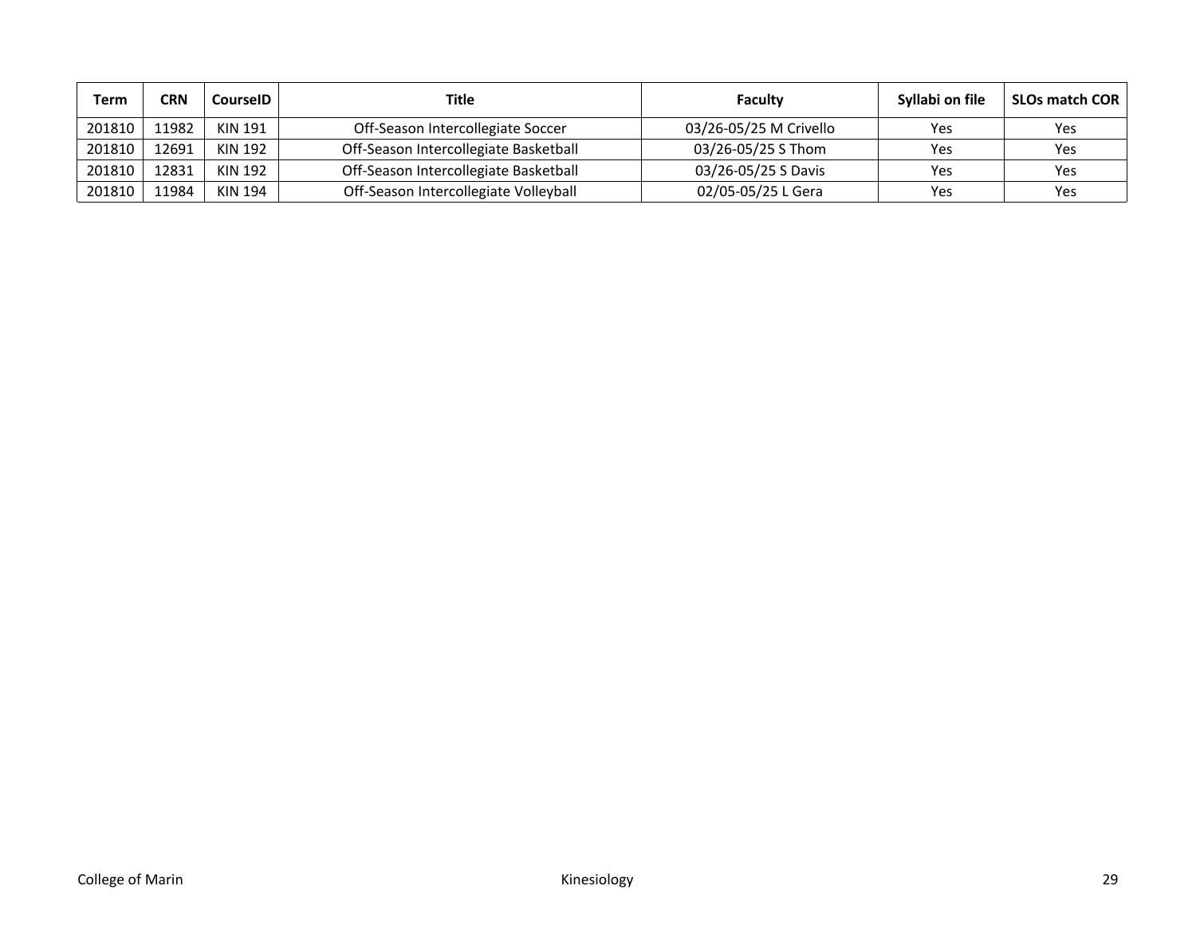| Term | CRN | CourseID | Title | Faculty | Syllabi on file | SLOs match COR |
|---|---|---|---|---|---|---|
| 201810 | 11982 | KIN 191 | Off-Season Intercollegiate Soccer | 03/26-05/25 M Crivello | Yes | Yes |
| 201810 | 12691 | KIN 192 | Off-Season Intercollegiate Basketball | 03/26-05/25 S Thom | Yes | Yes |
| 201810 | 12831 | KIN 192 | Off-Season Intercollegiate Basketball | 03/26-05/25 S Davis | Yes | Yes |
| 201810 | 11984 | KIN 194 | Off-Season Intercollegiate Volleyball | 02/05-05/25 L Gera | Yes | Yes |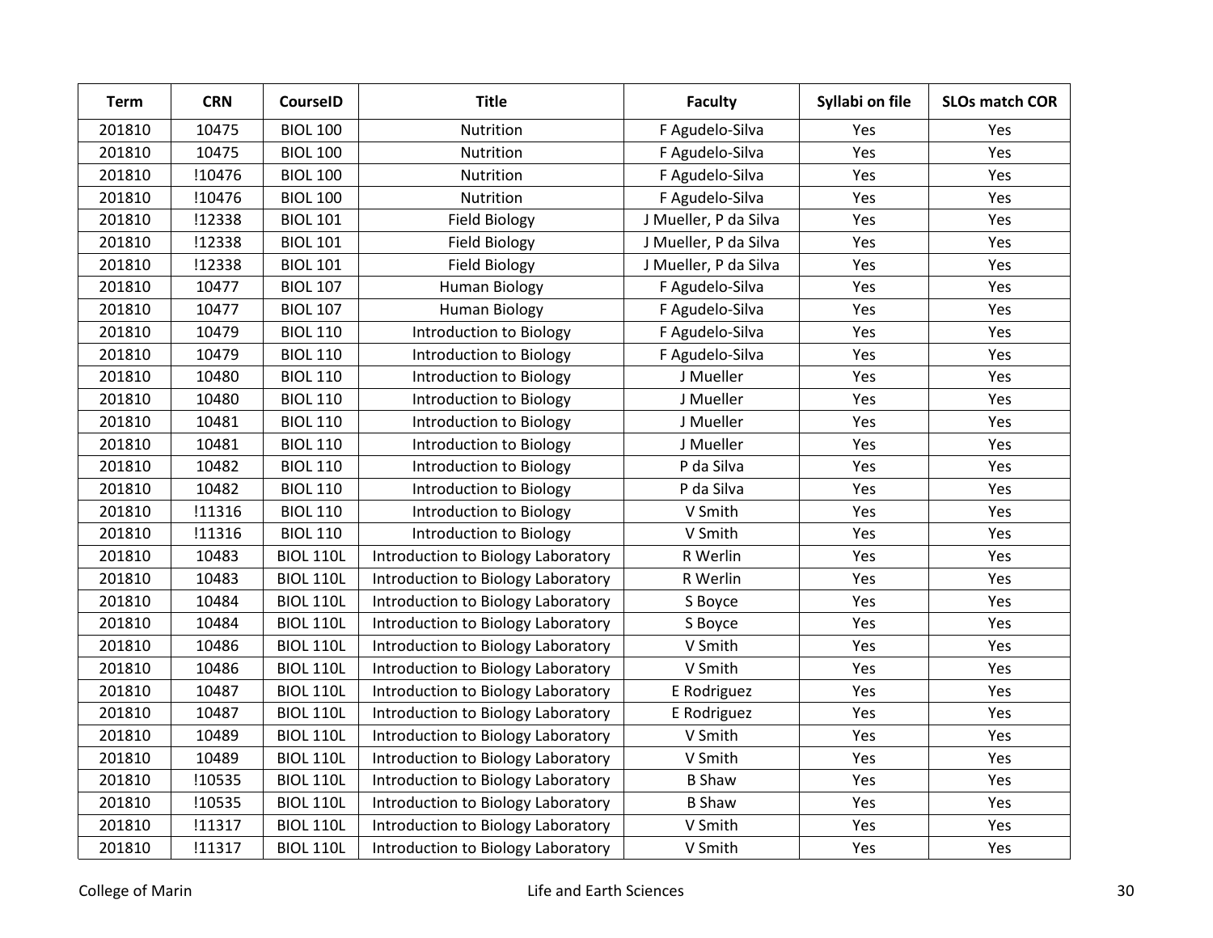| Term | CRN | CourseID | Title | Faculty | Syllabi on file | SLOs match COR |
|---|---|---|---|---|---|---|
| 201810 | 10475 | BIOL 100 | Nutrition | F Agudelo-Silva | Yes | Yes |
| 201810 | 10475 | BIOL 100 | Nutrition | F Agudelo-Silva | Yes | Yes |
| 201810 | !10476 | BIOL 100 | Nutrition | F Agudelo-Silva | Yes | Yes |
| 201810 | !10476 | BIOL 100 | Nutrition | F Agudelo-Silva | Yes | Yes |
| 201810 | !12338 | BIOL 101 | Field Biology | J Mueller, P da Silva | Yes | Yes |
| 201810 | !12338 | BIOL 101 | Field Biology | J Mueller, P da Silva | Yes | Yes |
| 201810 | !12338 | BIOL 101 | Field Biology | J Mueller, P da Silva | Yes | Yes |
| 201810 | 10477 | BIOL 107 | Human Biology | F Agudelo-Silva | Yes | Yes |
| 201810 | 10477 | BIOL 107 | Human Biology | F Agudelo-Silva | Yes | Yes |
| 201810 | 10479 | BIOL 110 | Introduction to Biology | F Agudelo-Silva | Yes | Yes |
| 201810 | 10479 | BIOL 110 | Introduction to Biology | F Agudelo-Silva | Yes | Yes |
| 201810 | 10480 | BIOL 110 | Introduction to Biology | J Mueller | Yes | Yes |
| 201810 | 10480 | BIOL 110 | Introduction to Biology | J Mueller | Yes | Yes |
| 201810 | 10481 | BIOL 110 | Introduction to Biology | J Mueller | Yes | Yes |
| 201810 | 10481 | BIOL 110 | Introduction to Biology | J Mueller | Yes | Yes |
| 201810 | 10482 | BIOL 110 | Introduction to Biology | P da Silva | Yes | Yes |
| 201810 | 10482 | BIOL 110 | Introduction to Biology | P da Silva | Yes | Yes |
| 201810 | !11316 | BIOL 110 | Introduction to Biology | V Smith | Yes | Yes |
| 201810 | !11316 | BIOL 110 | Introduction to Biology | V Smith | Yes | Yes |
| 201810 | 10483 | BIOL 110L | Introduction to Biology Laboratory | R Werlin | Yes | Yes |
| 201810 | 10483 | BIOL 110L | Introduction to Biology Laboratory | R Werlin | Yes | Yes |
| 201810 | 10484 | BIOL 110L | Introduction to Biology Laboratory | S Boyce | Yes | Yes |
| 201810 | 10484 | BIOL 110L | Introduction to Biology Laboratory | S Boyce | Yes | Yes |
| 201810 | 10486 | BIOL 110L | Introduction to Biology Laboratory | V Smith | Yes | Yes |
| 201810 | 10486 | BIOL 110L | Introduction to Biology Laboratory | V Smith | Yes | Yes |
| 201810 | 10487 | BIOL 110L | Introduction to Biology Laboratory | E Rodriguez | Yes | Yes |
| 201810 | 10487 | BIOL 110L | Introduction to Biology Laboratory | E Rodriguez | Yes | Yes |
| 201810 | 10489 | BIOL 110L | Introduction to Biology Laboratory | V Smith | Yes | Yes |
| 201810 | 10489 | BIOL 110L | Introduction to Biology Laboratory | V Smith | Yes | Yes |
| 201810 | !10535 | BIOL 110L | Introduction to Biology Laboratory | B Shaw | Yes | Yes |
| 201810 | !10535 | BIOL 110L | Introduction to Biology Laboratory | B Shaw | Yes | Yes |
| 201810 | !11317 | BIOL 110L | Introduction to Biology Laboratory | V Smith | Yes | Yes |
| 201810 | !11317 | BIOL 110L | Introduction to Biology Laboratory | V Smith | Yes | Yes |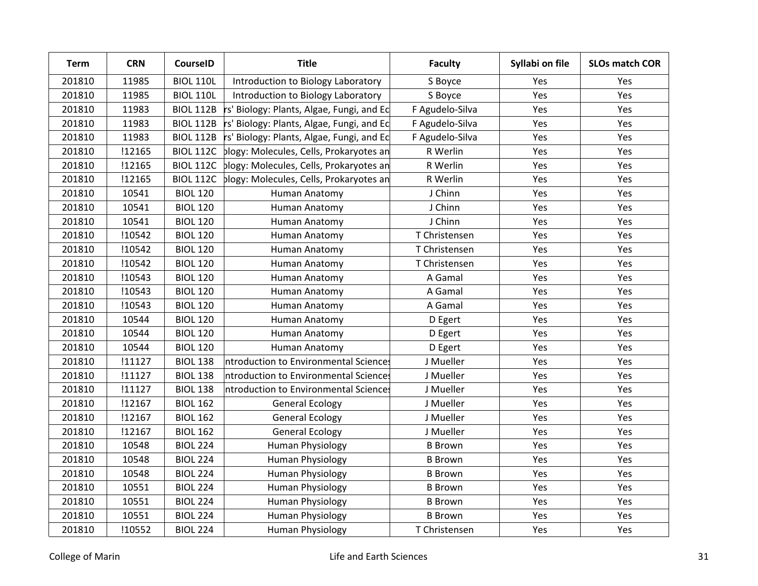| Term | CRN | CourseID | Title | Faculty | Syllabi on file | SLOs match COR |
|---|---|---|---|---|---|---|
| 201810 | 11985 | BIOL 110L | Introduction to Biology Laboratory | S Boyce | Yes | Yes |
| 201810 | 11985 | BIOL 110L | Introduction to Biology Laboratory | S Boyce | Yes | Yes |
| 201810 | 11983 | BIOL 112B | rs' Biology: Plants, Algae, Fungi, and Ec | F Agudelo-Silva | Yes | Yes |
| 201810 | 11983 | BIOL 112B | rs' Biology: Plants, Algae, Fungi, and Ec | F Agudelo-Silva | Yes | Yes |
| 201810 | 11983 | BIOL 112B | rs' Biology: Plants, Algae, Fungi, and Ec | F Agudelo-Silva | Yes | Yes |
| 201810 | !12165 | BIOL 112C | ology: Molecules, Cells, Prokaryotes an | R Werlin | Yes | Yes |
| 201810 | !12165 | BIOL 112C | ology: Molecules, Cells, Prokaryotes an | R Werlin | Yes | Yes |
| 201810 | !12165 | BIOL 112C | ology: Molecules, Cells, Prokaryotes an | R Werlin | Yes | Yes |
| 201810 | 10541 | BIOL 120 | Human Anatomy | J Chinn | Yes | Yes |
| 201810 | 10541 | BIOL 120 | Human Anatomy | J Chinn | Yes | Yes |
| 201810 | 10541 | BIOL 120 | Human Anatomy | J Chinn | Yes | Yes |
| 201810 | !10542 | BIOL 120 | Human Anatomy | T Christensen | Yes | Yes |
| 201810 | !10542 | BIOL 120 | Human Anatomy | T Christensen | Yes | Yes |
| 201810 | !10542 | BIOL 120 | Human Anatomy | T Christensen | Yes | Yes |
| 201810 | !10543 | BIOL 120 | Human Anatomy | A Gamal | Yes | Yes |
| 201810 | !10543 | BIOL 120 | Human Anatomy | A Gamal | Yes | Yes |
| 201810 | !10543 | BIOL 120 | Human Anatomy | A Gamal | Yes | Yes |
| 201810 | 10544 | BIOL 120 | Human Anatomy | D Egert | Yes | Yes |
| 201810 | 10544 | BIOL 120 | Human Anatomy | D Egert | Yes | Yes |
| 201810 | 10544 | BIOL 120 | Human Anatomy | D Egert | Yes | Yes |
| 201810 | !11127 | BIOL 138 | ntroduction to Environmental Sciences | J Mueller | Yes | Yes |
| 201810 | !11127 | BIOL 138 | ntroduction to Environmental Sciences | J Mueller | Yes | Yes |
| 201810 | !11127 | BIOL 138 | ntroduction to Environmental Sciences | J Mueller | Yes | Yes |
| 201810 | !12167 | BIOL 162 | General Ecology | J Mueller | Yes | Yes |
| 201810 | !12167 | BIOL 162 | General Ecology | J Mueller | Yes | Yes |
| 201810 | !12167 | BIOL 162 | General Ecology | J Mueller | Yes | Yes |
| 201810 | 10548 | BIOL 224 | Human Physiology | B Brown | Yes | Yes |
| 201810 | 10548 | BIOL 224 | Human Physiology | B Brown | Yes | Yes |
| 201810 | 10548 | BIOL 224 | Human Physiology | B Brown | Yes | Yes |
| 201810 | 10551 | BIOL 224 | Human Physiology | B Brown | Yes | Yes |
| 201810 | 10551 | BIOL 224 | Human Physiology | B Brown | Yes | Yes |
| 201810 | 10551 | BIOL 224 | Human Physiology | B Brown | Yes | Yes |
| 201810 | !10552 | BIOL 224 | Human Physiology | T Christensen | Yes | Yes |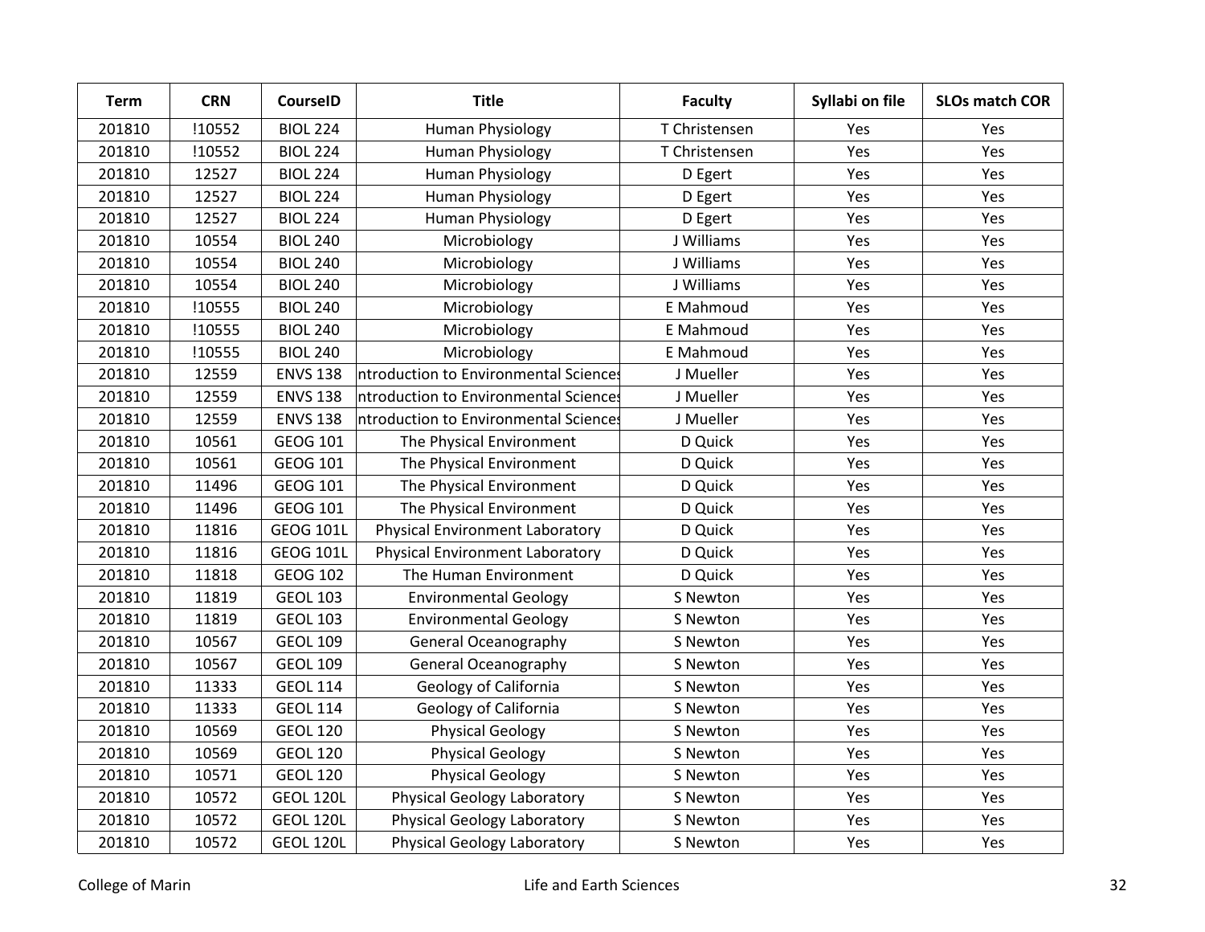| Term | CRN | CourseID | Title | Faculty | Syllabi on file | SLOs match COR |
|---|---|---|---|---|---|---|
| 201810 | !10552 | BIOL 224 | Human Physiology | T Christensen | Yes | Yes |
| 201810 | !10552 | BIOL 224 | Human Physiology | T Christensen | Yes | Yes |
| 201810 | 12527 | BIOL 224 | Human Physiology | D Egert | Yes | Yes |
| 201810 | 12527 | BIOL 224 | Human Physiology | D Egert | Yes | Yes |
| 201810 | 12527 | BIOL 224 | Human Physiology | D Egert | Yes | Yes |
| 201810 | 10554 | BIOL 240 | Microbiology | J Williams | Yes | Yes |
| 201810 | 10554 | BIOL 240 | Microbiology | J Williams | Yes | Yes |
| 201810 | 10554 | BIOL 240 | Microbiology | J Williams | Yes | Yes |
| 201810 | !10555 | BIOL 240 | Microbiology | E Mahmoud | Yes | Yes |
| 201810 | !10555 | BIOL 240 | Microbiology | E Mahmoud | Yes | Yes |
| 201810 | !10555 | BIOL 240 | Microbiology | E Mahmoud | Yes | Yes |
| 201810 | 12559 | ENVS 138 | ntroduction to Environmental Sciences | J Mueller | Yes | Yes |
| 201810 | 12559 | ENVS 138 | ntroduction to Environmental Sciences | J Mueller | Yes | Yes |
| 201810 | 12559 | ENVS 138 | ntroduction to Environmental Sciences | J Mueller | Yes | Yes |
| 201810 | 10561 | GEOG 101 | The Physical Environment | D Quick | Yes | Yes |
| 201810 | 10561 | GEOG 101 | The Physical Environment | D Quick | Yes | Yes |
| 201810 | 11496 | GEOG 101 | The Physical Environment | D Quick | Yes | Yes |
| 201810 | 11496 | GEOG 101 | The Physical Environment | D Quick | Yes | Yes |
| 201810 | 11816 | GEOG 101L | Physical Environment Laboratory | D Quick | Yes | Yes |
| 201810 | 11816 | GEOG 101L | Physical Environment Laboratory | D Quick | Yes | Yes |
| 201810 | 11818 | GEOG 102 | The Human Environment | D Quick | Yes | Yes |
| 201810 | 11819 | GEOL 103 | Environmental Geology | S Newton | Yes | Yes |
| 201810 | 11819 | GEOL 103 | Environmental Geology | S Newton | Yes | Yes |
| 201810 | 10567 | GEOL 109 | General Oceanography | S Newton | Yes | Yes |
| 201810 | 10567 | GEOL 109 | General Oceanography | S Newton | Yes | Yes |
| 201810 | 11333 | GEOL 114 | Geology of California | S Newton | Yes | Yes |
| 201810 | 11333 | GEOL 114 | Geology of California | S Newton | Yes | Yes |
| 201810 | 10569 | GEOL 120 | Physical Geology | S Newton | Yes | Yes |
| 201810 | 10569 | GEOL 120 | Physical Geology | S Newton | Yes | Yes |
| 201810 | 10571 | GEOL 120 | Physical Geology | S Newton | Yes | Yes |
| 201810 | 10572 | GEOL 120L | Physical Geology Laboratory | S Newton | Yes | Yes |
| 201810 | 10572 | GEOL 120L | Physical Geology Laboratory | S Newton | Yes | Yes |
| 201810 | 10572 | GEOL 120L | Physical Geology Laboratory | S Newton | Yes | Yes |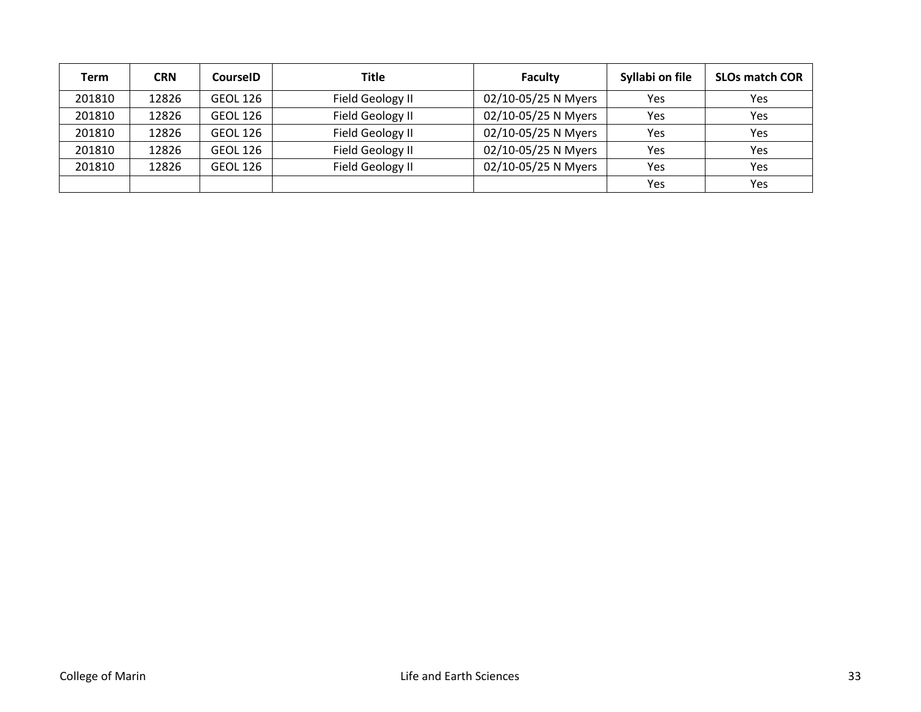| Term | CRN | CourseID | Title | Faculty | Syllabi on file | SLOs match COR |
|---|---|---|---|---|---|---|
| 201810 | 12826 | GEOL 126 | Field Geology II | 02/10-05/25 N Myers | Yes | Yes |
| 201810 | 12826 | GEOL 126 | Field Geology II | 02/10-05/25 N Myers | Yes | Yes |
| 201810 | 12826 | GEOL 126 | Field Geology II | 02/10-05/25 N Myers | Yes | Yes |
| 201810 | 12826 | GEOL 126 | Field Geology II | 02/10-05/25 N Myers | Yes | Yes |
| 201810 | 12826 | GEOL 126 | Field Geology II | 02/10-05/25 N Myers | Yes | Yes |
| | | | | | Yes | Yes |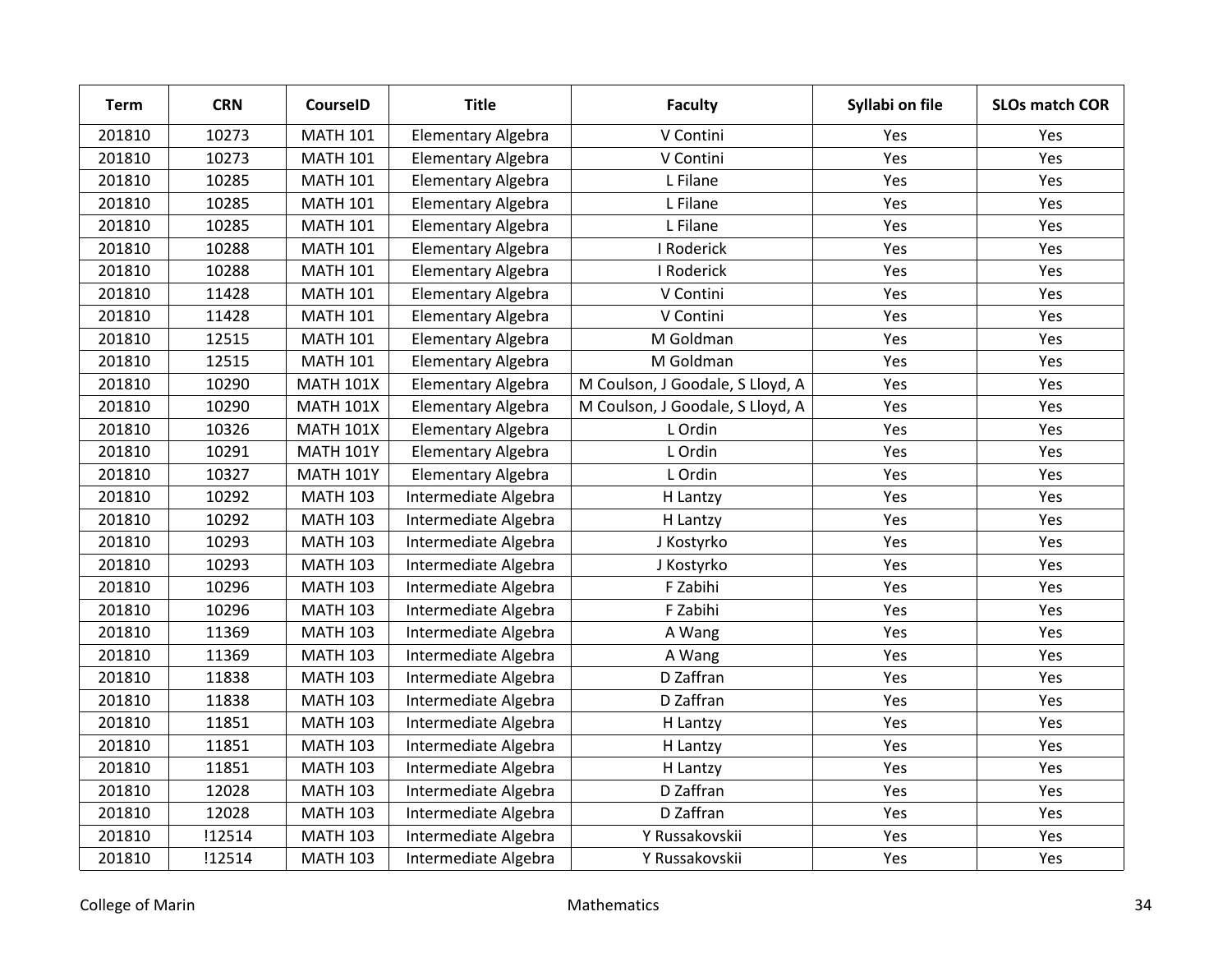| Term | CRN | CourseID | Title | Faculty | Syllabi on file | SLOs match COR |
|---|---|---|---|---|---|---|
| 201810 | 10273 | MATH 101 | Elementary Algebra | V Contini | Yes | Yes |
| 201810 | 10273 | MATH 101 | Elementary Algebra | V Contini | Yes | Yes |
| 201810 | 10285 | MATH 101 | Elementary Algebra | L Filane | Yes | Yes |
| 201810 | 10285 | MATH 101 | Elementary Algebra | L Filane | Yes | Yes |
| 201810 | 10285 | MATH 101 | Elementary Algebra | L Filane | Yes | Yes |
| 201810 | 10288 | MATH 101 | Elementary Algebra | I Roderick | Yes | Yes |
| 201810 | 10288 | MATH 101 | Elementary Algebra | I Roderick | Yes | Yes |
| 201810 | 11428 | MATH 101 | Elementary Algebra | V Contini | Yes | Yes |
| 201810 | 11428 | MATH 101 | Elementary Algebra | V Contini | Yes | Yes |
| 201810 | 12515 | MATH 101 | Elementary Algebra | M Goldman | Yes | Yes |
| 201810 | 12515 | MATH 101 | Elementary Algebra | M Goldman | Yes | Yes |
| 201810 | 10290 | MATH 101X | Elementary Algebra | M Coulson, J Goodale, S Lloyd, A | Yes | Yes |
| 201810 | 10290 | MATH 101X | Elementary Algebra | M Coulson, J Goodale, S Lloyd, A | Yes | Yes |
| 201810 | 10326 | MATH 101X | Elementary Algebra | L Ordin | Yes | Yes |
| 201810 | 10291 | MATH 101Y | Elementary Algebra | L Ordin | Yes | Yes |
| 201810 | 10327 | MATH 101Y | Elementary Algebra | L Ordin | Yes | Yes |
| 201810 | 10292 | MATH 103 | Intermediate Algebra | H Lantzy | Yes | Yes |
| 201810 | 10292 | MATH 103 | Intermediate Algebra | H Lantzy | Yes | Yes |
| 201810 | 10293 | MATH 103 | Intermediate Algebra | J Kostyrko | Yes | Yes |
| 201810 | 10293 | MATH 103 | Intermediate Algebra | J Kostyrko | Yes | Yes |
| 201810 | 10296 | MATH 103 | Intermediate Algebra | F Zabihi | Yes | Yes |
| 201810 | 10296 | MATH 103 | Intermediate Algebra | F Zabihi | Yes | Yes |
| 201810 | 11369 | MATH 103 | Intermediate Algebra | A Wang | Yes | Yes |
| 201810 | 11369 | MATH 103 | Intermediate Algebra | A Wang | Yes | Yes |
| 201810 | 11838 | MATH 103 | Intermediate Algebra | D Zaffran | Yes | Yes |
| 201810 | 11838 | MATH 103 | Intermediate Algebra | D Zaffran | Yes | Yes |
| 201810 | 11851 | MATH 103 | Intermediate Algebra | H Lantzy | Yes | Yes |
| 201810 | 11851 | MATH 103 | Intermediate Algebra | H Lantzy | Yes | Yes |
| 201810 | 11851 | MATH 103 | Intermediate Algebra | H Lantzy | Yes | Yes |
| 201810 | 12028 | MATH 103 | Intermediate Algebra | D Zaffran | Yes | Yes |
| 201810 | 12028 | MATH 103 | Intermediate Algebra | D Zaffran | Yes | Yes |
| 201810 | !12514 | MATH 103 | Intermediate Algebra | Y Russakovskii | Yes | Yes |
| 201810 | !12514 | MATH 103 | Intermediate Algebra | Y Russakovskii | Yes | Yes |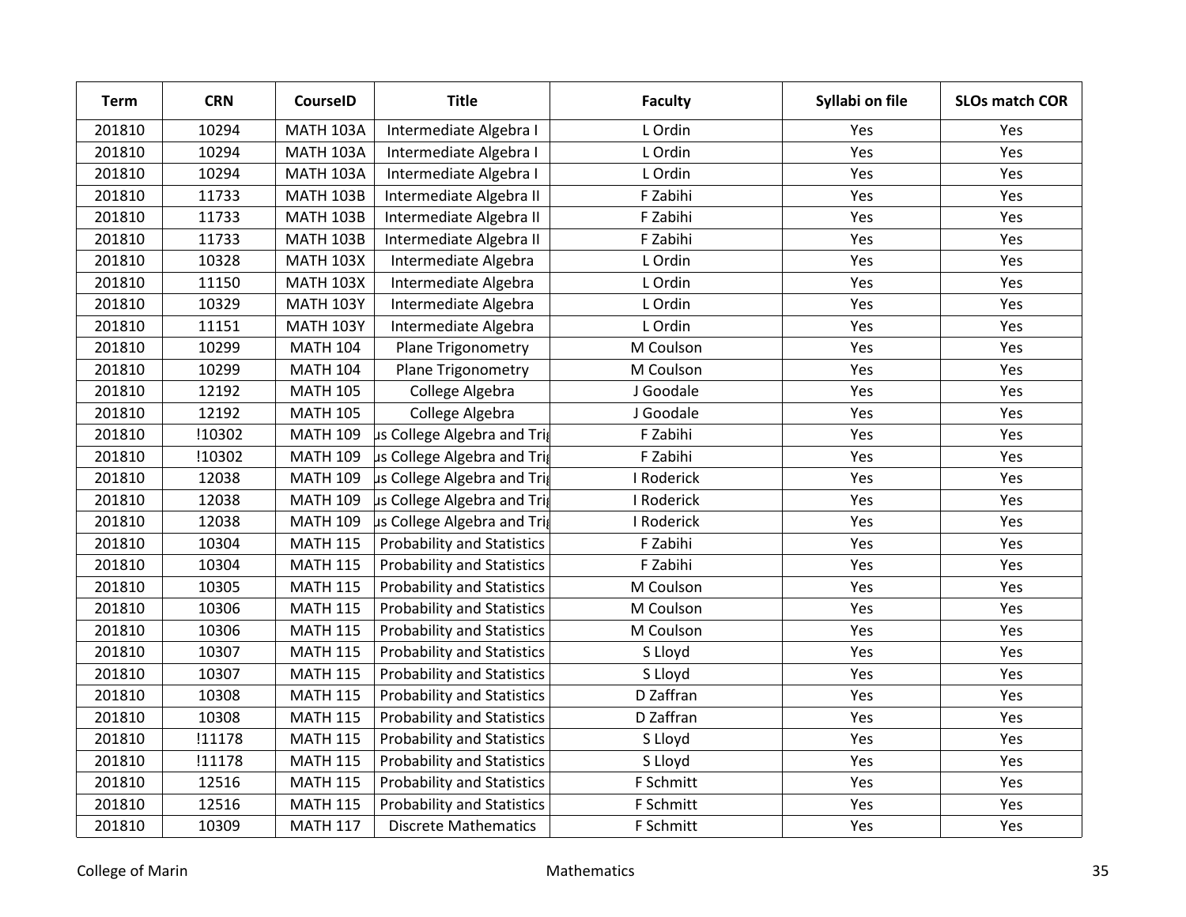| Term | CRN | CourseID | Title | Faculty | Syllabi on file | SLOs match COR |
|---|---|---|---|---|---|---|
| 201810 | 10294 | MATH 103A | Intermediate Algebra I | L Ordin | Yes | Yes |
| 201810 | 10294 | MATH 103A | Intermediate Algebra I | L Ordin | Yes | Yes |
| 201810 | 10294 | MATH 103A | Intermediate Algebra I | L Ordin | Yes | Yes |
| 201810 | 11733 | MATH 103B | Intermediate Algebra II | F Zabihi | Yes | Yes |
| 201810 | 11733 | MATH 103B | Intermediate Algebra II | F Zabihi | Yes | Yes |
| 201810 | 11733 | MATH 103B | Intermediate Algebra II | F Zabihi | Yes | Yes |
| 201810 | 10328 | MATH 103X | Intermediate Algebra | L Ordin | Yes | Yes |
| 201810 | 11150 | MATH 103X | Intermediate Algebra | L Ordin | Yes | Yes |
| 201810 | 10329 | MATH 103Y | Intermediate Algebra | L Ordin | Yes | Yes |
| 201810 | 11151 | MATH 103Y | Intermediate Algebra | L Ordin | Yes | Yes |
| 201810 | 10299 | MATH 104 | Plane Trigonometry | M Coulson | Yes | Yes |
| 201810 | 10299 | MATH 104 | Plane Trigonometry | M Coulson | Yes | Yes |
| 201810 | 12192 | MATH 105 | College Algebra | J Goodale | Yes | Yes |
| 201810 | 12192 | MATH 105 | College Algebra | J Goodale | Yes | Yes |
| 201810 | !10302 | MATH 109 | us College Algebra and Trig | F Zabihi | Yes | Yes |
| 201810 | !10302 | MATH 109 | us College Algebra and Trig | F Zabihi | Yes | Yes |
| 201810 | 12038 | MATH 109 | us College Algebra and Trig | I Roderick | Yes | Yes |
| 201810 | 12038 | MATH 109 | us College Algebra and Trig | I Roderick | Yes | Yes |
| 201810 | 12038 | MATH 109 | us College Algebra and Trig | I Roderick | Yes | Yes |
| 201810 | 10304 | MATH 115 | Probability and Statistics | F Zabihi | Yes | Yes |
| 201810 | 10304 | MATH 115 | Probability and Statistics | F Zabihi | Yes | Yes |
| 201810 | 10305 | MATH 115 | Probability and Statistics | M Coulson | Yes | Yes |
| 201810 | 10306 | MATH 115 | Probability and Statistics | M Coulson | Yes | Yes |
| 201810 | 10306 | MATH 115 | Probability and Statistics | M Coulson | Yes | Yes |
| 201810 | 10307 | MATH 115 | Probability and Statistics | S Lloyd | Yes | Yes |
| 201810 | 10307 | MATH 115 | Probability and Statistics | S Lloyd | Yes | Yes |
| 201810 | 10308 | MATH 115 | Probability and Statistics | D Zaffran | Yes | Yes |
| 201810 | 10308 | MATH 115 | Probability and Statistics | D Zaffran | Yes | Yes |
| 201810 | !11178 | MATH 115 | Probability and Statistics | S Lloyd | Yes | Yes |
| 201810 | !11178 | MATH 115 | Probability and Statistics | S Lloyd | Yes | Yes |
| 201810 | 12516 | MATH 115 | Probability and Statistics | F Schmitt | Yes | Yes |
| 201810 | 12516 | MATH 115 | Probability and Statistics | F Schmitt | Yes | Yes |
| 201810 | 10309 | MATH 117 | Discrete Mathematics | F Schmitt | Yes | Yes |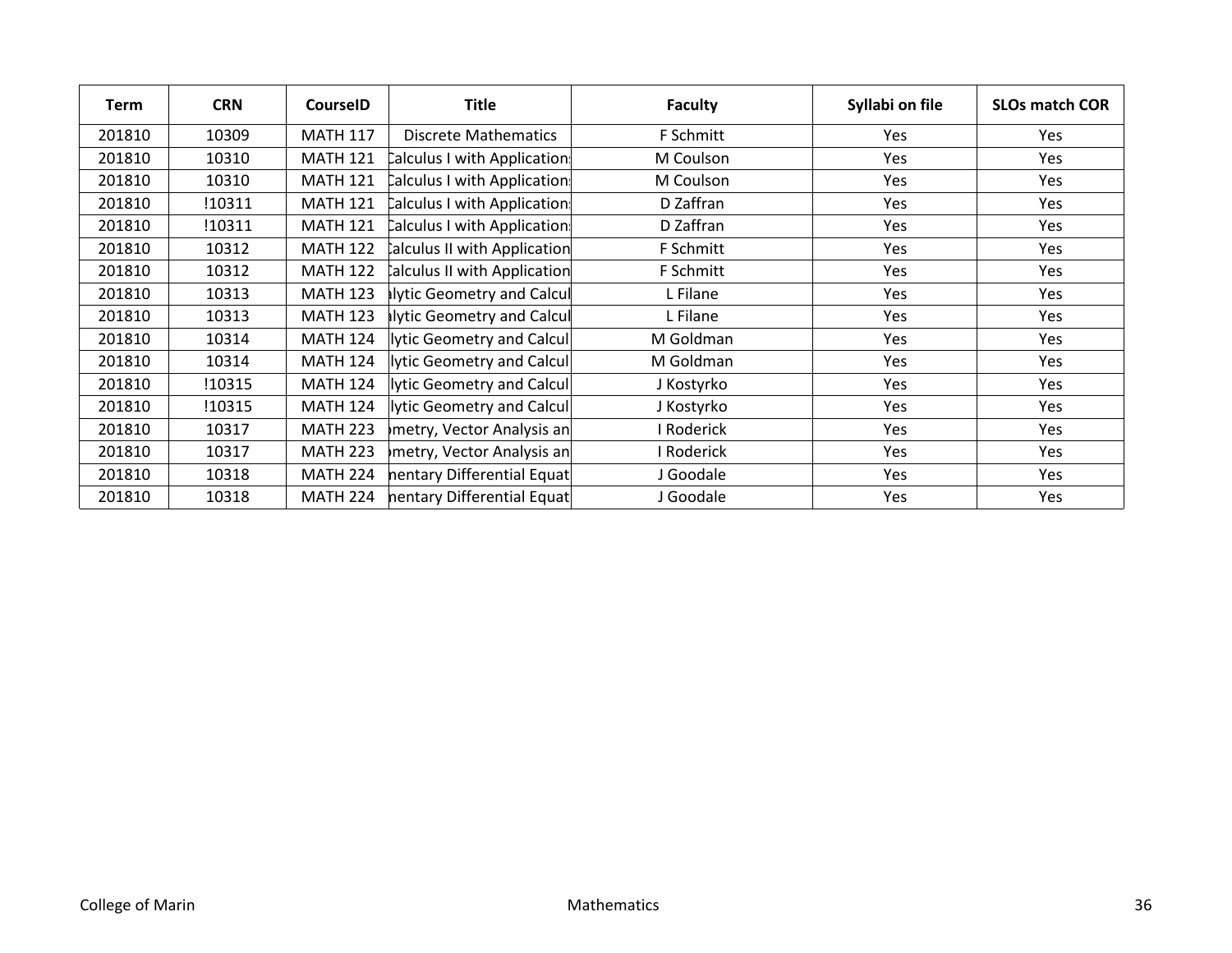| Term | CRN | CourseID | Title | Faculty | Syllabi on file | SLOs match COR |
|---|---|---|---|---|---|---|
| 201810 | 10309 | MATH 117 | Discrete Mathematics | F Schmitt | Yes | Yes |
| 201810 | 10310 | MATH 121 | Calculus I with Applications | M Coulson | Yes | Yes |
| 201810 | 10310 | MATH 121 | Calculus I with Applications | M Coulson | Yes | Yes |
| 201810 | !10311 | MATH 121 | Calculus I with Applications | D Zaffran | Yes | Yes |
| 201810 | !10311 | MATH 121 | Calculus I with Applications | D Zaffran | Yes | Yes |
| 201810 | 10312 | MATH 122 | Calculus II with Application | F Schmitt | Yes | Yes |
| 201810 | 10312 | MATH 122 | Calculus II with Application | F Schmitt | Yes | Yes |
| 201810 | 10313 | MATH 123 | alytic Geometry and Calcul | L Filane | Yes | Yes |
| 201810 | 10313 | MATH 123 | alytic Geometry and Calcul | L Filane | Yes | Yes |
| 201810 | 10314 | MATH 124 | lytic Geometry and Calcul | M Goldman | Yes | Yes |
| 201810 | 10314 | MATH 124 | lytic Geometry and Calcul | M Goldman | Yes | Yes |
| 201810 | !10315 | MATH 124 | lytic Geometry and Calcul | J Kostyrko | Yes | Yes |
| 201810 | !10315 | MATH 124 | lytic Geometry and Calcul | J Kostyrko | Yes | Yes |
| 201810 | 10317 | MATH 223 | metry, Vector Analysis an | I Roderick | Yes | Yes |
| 201810 | 10317 | MATH 223 | metry, Vector Analysis an | I Roderick | Yes | Yes |
| 201810 | 10318 | MATH 224 | nentary Differential Equat | J Goodale | Yes | Yes |
| 201810 | 10318 | MATH 224 | nentary Differential Equat | J Goodale | Yes | Yes |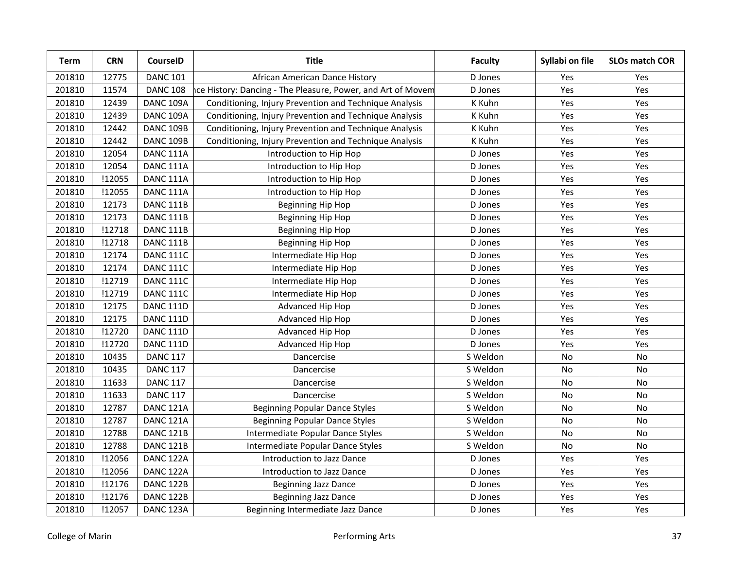| Term | CRN | CourseID | Title | Faculty | Syllabi on file | SLOs match COR |
|---|---|---|---|---|---|---|
| 201810 | 12775 | DANC 101 | African American Dance History | D Jones | Yes | Yes |
| 201810 | 11574 | DANC 108 | nce History: Dancing - The Pleasure, Power, and Art of Movem | D Jones | Yes | Yes |
| 201810 | 12439 | DANC 109A | Conditioning, Injury Prevention and Technique Analysis | K Kuhn | Yes | Yes |
| 201810 | 12439 | DANC 109A | Conditioning, Injury Prevention and Technique Analysis | K Kuhn | Yes | Yes |
| 201810 | 12442 | DANC 109B | Conditioning, Injury Prevention and Technique Analysis | K Kuhn | Yes | Yes |
| 201810 | 12442 | DANC 109B | Conditioning, Injury Prevention and Technique Analysis | K Kuhn | Yes | Yes |
| 201810 | 12054 | DANC 111A | Introduction to Hip Hop | D Jones | Yes | Yes |
| 201810 | 12054 | DANC 111A | Introduction to Hip Hop | D Jones | Yes | Yes |
| 201810 | !12055 | DANC 111A | Introduction to Hip Hop | D Jones | Yes | Yes |
| 201810 | !12055 | DANC 111A | Introduction to Hip Hop | D Jones | Yes | Yes |
| 201810 | 12173 | DANC 111B | Beginning Hip Hop | D Jones | Yes | Yes |
| 201810 | 12173 | DANC 111B | Beginning Hip Hop | D Jones | Yes | Yes |
| 201810 | !12718 | DANC 111B | Beginning Hip Hop | D Jones | Yes | Yes |
| 201810 | !12718 | DANC 111B | Beginning Hip Hop | D Jones | Yes | Yes |
| 201810 | 12174 | DANC 111C | Intermediate Hip Hop | D Jones | Yes | Yes |
| 201810 | 12174 | DANC 111C | Intermediate Hip Hop | D Jones | Yes | Yes |
| 201810 | !12719 | DANC 111C | Intermediate Hip Hop | D Jones | Yes | Yes |
| 201810 | !12719 | DANC 111C | Intermediate Hip Hop | D Jones | Yes | Yes |
| 201810 | 12175 | DANC 111D | Advanced Hip Hop | D Jones | Yes | Yes |
| 201810 | 12175 | DANC 111D | Advanced Hip Hop | D Jones | Yes | Yes |
| 201810 | !12720 | DANC 111D | Advanced Hip Hop | D Jones | Yes | Yes |
| 201810 | !12720 | DANC 111D | Advanced Hip Hop | D Jones | Yes | Yes |
| 201810 | 10435 | DANC 117 | Dancercise | S Weldon | No | No |
| 201810 | 10435 | DANC 117 | Dancercise | S Weldon | No | No |
| 201810 | 11633 | DANC 117 | Dancercise | S Weldon | No | No |
| 201810 | 11633 | DANC 117 | Dancercise | S Weldon | No | No |
| 201810 | 12787 | DANC 121A | Beginning Popular Dance Styles | S Weldon | No | No |
| 201810 | 12787 | DANC 121A | Beginning Popular Dance Styles | S Weldon | No | No |
| 201810 | 12788 | DANC 121B | Intermediate Popular Dance Styles | S Weldon | No | No |
| 201810 | 12788 | DANC 121B | Intermediate Popular Dance Styles | S Weldon | No | No |
| 201810 | !12056 | DANC 122A | Introduction to Jazz Dance | D Jones | Yes | Yes |
| 201810 | !12056 | DANC 122A | Introduction to Jazz Dance | D Jones | Yes | Yes |
| 201810 | !12176 | DANC 122B | Beginning Jazz Dance | D Jones | Yes | Yes |
| 201810 | !12176 | DANC 122B | Beginning Jazz Dance | D Jones | Yes | Yes |
| 201810 | !12057 | DANC 123A | Beginning Intermediate Jazz Dance | D Jones | Yes | Yes |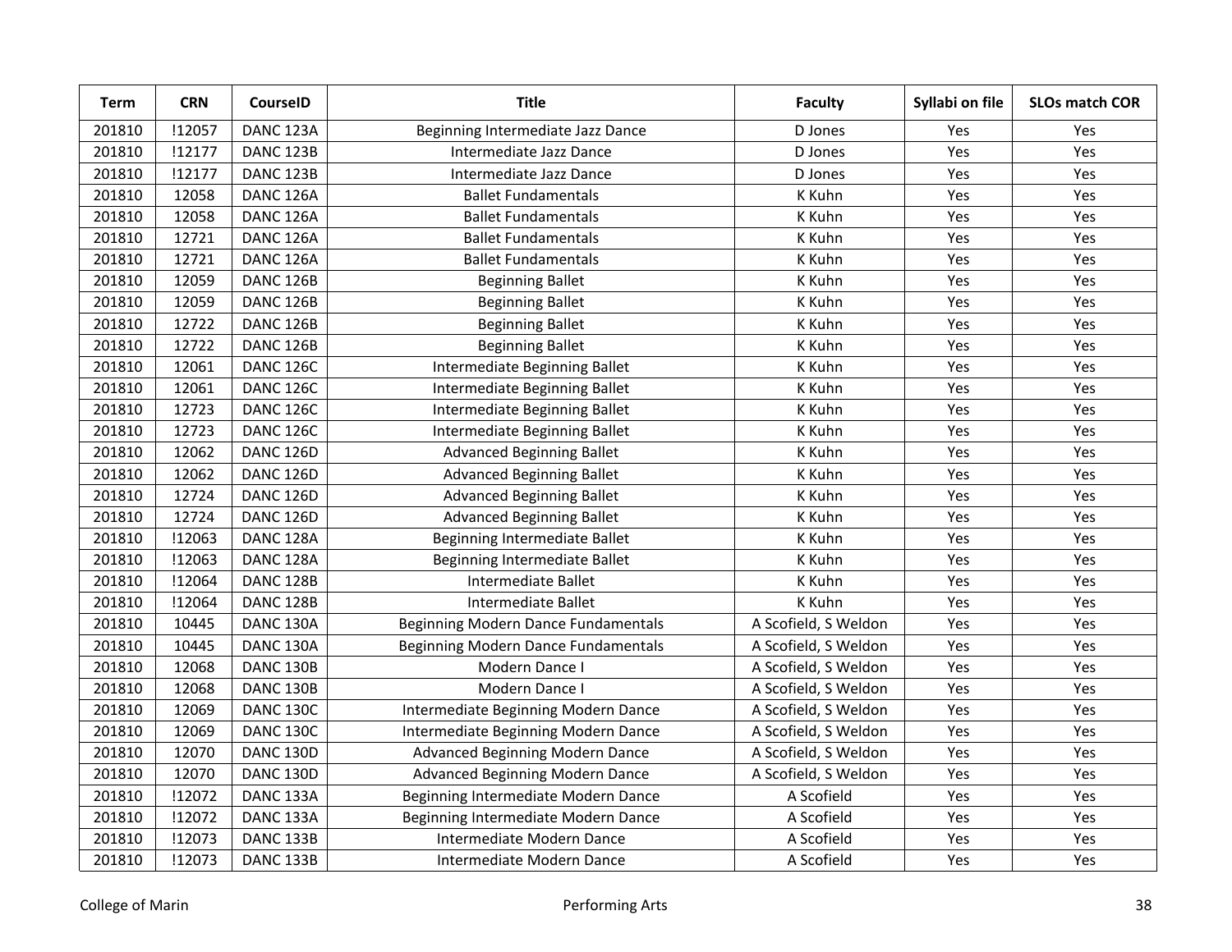| Term | CRN | CourseID | Title | Faculty | Syllabi on file | SLOs match COR |
|---|---|---|---|---|---|---|
| 201810 | !12057 | DANC 123A | Beginning Intermediate Jazz Dance | D Jones | Yes | Yes |
| 201810 | !12177 | DANC 123B | Intermediate Jazz Dance | D Jones | Yes | Yes |
| 201810 | !12177 | DANC 123B | Intermediate Jazz Dance | D Jones | Yes | Yes |
| 201810 | 12058 | DANC 126A | Ballet Fundamentals | K Kuhn | Yes | Yes |
| 201810 | 12058 | DANC 126A | Ballet Fundamentals | K Kuhn | Yes | Yes |
| 201810 | 12721 | DANC 126A | Ballet Fundamentals | K Kuhn | Yes | Yes |
| 201810 | 12721 | DANC 126A | Ballet Fundamentals | K Kuhn | Yes | Yes |
| 201810 | 12059 | DANC 126B | Beginning Ballet | K Kuhn | Yes | Yes |
| 201810 | 12059 | DANC 126B | Beginning Ballet | K Kuhn | Yes | Yes |
| 201810 | 12722 | DANC 126B | Beginning Ballet | K Kuhn | Yes | Yes |
| 201810 | 12722 | DANC 126B | Beginning Ballet | K Kuhn | Yes | Yes |
| 201810 | 12061 | DANC 126C | Intermediate Beginning Ballet | K Kuhn | Yes | Yes |
| 201810 | 12061 | DANC 126C | Intermediate Beginning Ballet | K Kuhn | Yes | Yes |
| 201810 | 12723 | DANC 126C | Intermediate Beginning Ballet | K Kuhn | Yes | Yes |
| 201810 | 12723 | DANC 126C | Intermediate Beginning Ballet | K Kuhn | Yes | Yes |
| 201810 | 12062 | DANC 126D | Advanced Beginning Ballet | K Kuhn | Yes | Yes |
| 201810 | 12062 | DANC 126D | Advanced Beginning Ballet | K Kuhn | Yes | Yes |
| 201810 | 12724 | DANC 126D | Advanced Beginning Ballet | K Kuhn | Yes | Yes |
| 201810 | 12724 | DANC 126D | Advanced Beginning Ballet | K Kuhn | Yes | Yes |
| 201810 | !12063 | DANC 128A | Beginning Intermediate Ballet | K Kuhn | Yes | Yes |
| 201810 | !12063 | DANC 128A | Beginning Intermediate Ballet | K Kuhn | Yes | Yes |
| 201810 | !12064 | DANC 128B | Intermediate Ballet | K Kuhn | Yes | Yes |
| 201810 | !12064 | DANC 128B | Intermediate Ballet | K Kuhn | Yes | Yes |
| 201810 | 10445 | DANC 130A | Beginning Modern Dance Fundamentals | A Scofield, S Weldon | Yes | Yes |
| 201810 | 10445 | DANC 130A | Beginning Modern Dance Fundamentals | A Scofield, S Weldon | Yes | Yes |
| 201810 | 12068 | DANC 130B | Modern Dance I | A Scofield, S Weldon | Yes | Yes |
| 201810 | 12068 | DANC 130B | Modern Dance I | A Scofield, S Weldon | Yes | Yes |
| 201810 | 12069 | DANC 130C | Intermediate Beginning Modern Dance | A Scofield, S Weldon | Yes | Yes |
| 201810 | 12069 | DANC 130C | Intermediate Beginning Modern Dance | A Scofield, S Weldon | Yes | Yes |
| 201810 | 12070 | DANC 130D | Advanced Beginning Modern Dance | A Scofield, S Weldon | Yes | Yes |
| 201810 | 12070 | DANC 130D | Advanced Beginning Modern Dance | A Scofield, S Weldon | Yes | Yes |
| 201810 | !12072 | DANC 133A | Beginning Intermediate Modern Dance | A Scofield | Yes | Yes |
| 201810 | !12072 | DANC 133A | Beginning Intermediate Modern Dance | A Scofield | Yes | Yes |
| 201810 | !12073 | DANC 133B | Intermediate Modern Dance | A Scofield | Yes | Yes |
| 201810 | !12073 | DANC 133B | Intermediate Modern Dance | A Scofield | Yes | Yes |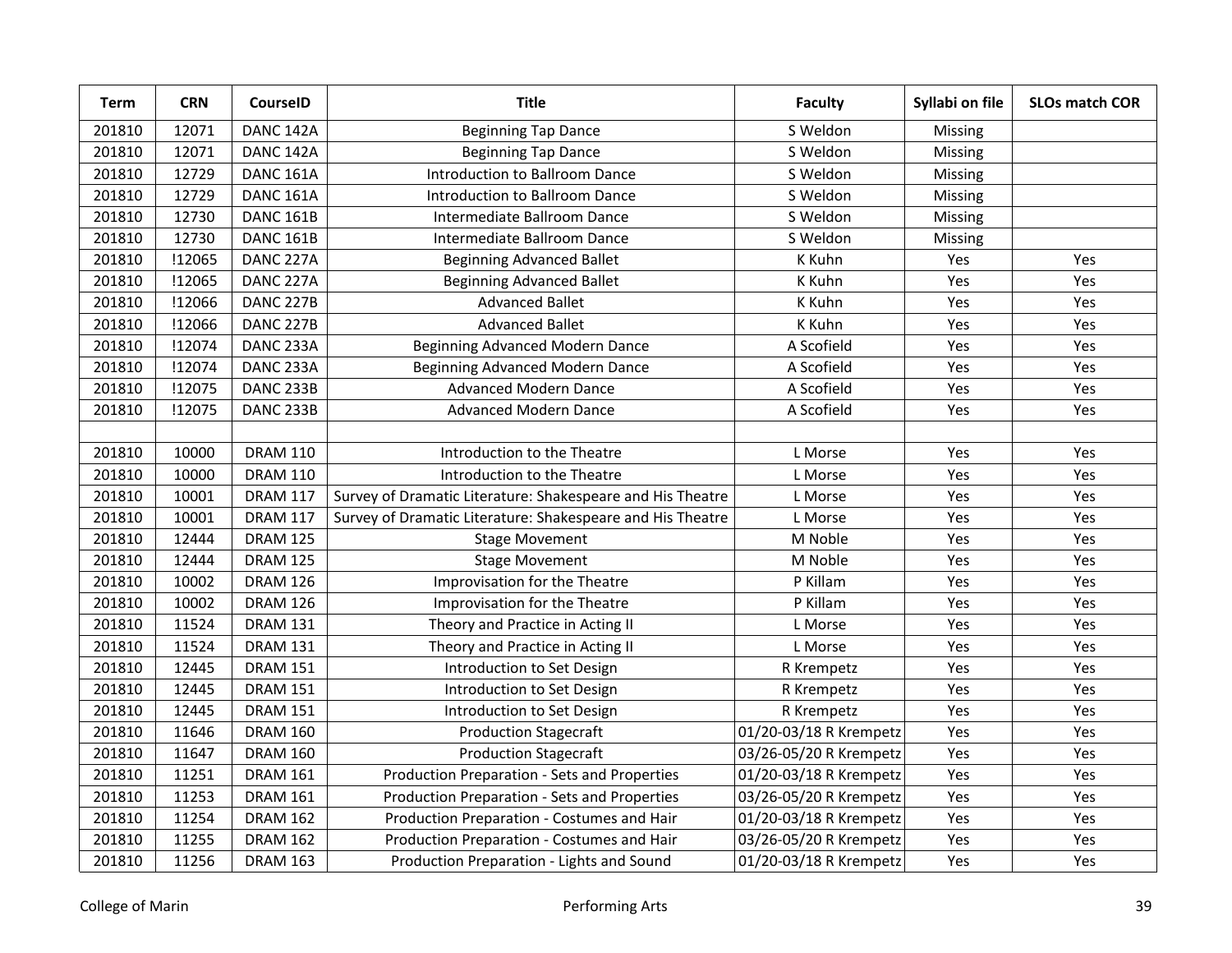| Term | CRN | CourseID | Title | Faculty | Syllabi on file | SLOs match COR |
|---|---|---|---|---|---|---|
| 201810 | 12071 | DANC 142A | Beginning Tap Dance | S Weldon | Missing | |
| 201810 | 12071 | DANC 142A | Beginning Tap Dance | S Weldon | Missing | |
| 201810 | 12729 | DANC 161A | Introduction to Ballroom Dance | S Weldon | Missing | |
| 201810 | 12729 | DANC 161A | Introduction to Ballroom Dance | S Weldon | Missing | |
| 201810 | 12730 | DANC 161B | Intermediate Ballroom Dance | S Weldon | Missing | |
| 201810 | 12730 | DANC 161B | Intermediate Ballroom Dance | S Weldon | Missing | |
| 201810 | !12065 | DANC 227A | Beginning Advanced Ballet | K Kuhn | Yes | Yes |
| 201810 | !12065 | DANC 227A | Beginning Advanced Ballet | K Kuhn | Yes | Yes |
| 201810 | !12066 | DANC 227B | Advanced Ballet | K Kuhn | Yes | Yes |
| 201810 | !12066 | DANC 227B | Advanced Ballet | K Kuhn | Yes | Yes |
| 201810 | !12074 | DANC 233A | Beginning Advanced Modern Dance | A Scofield | Yes | Yes |
| 201810 | !12074 | DANC 233A | Beginning Advanced Modern Dance | A Scofield | Yes | Yes |
| 201810 | !12075 | DANC 233B | Advanced Modern Dance | A Scofield | Yes | Yes |
| 201810 | !12075 | DANC 233B | Advanced Modern Dance | A Scofield | Yes | Yes |
| | | | | | | |
| 201810 | 10000 | DRAM 110 | Introduction to the Theatre | L Morse | Yes | Yes |
| 201810 | 10000 | DRAM 110 | Introduction to the Theatre | L Morse | Yes | Yes |
| 201810 | 10001 | DRAM 117 | Survey of Dramatic Literature: Shakespeare and His Theatre | L Morse | Yes | Yes |
| 201810 | 10001 | DRAM 117 | Survey of Dramatic Literature: Shakespeare and His Theatre | L Morse | Yes | Yes |
| 201810 | 12444 | DRAM 125 | Stage Movement | M Noble | Yes | Yes |
| 201810 | 12444 | DRAM 125 | Stage Movement | M Noble | Yes | Yes |
| 201810 | 10002 | DRAM 126 | Improvisation for the Theatre | P Killam | Yes | Yes |
| 201810 | 10002 | DRAM 126 | Improvisation for the Theatre | P Killam | Yes | Yes |
| 201810 | 11524 | DRAM 131 | Theory and Practice in Acting II | L Morse | Yes | Yes |
| 201810 | 11524 | DRAM 131 | Theory and Practice in Acting II | L Morse | Yes | Yes |
| 201810 | 12445 | DRAM 151 | Introduction to Set Design | R Krempetz | Yes | Yes |
| 201810 | 12445 | DRAM 151 | Introduction to Set Design | R Krempetz | Yes | Yes |
| 201810 | 12445 | DRAM 151 | Introduction to Set Design | R Krempetz | Yes | Yes |
| 201810 | 11646 | DRAM 160 | Production Stagecraft | 01/20-03/18 R Krempetz | Yes | Yes |
| 201810 | 11647 | DRAM 160 | Production Stagecraft | 03/26-05/20 R Krempetz | Yes | Yes |
| 201810 | 11251 | DRAM 161 | Production Preparation - Sets and Properties | 01/20-03/18 R Krempetz | Yes | Yes |
| 201810 | 11253 | DRAM 161 | Production Preparation - Sets and Properties | 03/26-05/20 R Krempetz | Yes | Yes |
| 201810 | 11254 | DRAM 162 | Production Preparation - Costumes and Hair | 01/20-03/18 R Krempetz | Yes | Yes |
| 201810 | 11255 | DRAM 162 | Production Preparation - Costumes and Hair | 03/26-05/20 R Krempetz | Yes | Yes |
| 201810 | 11256 | DRAM 163 | Production Preparation - Lights and Sound | 01/20-03/18 R Krempetz | Yes | Yes |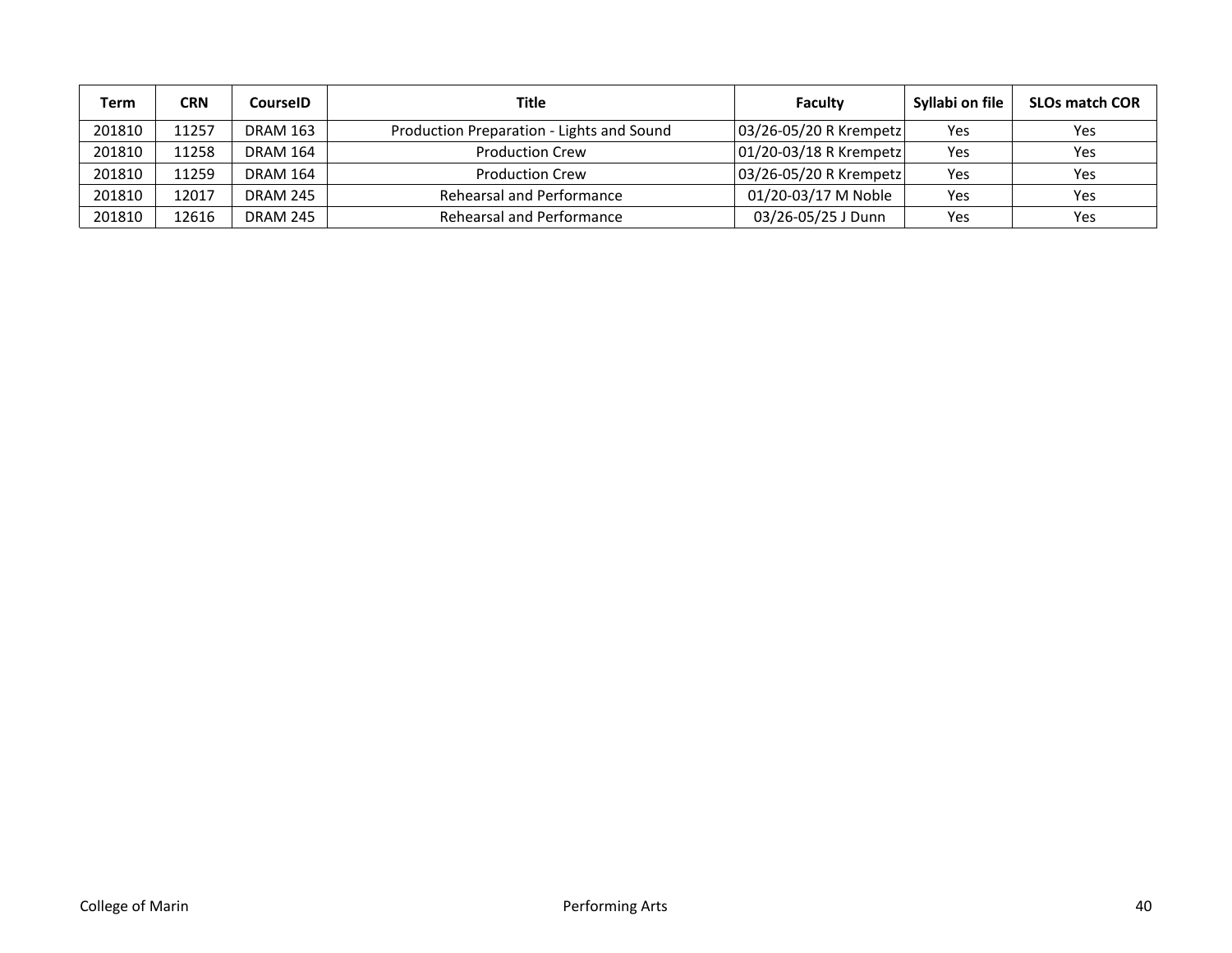| Term | CRN | CourseID | Title | Faculty | Syllabi on file | SLOs match COR |
|---|---|---|---|---|---|---|
| 201810 | 11257 | DRAM 163 | Production Preparation - Lights and Sound | 03/26-05/20 R Krempetz | Yes | Yes |
| 201810 | 11258 | DRAM 164 | Production Crew | 01/20-03/18 R Krempetz | Yes | Yes |
| 201810 | 11259 | DRAM 164 | Production Crew | 03/26-05/20 R Krempetz | Yes | Yes |
| 201810 | 12017 | DRAM 245 | Rehearsal and Performance | 01/20-03/17 M Noble | Yes | Yes |
| 201810 | 12616 | DRAM 245 | Rehearsal and Performance | 03/26-05/25 J Dunn | Yes | Yes |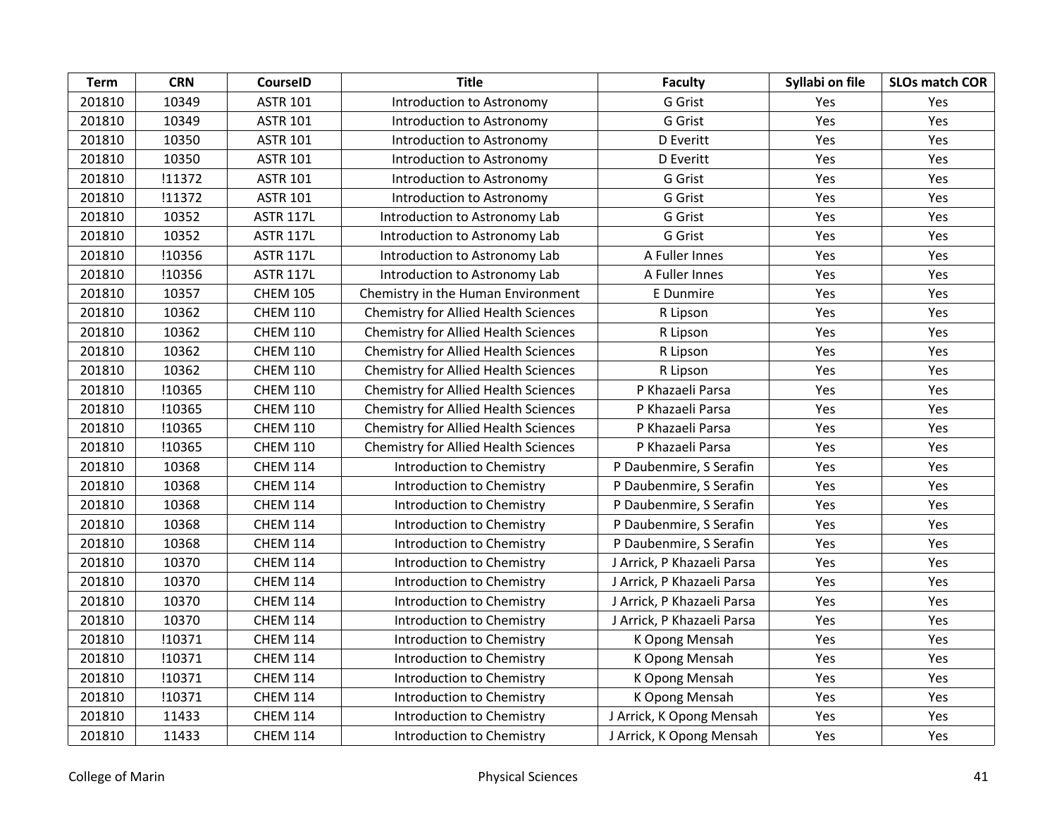| Term | CRN | CourseID | Title | Faculty | Syllabi on file | SLOs match COR |
|---|---|---|---|---|---|---|
| 201810 | 10349 | ASTR 101 | Introduction to Astronomy | G Grist | Yes | Yes |
| 201810 | 10349 | ASTR 101 | Introduction to Astronomy | G Grist | Yes | Yes |
| 201810 | 10350 | ASTR 101 | Introduction to Astronomy | D Everitt | Yes | Yes |
| 201810 | 10350 | ASTR 101 | Introduction to Astronomy | D Everitt | Yes | Yes |
| 201810 | !11372 | ASTR 101 | Introduction to Astronomy | G Grist | Yes | Yes |
| 201810 | !11372 | ASTR 101 | Introduction to Astronomy | G Grist | Yes | Yes |
| 201810 | 10352 | ASTR 117L | Introduction to Astronomy Lab | G Grist | Yes | Yes |
| 201810 | 10352 | ASTR 117L | Introduction to Astronomy Lab | G Grist | Yes | Yes |
| 201810 | !10356 | ASTR 117L | Introduction to Astronomy Lab | A Fuller Innes | Yes | Yes |
| 201810 | !10356 | ASTR 117L | Introduction to Astronomy Lab | A Fuller Innes | Yes | Yes |
| 201810 | 10357 | CHEM 105 | Chemistry in the Human Environment | E Dunmire | Yes | Yes |
| 201810 | 10362 | CHEM 110 | Chemistry for Allied Health Sciences | R Lipson | Yes | Yes |
| 201810 | 10362 | CHEM 110 | Chemistry for Allied Health Sciences | R Lipson | Yes | Yes |
| 201810 | 10362 | CHEM 110 | Chemistry for Allied Health Sciences | R Lipson | Yes | Yes |
| 201810 | 10362 | CHEM 110 | Chemistry for Allied Health Sciences | R Lipson | Yes | Yes |
| 201810 | !10365 | CHEM 110 | Chemistry for Allied Health Sciences | P Khazaeli Parsa | Yes | Yes |
| 201810 | !10365 | CHEM 110 | Chemistry for Allied Health Sciences | P Khazaeli Parsa | Yes | Yes |
| 201810 | !10365 | CHEM 110 | Chemistry for Allied Health Sciences | P Khazaeli Parsa | Yes | Yes |
| 201810 | !10365 | CHEM 110 | Chemistry for Allied Health Sciences | P Khazaeli Parsa | Yes | Yes |
| 201810 | 10368 | CHEM 114 | Introduction to Chemistry | P Daubenmire, S Serafin | Yes | Yes |
| 201810 | 10368 | CHEM 114 | Introduction to Chemistry | P Daubenmire, S Serafin | Yes | Yes |
| 201810 | 10368 | CHEM 114 | Introduction to Chemistry | P Daubenmire, S Serafin | Yes | Yes |
| 201810 | 10368 | CHEM 114 | Introduction to Chemistry | P Daubenmire, S Serafin | Yes | Yes |
| 201810 | 10368 | CHEM 114 | Introduction to Chemistry | P Daubenmire, S Serafin | Yes | Yes |
| 201810 | 10370 | CHEM 114 | Introduction to Chemistry | J Arrick, P Khazaeli Parsa | Yes | Yes |
| 201810 | 10370 | CHEM 114 | Introduction to Chemistry | J Arrick, P Khazaeli Parsa | Yes | Yes |
| 201810 | 10370 | CHEM 114 | Introduction to Chemistry | J Arrick, P Khazaeli Parsa | Yes | Yes |
| 201810 | 10370 | CHEM 114 | Introduction to Chemistry | J Arrick, P Khazaeli Parsa | Yes | Yes |
| 201810 | !10371 | CHEM 114 | Introduction to Chemistry | K Opong Mensah | Yes | Yes |
| 201810 | !10371 | CHEM 114 | Introduction to Chemistry | K Opong Mensah | Yes | Yes |
| 201810 | !10371 | CHEM 114 | Introduction to Chemistry | K Opong Mensah | Yes | Yes |
| 201810 | !10371 | CHEM 114 | Introduction to Chemistry | K Opong Mensah | Yes | Yes |
| 201810 | 11433 | CHEM 114 | Introduction to Chemistry | J Arrick, K Opong Mensah | Yes | Yes |
| 201810 | 11433 | CHEM 114 | Introduction to Chemistry | J Arrick, K Opong Mensah | Yes | Yes |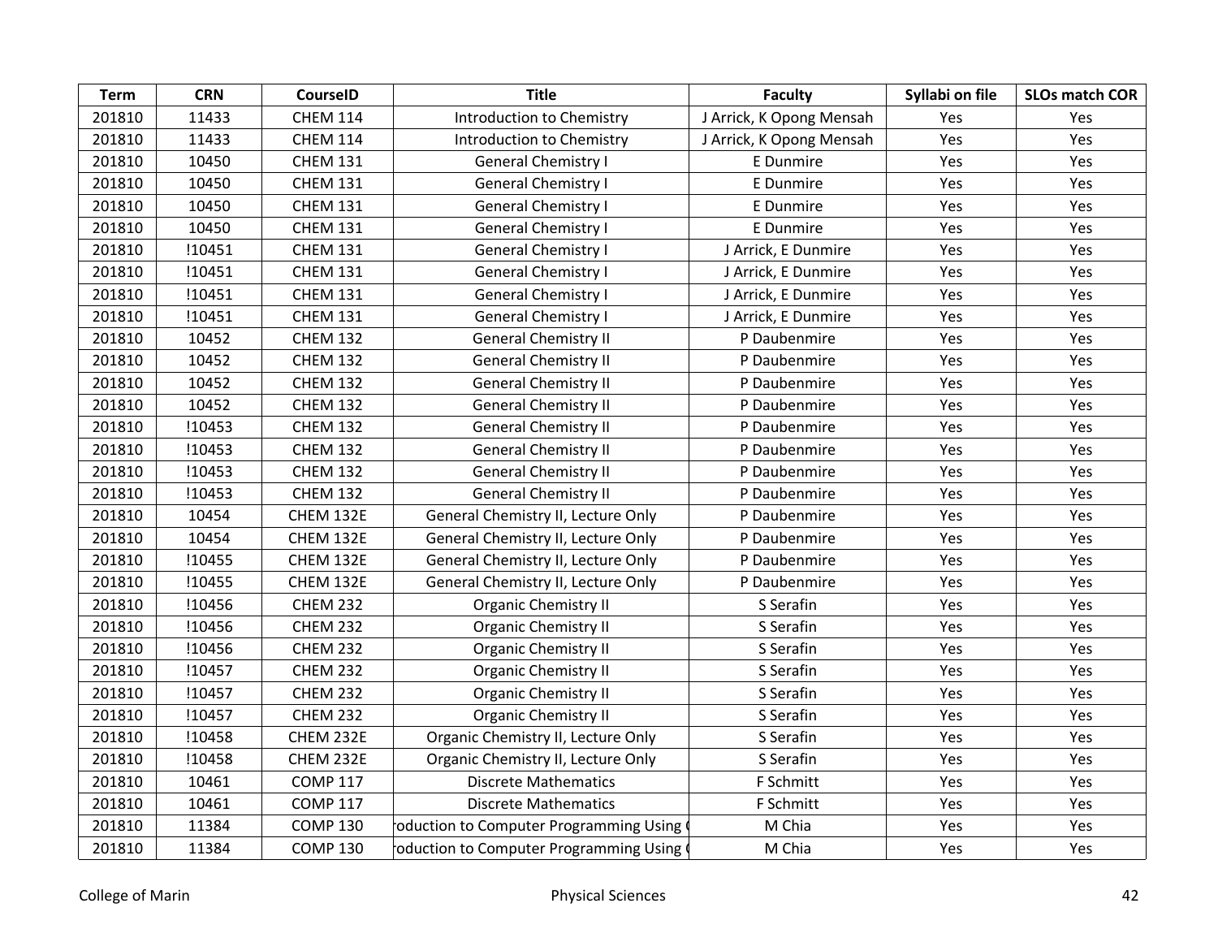| Term | CRN | CourseID | Title | Faculty | Syllabi on file | SLOs match COR |
|---|---|---|---|---|---|---|
| 201810 | 11433 | CHEM 114 | Introduction to Chemistry | J Arrick, K Opong Mensah | Yes | Yes |
| 201810 | 11433 | CHEM 114 | Introduction to Chemistry | J Arrick, K Opong Mensah | Yes | Yes |
| 201810 | 10450 | CHEM 131 | General Chemistry I | E Dunmire | Yes | Yes |
| 201810 | 10450 | CHEM 131 | General Chemistry I | E Dunmire | Yes | Yes |
| 201810 | 10450 | CHEM 131 | General Chemistry I | E Dunmire | Yes | Yes |
| 201810 | 10450 | CHEM 131 | General Chemistry I | E Dunmire | Yes | Yes |
| 201810 | !10451 | CHEM 131 | General Chemistry I | J Arrick, E Dunmire | Yes | Yes |
| 201810 | !10451 | CHEM 131 | General Chemistry I | J Arrick, E Dunmire | Yes | Yes |
| 201810 | !10451 | CHEM 131 | General Chemistry I | J Arrick, E Dunmire | Yes | Yes |
| 201810 | !10451 | CHEM 131 | General Chemistry I | J Arrick, E Dunmire | Yes | Yes |
| 201810 | 10452 | CHEM 132 | General Chemistry II | P Daubenmire | Yes | Yes |
| 201810 | 10452 | CHEM 132 | General Chemistry II | P Daubenmire | Yes | Yes |
| 201810 | 10452 | CHEM 132 | General Chemistry II | P Daubenmire | Yes | Yes |
| 201810 | 10452 | CHEM 132 | General Chemistry II | P Daubenmire | Yes | Yes |
| 201810 | !10453 | CHEM 132 | General Chemistry II | P Daubenmire | Yes | Yes |
| 201810 | !10453 | CHEM 132 | General Chemistry II | P Daubenmire | Yes | Yes |
| 201810 | !10453 | CHEM 132 | General Chemistry II | P Daubenmire | Yes | Yes |
| 201810 | !10453 | CHEM 132 | General Chemistry II | P Daubenmire | Yes | Yes |
| 201810 | 10454 | CHEM 132E | General Chemistry II, Lecture Only | P Daubenmire | Yes | Yes |
| 201810 | 10454 | CHEM 132E | General Chemistry II, Lecture Only | P Daubenmire | Yes | Yes |
| 201810 | !10455 | CHEM 132E | General Chemistry II, Lecture Only | P Daubenmire | Yes | Yes |
| 201810 | !10455 | CHEM 132E | General Chemistry II, Lecture Only | P Daubenmire | Yes | Yes |
| 201810 | !10456 | CHEM 232 | Organic Chemistry II | S Serafin | Yes | Yes |
| 201810 | !10456 | CHEM 232 | Organic Chemistry II | S Serafin | Yes | Yes |
| 201810 | !10456 | CHEM 232 | Organic Chemistry II | S Serafin | Yes | Yes |
| 201810 | !10457 | CHEM 232 | Organic Chemistry II | S Serafin | Yes | Yes |
| 201810 | !10457 | CHEM 232 | Organic Chemistry II | S Serafin | Yes | Yes |
| 201810 | !10457 | CHEM 232 | Organic Chemistry II | S Serafin | Yes | Yes |
| 201810 | !10458 | CHEM 232E | Organic Chemistry II, Lecture Only | S Serafin | Yes | Yes |
| 201810 | !10458 | CHEM 232E | Organic Chemistry II, Lecture Only | S Serafin | Yes | Yes |
| 201810 | 10461 | COMP 117 | Discrete Mathematics | F Schmitt | Yes | Yes |
| 201810 | 10461 | COMP 117 | Discrete Mathematics | F Schmitt | Yes | Yes |
| 201810 | 11384 | COMP 130 | roduction to Computer Programming Using ( | M Chia | Yes | Yes |
| 201810 | 11384 | COMP 130 | roduction to Computer Programming Using ( | M Chia | Yes | Yes |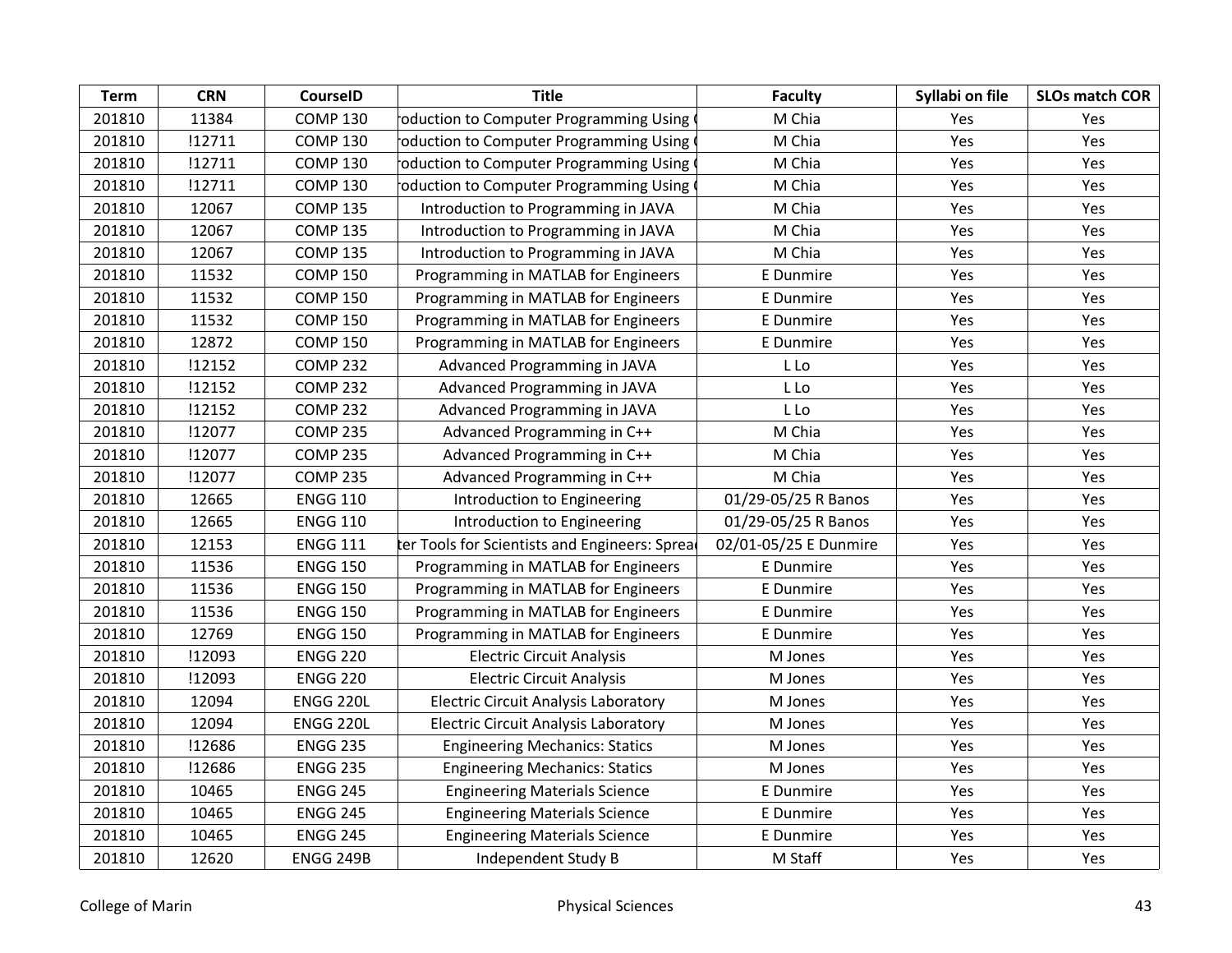| Term | CRN | CourseID | Title | Faculty | Syllabi on file | SLOs match COR |
|---|---|---|---|---|---|---|
| 201810 | 11384 | COMP 130 | roduction to Computer Programming Using ( | M Chia | Yes | Yes |
| 201810 | !12711 | COMP 130 | roduction to Computer Programming Using ( | M Chia | Yes | Yes |
| 201810 | !12711 | COMP 130 | roduction to Computer Programming Using ( | M Chia | Yes | Yes |
| 201810 | !12711 | COMP 130 | roduction to Computer Programming Using ( | M Chia | Yes | Yes |
| 201810 | 12067 | COMP 135 | Introduction to Programming in JAVA | M Chia | Yes | Yes |
| 201810 | 12067 | COMP 135 | Introduction to Programming in JAVA | M Chia | Yes | Yes |
| 201810 | 12067 | COMP 135 | Introduction to Programming in JAVA | M Chia | Yes | Yes |
| 201810 | 11532 | COMP 150 | Programming in MATLAB for Engineers | E Dunmire | Yes | Yes |
| 201810 | 11532 | COMP 150 | Programming in MATLAB for Engineers | E Dunmire | Yes | Yes |
| 201810 | 11532 | COMP 150 | Programming in MATLAB for Engineers | E Dunmire | Yes | Yes |
| 201810 | 12872 | COMP 150 | Programming in MATLAB for Engineers | E Dunmire | Yes | Yes |
| 201810 | !12152 | COMP 232 | Advanced Programming in JAVA | L Lo | Yes | Yes |
| 201810 | !12152 | COMP 232 | Advanced Programming in JAVA | L Lo | Yes | Yes |
| 201810 | !12152 | COMP 232 | Advanced Programming in JAVA | L Lo | Yes | Yes |
| 201810 | !12077 | COMP 235 | Advanced Programming in C++ | M Chia | Yes | Yes |
| 201810 | !12077 | COMP 235 | Advanced Programming in C++ | M Chia | Yes | Yes |
| 201810 | !12077 | COMP 235 | Advanced Programming in C++ | M Chia | Yes | Yes |
| 201810 | 12665 | ENGG 110 | Introduction to Engineering | 01/29-05/25 R Banos | Yes | Yes |
| 201810 | 12665 | ENGG 110 | Introduction to Engineering | 01/29-05/25 R Banos | Yes | Yes |
| 201810 | 12153 | ENGG 111 | ter Tools for Scientists and Engineers: Sprea | 02/01-05/25 E Dunmire | Yes | Yes |
| 201810 | 11536 | ENGG 150 | Programming in MATLAB for Engineers | E Dunmire | Yes | Yes |
| 201810 | 11536 | ENGG 150 | Programming in MATLAB for Engineers | E Dunmire | Yes | Yes |
| 201810 | 11536 | ENGG 150 | Programming in MATLAB for Engineers | E Dunmire | Yes | Yes |
| 201810 | 12769 | ENGG 150 | Programming in MATLAB for Engineers | E Dunmire | Yes | Yes |
| 201810 | !12093 | ENGG 220 | Electric Circuit Analysis | M Jones | Yes | Yes |
| 201810 | !12093 | ENGG 220 | Electric Circuit Analysis | M Jones | Yes | Yes |
| 201810 | 12094 | ENGG 220L | Electric Circuit Analysis Laboratory | M Jones | Yes | Yes |
| 201810 | 12094 | ENGG 220L | Electric Circuit Analysis Laboratory | M Jones | Yes | Yes |
| 201810 | !12686 | ENGG 235 | Engineering Mechanics: Statics | M Jones | Yes | Yes |
| 201810 | !12686 | ENGG 235 | Engineering Mechanics: Statics | M Jones | Yes | Yes |
| 201810 | 10465 | ENGG 245 | Engineering Materials Science | E Dunmire | Yes | Yes |
| 201810 | 10465 | ENGG 245 | Engineering Materials Science | E Dunmire | Yes | Yes |
| 201810 | 10465 | ENGG 245 | Engineering Materials Science | E Dunmire | Yes | Yes |
| 201810 | 12620 | ENGG 249B | Independent Study B | M Staff | Yes | Yes |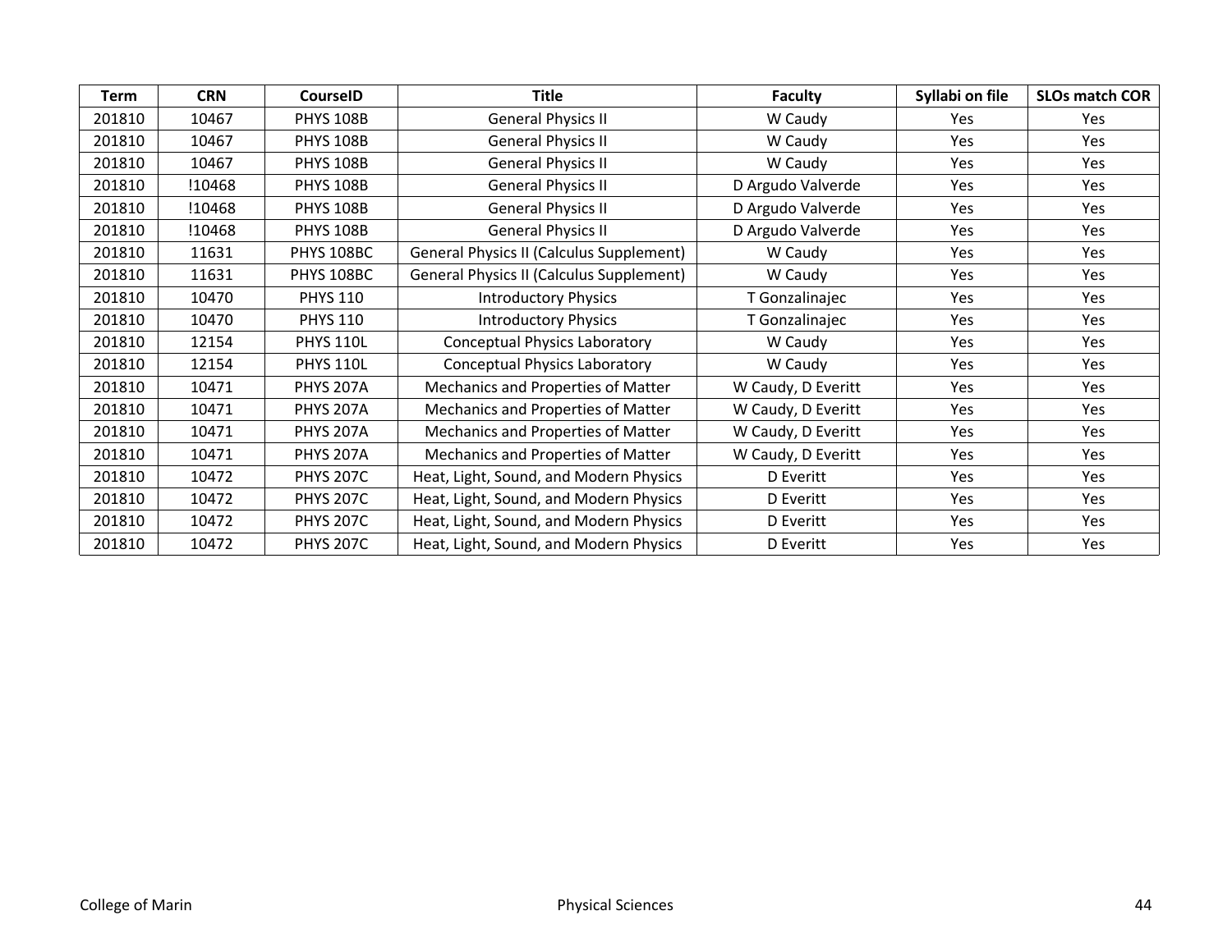| Term | CRN | CourseID | Title | Faculty | Syllabi on file | SLOs match COR |
|---|---|---|---|---|---|---|
| 201810 | 10467 | PHYS 108B | General Physics II | W Caudy | Yes | Yes |
| 201810 | 10467 | PHYS 108B | General Physics II | W Caudy | Yes | Yes |
| 201810 | 10467 | PHYS 108B | General Physics II | W Caudy | Yes | Yes |
| 201810 | !10468 | PHYS 108B | General Physics II | D Argudo Valverde | Yes | Yes |
| 201810 | !10468 | PHYS 108B | General Physics II | D Argudo Valverde | Yes | Yes |
| 201810 | !10468 | PHYS 108B | General Physics II | D Argudo Valverde | Yes | Yes |
| 201810 | 11631 | PHYS 108BC | General Physics II (Calculus Supplement) | W Caudy | Yes | Yes |
| 201810 | 11631 | PHYS 108BC | General Physics II (Calculus Supplement) | W Caudy | Yes | Yes |
| 201810 | 10470 | PHYS 110 | Introductory Physics | T Gonzalinajec | Yes | Yes |
| 201810 | 10470 | PHYS 110 | Introductory Physics | T Gonzalinajec | Yes | Yes |
| 201810 | 12154 | PHYS 110L | Conceptual Physics Laboratory | W Caudy | Yes | Yes |
| 201810 | 12154 | PHYS 110L | Conceptual Physics Laboratory | W Caudy | Yes | Yes |
| 201810 | 10471 | PHYS 207A | Mechanics and Properties of Matter | W Caudy, D Everitt | Yes | Yes |
| 201810 | 10471 | PHYS 207A | Mechanics and Properties of Matter | W Caudy, D Everitt | Yes | Yes |
| 201810 | 10471 | PHYS 207A | Mechanics and Properties of Matter | W Caudy, D Everitt | Yes | Yes |
| 201810 | 10471 | PHYS 207A | Mechanics and Properties of Matter | W Caudy, D Everitt | Yes | Yes |
| 201810 | 10472 | PHYS 207C | Heat, Light, Sound, and Modern Physics | D Everitt | Yes | Yes |
| 201810 | 10472 | PHYS 207C | Heat, Light, Sound, and Modern Physics | D Everitt | Yes | Yes |
| 201810 | 10472 | PHYS 207C | Heat, Light, Sound, and Modern Physics | D Everitt | Yes | Yes |
| 201810 | 10472 | PHYS 207C | Heat, Light, Sound, and Modern Physics | D Everitt | Yes | Yes |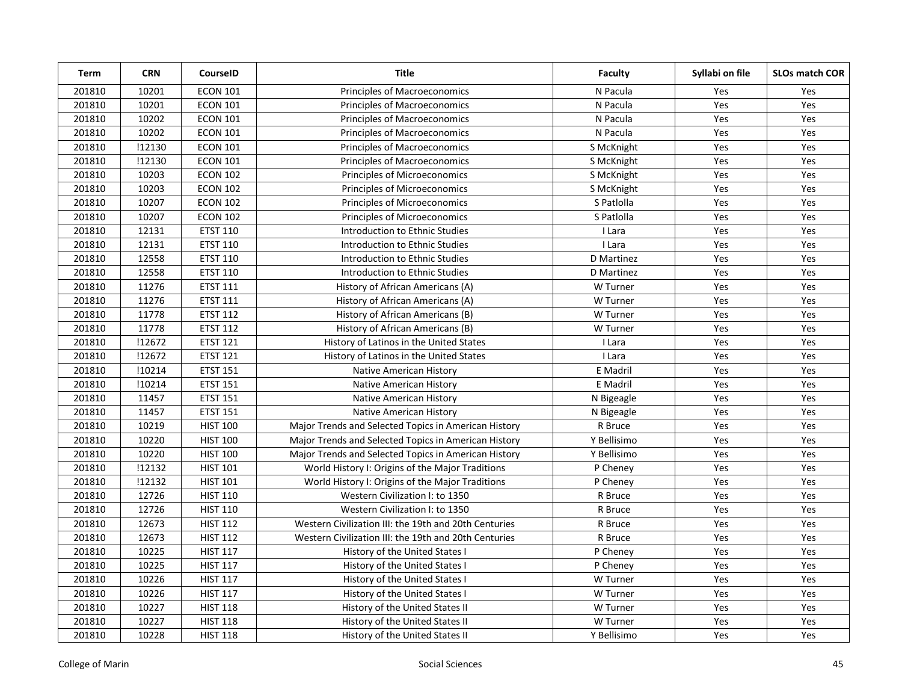| Term | CRN | CourseID | Title | Faculty | Syllabi on file | SLOs match COR |
|---|---|---|---|---|---|---|
| 201810 | 10201 | ECON 101 | Principles of Macroeconomics | N Pacula | Yes | Yes |
| 201810 | 10201 | ECON 101 | Principles of Macroeconomics | N Pacula | Yes | Yes |
| 201810 | 10202 | ECON 101 | Principles of Macroeconomics | N Pacula | Yes | Yes |
| 201810 | 10202 | ECON 101 | Principles of Macroeconomics | N Pacula | Yes | Yes |
| 201810 | !12130 | ECON 101 | Principles of Macroeconomics | S McKnight | Yes | Yes |
| 201810 | !12130 | ECON 101 | Principles of Macroeconomics | S McKnight | Yes | Yes |
| 201810 | 10203 | ECON 102 | Principles of Microeconomics | S McKnight | Yes | Yes |
| 201810 | 10203 | ECON 102 | Principles of Microeconomics | S McKnight | Yes | Yes |
| 201810 | 10207 | ECON 102 | Principles of Microeconomics | S Patlolla | Yes | Yes |
| 201810 | 10207 | ECON 102 | Principles of Microeconomics | S Patlolla | Yes | Yes |
| 201810 | 12131 | ETST 110 | Introduction to Ethnic Studies | I Lara | Yes | Yes |
| 201810 | 12131 | ETST 110 | Introduction to Ethnic Studies | I Lara | Yes | Yes |
| 201810 | 12558 | ETST 110 | Introduction to Ethnic Studies | D Martinez | Yes | Yes |
| 201810 | 12558 | ETST 110 | Introduction to Ethnic Studies | D Martinez | Yes | Yes |
| 201810 | 11276 | ETST 111 | History of African Americans (A) | W Turner | Yes | Yes |
| 201810 | 11276 | ETST 111 | History of African Americans (A) | W Turner | Yes | Yes |
| 201810 | 11778 | ETST 112 | History of African Americans (B) | W Turner | Yes | Yes |
| 201810 | 11778 | ETST 112 | History of African Americans (B) | W Turner | Yes | Yes |
| 201810 | !12672 | ETST 121 | History of Latinos in the United States | I Lara | Yes | Yes |
| 201810 | !12672 | ETST 121 | History of Latinos in the United States | I Lara | Yes | Yes |
| 201810 | !10214 | ETST 151 | Native American History | E Madril | Yes | Yes |
| 201810 | !10214 | ETST 151 | Native American History | E Madril | Yes | Yes |
| 201810 | 11457 | ETST 151 | Native American History | N Bigeagle | Yes | Yes |
| 201810 | 11457 | ETST 151 | Native American History | N Bigeagle | Yes | Yes |
| 201810 | 10219 | HIST 100 | Major Trends and Selected Topics in American History | R Bruce | Yes | Yes |
| 201810 | 10220 | HIST 100 | Major Trends and Selected Topics in American History | Y Bellisimo | Yes | Yes |
| 201810 | 10220 | HIST 100 | Major Trends and Selected Topics in American History | Y Bellisimo | Yes | Yes |
| 201810 | !12132 | HIST 101 | World History I: Origins of the Major Traditions | P Cheney | Yes | Yes |
| 201810 | !12132 | HIST 101 | World History I: Origins of the Major Traditions | P Cheney | Yes | Yes |
| 201810 | 12726 | HIST 110 | Western Civilization I: to 1350 | R Bruce | Yes | Yes |
| 201810 | 12726 | HIST 110 | Western Civilization I: to 1350 | R Bruce | Yes | Yes |
| 201810 | 12673 | HIST 112 | Western Civilization III: the 19th and 20th Centuries | R Bruce | Yes | Yes |
| 201810 | 12673 | HIST 112 | Western Civilization III: the 19th and 20th Centuries | R Bruce | Yes | Yes |
| 201810 | 10225 | HIST 117 | History of the United States I | P Cheney | Yes | Yes |
| 201810 | 10225 | HIST 117 | History of the United States I | P Cheney | Yes | Yes |
| 201810 | 10226 | HIST 117 | History of the United States I | W Turner | Yes | Yes |
| 201810 | 10226 | HIST 117 | History of the United States I | W Turner | Yes | Yes |
| 201810 | 10227 | HIST 118 | History of the United States II | W Turner | Yes | Yes |
| 201810 | 10227 | HIST 118 | History of the United States II | W Turner | Yes | Yes |
| 201810 | 10228 | HIST 118 | History of the United States II | Y Bellisimo | Yes | Yes |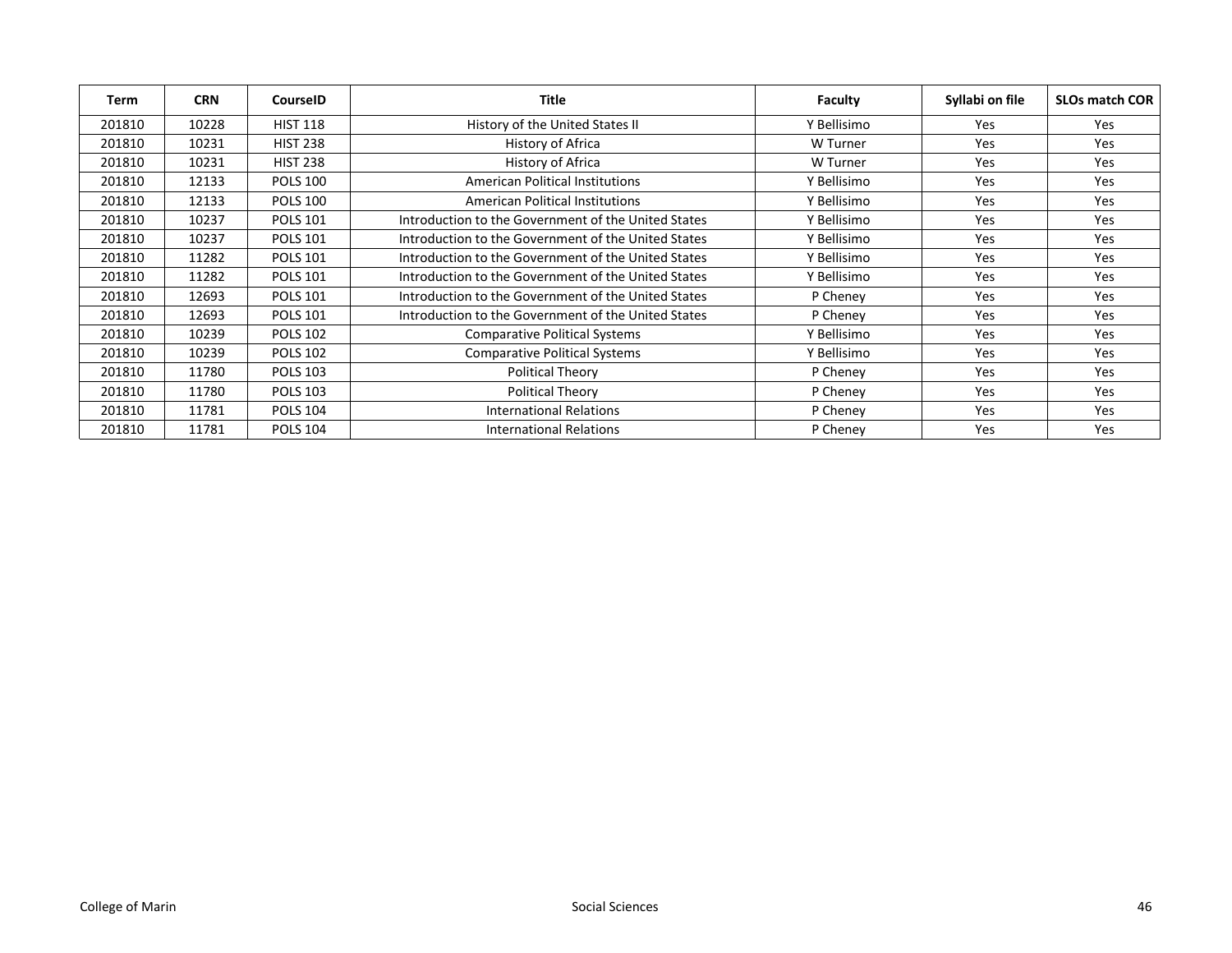| Term | CRN | CourseID | Title | Faculty | Syllabi on file | SLOs match COR |
|---|---|---|---|---|---|---|
| 201810 | 10228 | HIST 118 | History of the United States II | Y Bellisimo | Yes | Yes |
| 201810 | 10231 | HIST 238 | History of Africa | W Turner | Yes | Yes |
| 201810 | 10231 | HIST 238 | History of Africa | W Turner | Yes | Yes |
| 201810 | 12133 | POLS 100 | American Political Institutions | Y Bellisimo | Yes | Yes |
| 201810 | 12133 | POLS 100 | American Political Institutions | Y Bellisimo | Yes | Yes |
| 201810 | 10237 | POLS 101 | Introduction to the Government of the United States | Y Bellisimo | Yes | Yes |
| 201810 | 10237 | POLS 101 | Introduction to the Government of the United States | Y Bellisimo | Yes | Yes |
| 201810 | 11282 | POLS 101 | Introduction to the Government of the United States | Y Bellisimo | Yes | Yes |
| 201810 | 11282 | POLS 101 | Introduction to the Government of the United States | Y Bellisimo | Yes | Yes |
| 201810 | 12693 | POLS 101 | Introduction to the Government of the United States | P Cheney | Yes | Yes |
| 201810 | 12693 | POLS 101 | Introduction to the Government of the United States | P Cheney | Yes | Yes |
| 201810 | 10239 | POLS 102 | Comparative Political Systems | Y Bellisimo | Yes | Yes |
| 201810 | 10239 | POLS 102 | Comparative Political Systems | Y Bellisimo | Yes | Yes |
| 201810 | 11780 | POLS 103 | Political Theory | P Cheney | Yes | Yes |
| 201810 | 11780 | POLS 103 | Political Theory | P Cheney | Yes | Yes |
| 201810 | 11781 | POLS 104 | International Relations | P Cheney | Yes | Yes |
| 201810 | 11781 | POLS 104 | International Relations | P Cheney | Yes | Yes |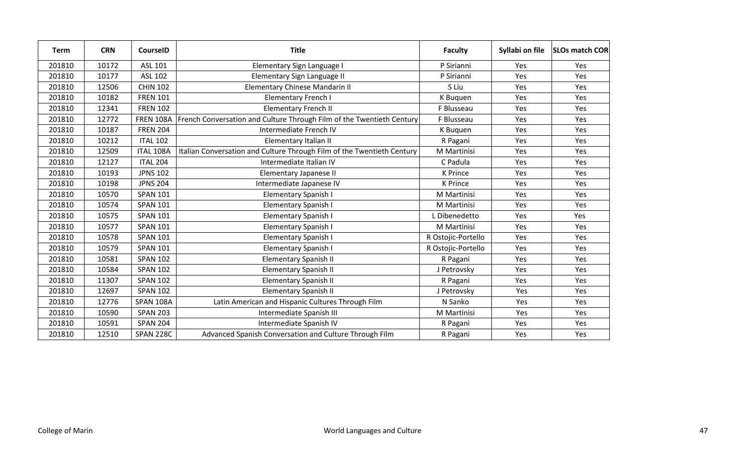| Term | CRN | CourseID | Title | Faculty | Syllabi on file | SLOs match COR |
|---|---|---|---|---|---|---|
| 201810 | 10172 | ASL 101 | Elementary Sign Language I | P Sirianni | Yes | Yes |
| 201810 | 10177 | ASL 102 | Elementary Sign Language II | P Sirianni | Yes | Yes |
| 201810 | 12506 | CHIN 102 | Elementary Chinese Mandarin II | S Liu | Yes | Yes |
| 201810 | 10182 | FREN 101 | Elementary French I | K Buquen | Yes | Yes |
| 201810 | 12341 | FREN 102 | Elementary French II | F Blusseau | Yes | Yes |
| 201810 | 12772 | FREN 108A | French Conversation and Culture Through Film of the Twentieth Century | F Blusseau | Yes | Yes |
| 201810 | 10187 | FREN 204 | Intermediate French IV | K Buquen | Yes | Yes |
| 201810 | 10212 | ITAL 102 | Elementary Italian II | R Pagani | Yes | Yes |
| 201810 | 12509 | ITAL 108A | Italian Conversation and Culture Through Film of the Twentieth Century | M Martinisi | Yes | Yes |
| 201810 | 12127 | ITAL 204 | Intermediate Italian IV | C Padula | Yes | Yes |
| 201810 | 10193 | JPNS 102 | Elementary Japanese II | K Prince | Yes | Yes |
| 201810 | 10198 | JPNS 204 | Intermediate Japanese IV | K Prince | Yes | Yes |
| 201810 | 10570 | SPAN 101 | Elementary Spanish I | M Martinisi | Yes | Yes |
| 201810 | 10574 | SPAN 101 | Elementary Spanish I | M Martinisi | Yes | Yes |
| 201810 | 10575 | SPAN 101 | Elementary Spanish I | L Dibenedetto | Yes | Yes |
| 201810 | 10577 | SPAN 101 | Elementary Spanish I | M Martinisi | Yes | Yes |
| 201810 | 10578 | SPAN 101 | Elementary Spanish I | R Ostojic-Portello | Yes | Yes |
| 201810 | 10579 | SPAN 101 | Elementary Spanish I | R Ostojic-Portello | Yes | Yes |
| 201810 | 10581 | SPAN 102 | Elementary Spanish II | R Pagani | Yes | Yes |
| 201810 | 10584 | SPAN 102 | Elementary Spanish II | J Petrovsky | Yes | Yes |
| 201810 | 11307 | SPAN 102 | Elementary Spanish II | R Pagani | Yes | Yes |
| 201810 | 12697 | SPAN 102 | Elementary Spanish II | J Petrovsky | Yes | Yes |
| 201810 | 12776 | SPAN 108A | Latin American and Hispanic Cultures Through Film | N Sanko | Yes | Yes |
| 201810 | 10590 | SPAN 203 | Intermediate Spanish III | M Martinisi | Yes | Yes |
| 201810 | 10591 | SPAN 204 | Intermediate Spanish IV | R Pagani | Yes | Yes |
| 201810 | 12510 | SPAN 228C | Advanced Spanish Conversation and Culture Through Film | R Pagani | Yes | Yes |